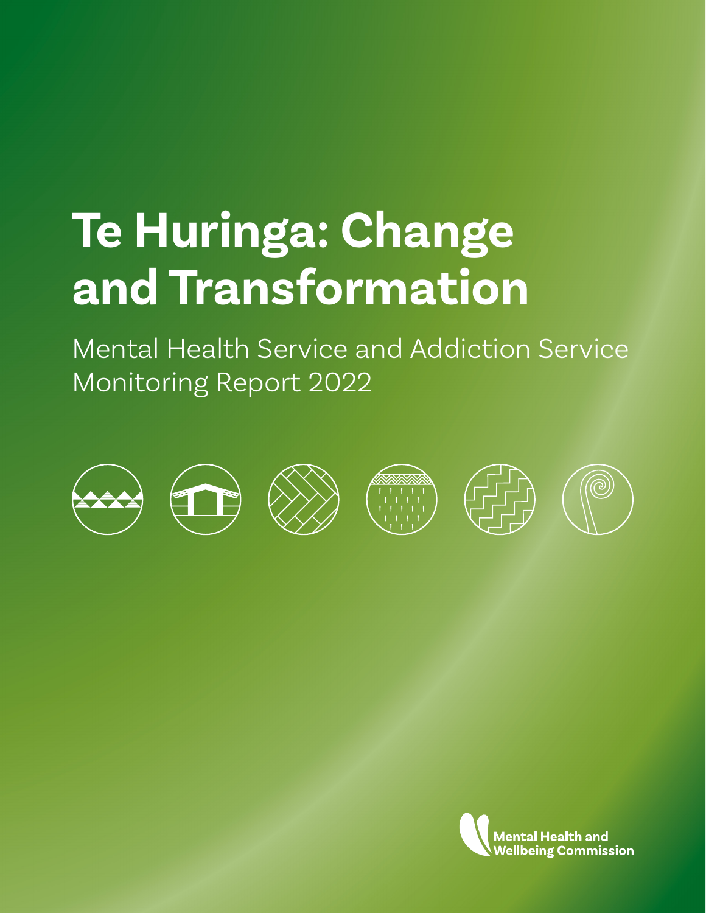# Te Huringa: Change and Transformation

Mental Health Service and Addiction Service Monitoring Report 2022

Mental Health and Wellbeing Commission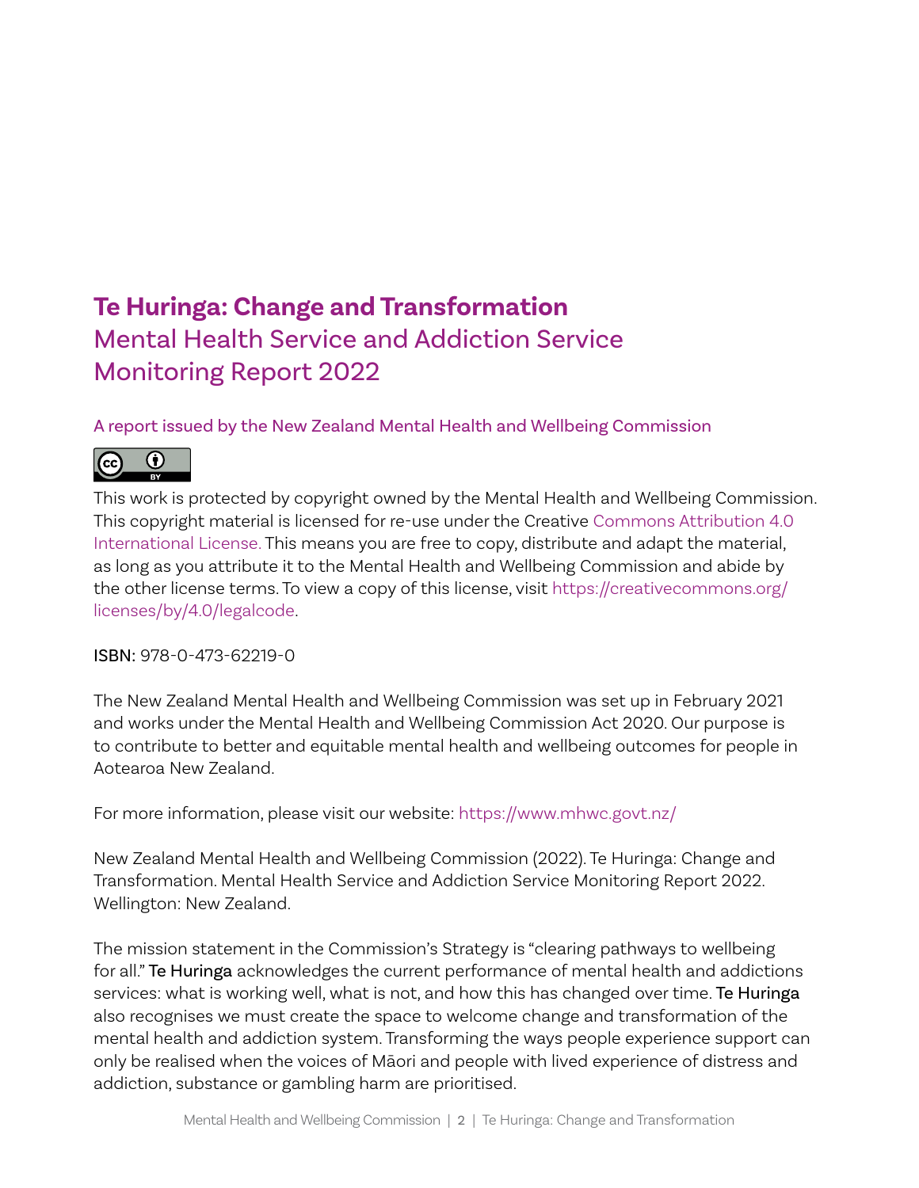# Te Huringa: Change and Transformation

## Mental Health Service and Addiction Service Monitoring Report 2022

A report issued by the New Zealand Mental Health and Wellbeing Commission

This work is protected by copyright owned by the Mental Health and Wellbeing Commission. This copyright material is licensed for re-use under the Creative Commons Attribution 4.0 International License. This means you are free to copy, distribute and adapt the material, as long as you attribute it to the Mental Health and Wellbeing Commission and abide by the other license terms. To view a copy of this license, visit https://creativecommons.org/licenses/by/4.0/legalcode.

ISBN: 978-0-473-62219-0

The New Zealand Mental Health and Wellbeing Commission was set up in February 2021 and works under the Mental Health and Wellbeing Commission Act 2020. Our purpose is to contribute to better and equitable mental health and wellbeing outcomes for people in Aotearoa New Zealand.

For more information, please visit our website: https://www.mhwc.govt.nz/

New Zealand Mental Health and Wellbeing Commission (2022). Te Huringa: Change and Transformation. Mental Health Service and Addiction Service Monitoring Report 2022. Wellington: New Zealand.

The mission statement in the Commission's Strategy is "clearing pathways to wellbeing for all." Te Huringa acknowledges the current performance of mental health and addictions services: what is working well, what is not, and how this has changed over time. Te Huringa also recognises we must create the space to welcome change and transformation of the mental health and addiction system. Transforming the ways people experience support can only be realised when the voices of Māori and people with lived experience of distress and addiction, substance or gambling harm are prioritised.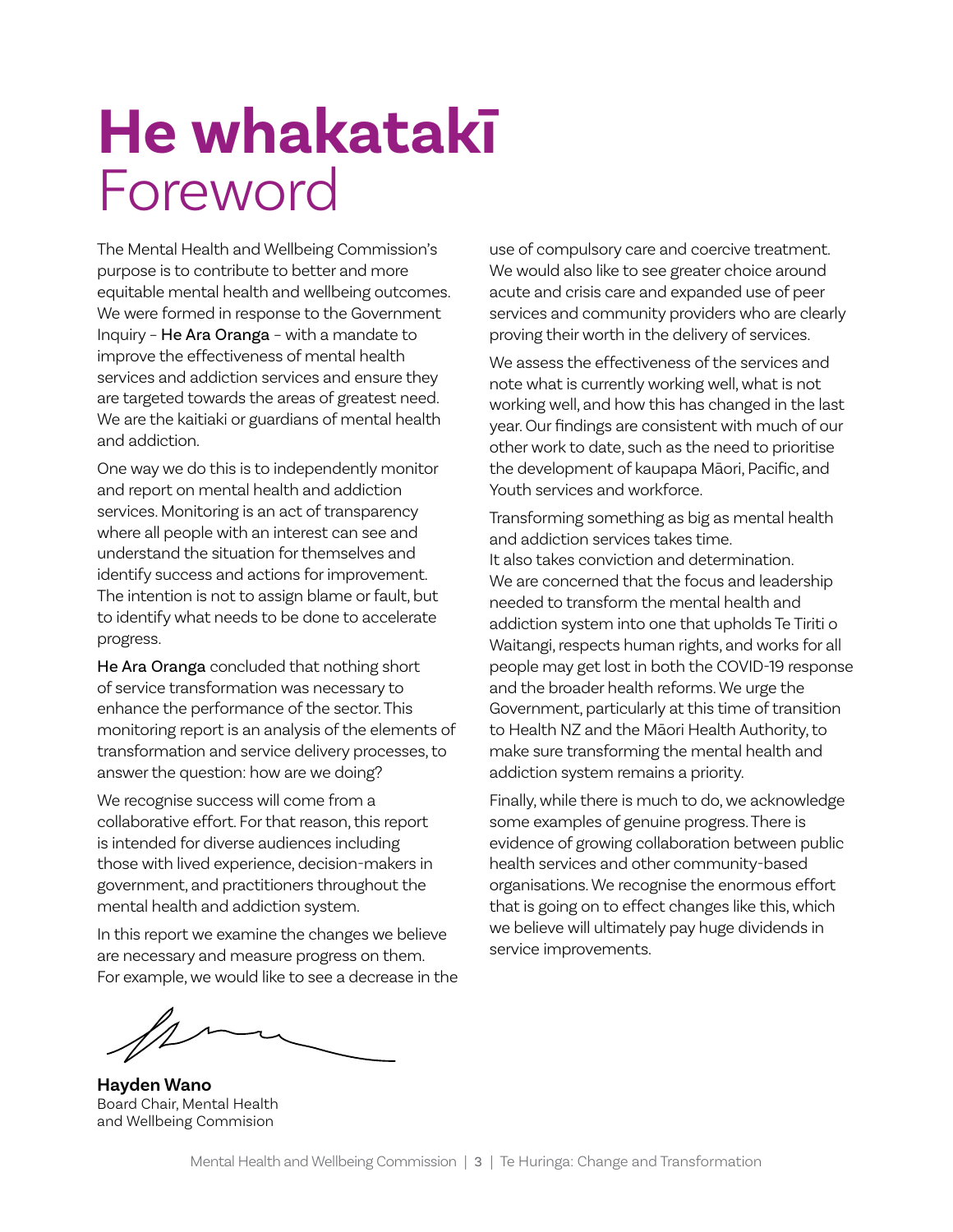# **He whakatakī** Foreword

The Mental Health and Wellbeing Commission's purpose is to contribute to better and more equitable mental health and wellbeing outcomes. We were formed in response to the Government Inquiry – He Ara Oranga – with a mandate to improve the effectiveness of mental health services and addiction services and ensure they are targeted towards the areas of greatest need. We are the kaitiaki or guardians of mental health and addiction.

One way we do this is to independently monitor and report on mental health and addiction services. Monitoring is an act of transparency where all people with an interest can see and understand the situation for themselves and identify success and actions for improvement. The intention is not to assign blame or fault, but to identify what needs to be done to accelerate progress.

He Ara Oranga concluded that nothing short of service transformation was necessary to enhance the performance of the sector. This monitoring report is an analysis of the elements of transformation and service delivery processes, to answer the question: how are we doing?

We recognise success will come from a collaborative effort. For that reason, this report is intended for diverse audiences including those with lived experience, decision-makers in government, and practitioners throughout the mental health and addiction system.

In this report we examine the changes we believe are necessary and measure progress on them. For example, we would like to see a decrease in the use of compulsory care and coercive treatment. We would also like to see greater choice around acute and crisis care and expanded use of peer services and community providers who are clearly proving their worth in the delivery of services.

We assess the effectiveness of the services and note what is currently working well, what is not working well, and how this has changed in the last year. Our findings are consistent with much of our other work to date, such as the need to prioritise the development of kaupapa Māori, Pacific, and Youth services and workforce.

Transforming something as big as mental health and addiction services takes time.
It also takes conviction and determination.
We are concerned that the focus and leadership needed to transform the mental health and addiction system into one that upholds Te Tiriti o Waitangi, respects human rights, and works for all people may get lost in both the COVID-19 response and the broader health reforms. We urge the Government, particularly at this time of transition to Health NZ and the Māori Health Authority, to make sure transforming the mental health and addiction system remains a priority.

Finally, while there is much to do, we acknowledge some examples of genuine progress. There is evidence of growing collaboration between public health services and other community-based organisations. We recognise the enormous effort that is going on to effect changes like this, which we believe will ultimately pay huge dividends in service improvements.

**Hayden Wano**
Board Chair, Mental Health and Wellbeing Commision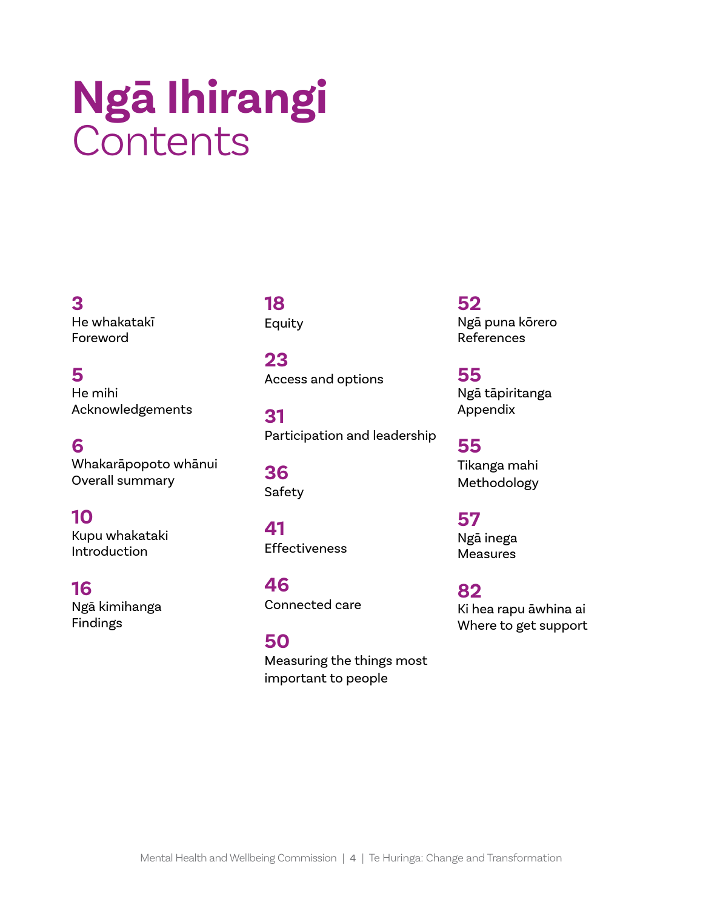# Ngā Ihirangi
Contents

**3**
He whakatakī
Foreword

**5**
He mihi
Acknowledgements

**6**
Whakarāpopoto whānui
Overall summary

**10**
Kupu whakataki
Introduction

**16**
Ngā kimihanga
Findings

**18**
Equity

**23**
Access and options

**31**
Participation and leadership

**36**
Safety

**41**
Effectiveness

**46**
Connected care

**50**
Measuring the things most important to people

**52**
Ngā puna kōrero
References

**55**
Ngā tāpiritanga
Appendix

**55**
Tikanga mahi
Methodology

**57**
Ngā inega
Measures

**82**
Ki hea rapu āwhina ai
Where to get support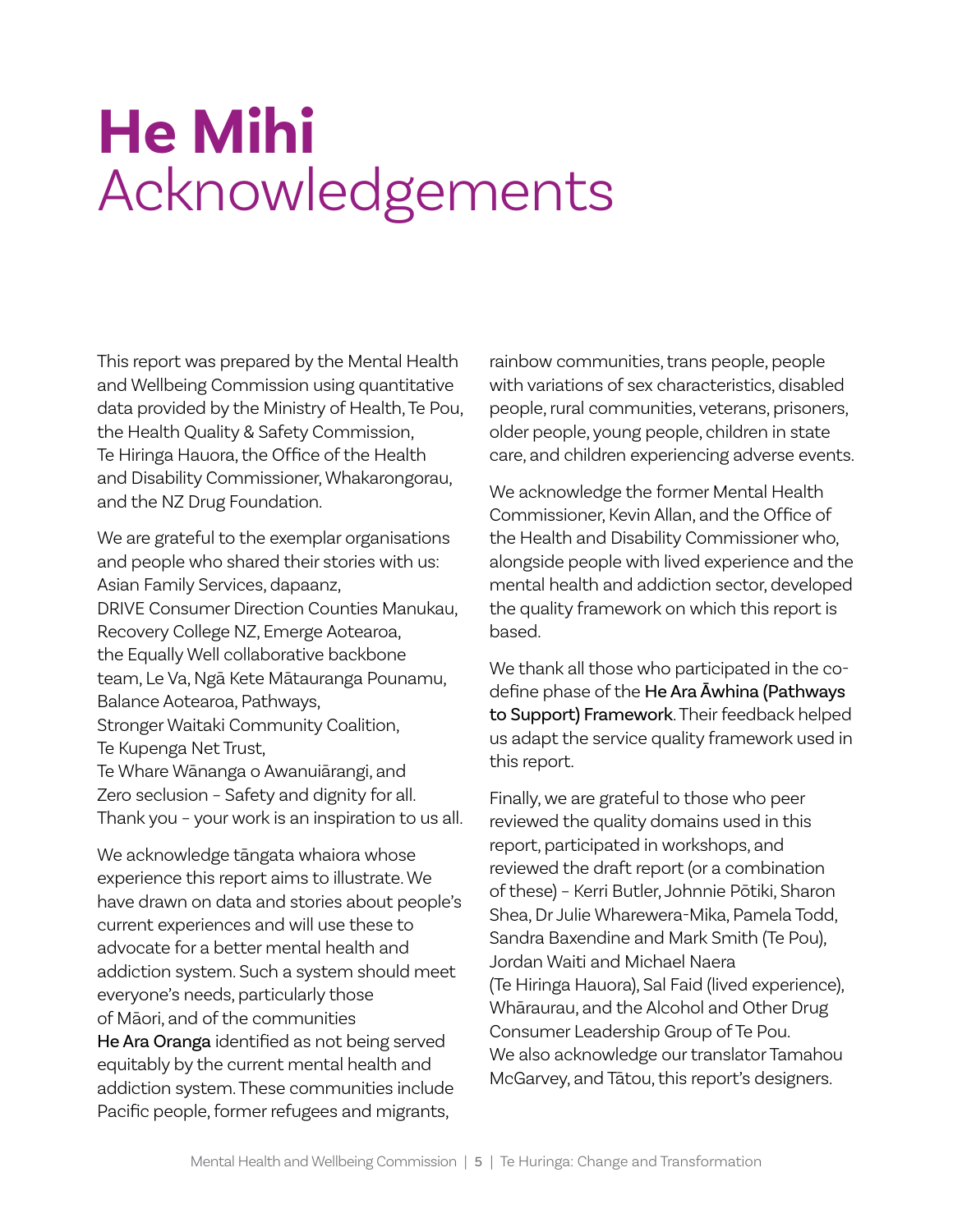# He Mihi
Acknowledgements

This report was prepared by the Mental Health and Wellbeing Commission using quantitative data provided by the Ministry of Health, Te Pou, the Health Quality & Safety Commission, Te Hiringa Hauora, the Office of the Health and Disability Commissioner, Whakarongorau, and the NZ Drug Foundation.

We are grateful to the exemplar organisations and people who shared their stories with us: Asian Family Services, dapaanz, DRIVE Consumer Direction Counties Manukau, Recovery College NZ, Emerge Aotearoa, the Equally Well collaborative backbone team, Le Va, Ngā Kete Mātauranga Pounamu, Balance Aotearoa, Pathways, Stronger Waitaki Community Coalition, Te Kupenga Net Trust, Te Whare Wānanga o Awanuiārangi, and Zero seclusion – Safety and dignity for all. Thank you – your work is an inspiration to us all.

We acknowledge tāngata whaiora whose experience this report aims to illustrate. We have drawn on data and stories about people's current experiences and will use these to advocate for a better mental health and addiction system. Such a system should meet everyone's needs, particularly those of Māori, and of the communities He Ara Oranga identified as not being served equitably by the current mental health and addiction system. These communities include Pacific people, former refugees and migrants, rainbow communities, trans people, people with variations of sex characteristics, disabled people, rural communities, veterans, prisoners, older people, young people, children in state care, and children experiencing adverse events.

We acknowledge the former Mental Health Commissioner, Kevin Allan, and the Office of the Health and Disability Commissioner who, alongside people with lived experience and the mental health and addiction sector, developed the quality framework on which this report is based.

We thank all those who participated in the co-define phase of the He Ara Āwhina (Pathways to Support) Framework. Their feedback helped us adapt the service quality framework used in this report.

Finally, we are grateful to those who peer reviewed the quality domains used in this report, participated in workshops, and reviewed the draft report (or a combination of these) – Kerri Butler, Johnnie Pōtiki, Sharon Shea, Dr Julie Wharewera-Mika, Pamela Todd, Sandra Baxendine and Mark Smith (Te Pou), Jordan Waiti and Michael Naera (Te Hiringa Hauora), Sal Faid (lived experience), Whāraurau, and the Alcohol and Other Drug Consumer Leadership Group of Te Pou. We also acknowledge our translator Tamahou McGarvey, and Tātou, this report's designers.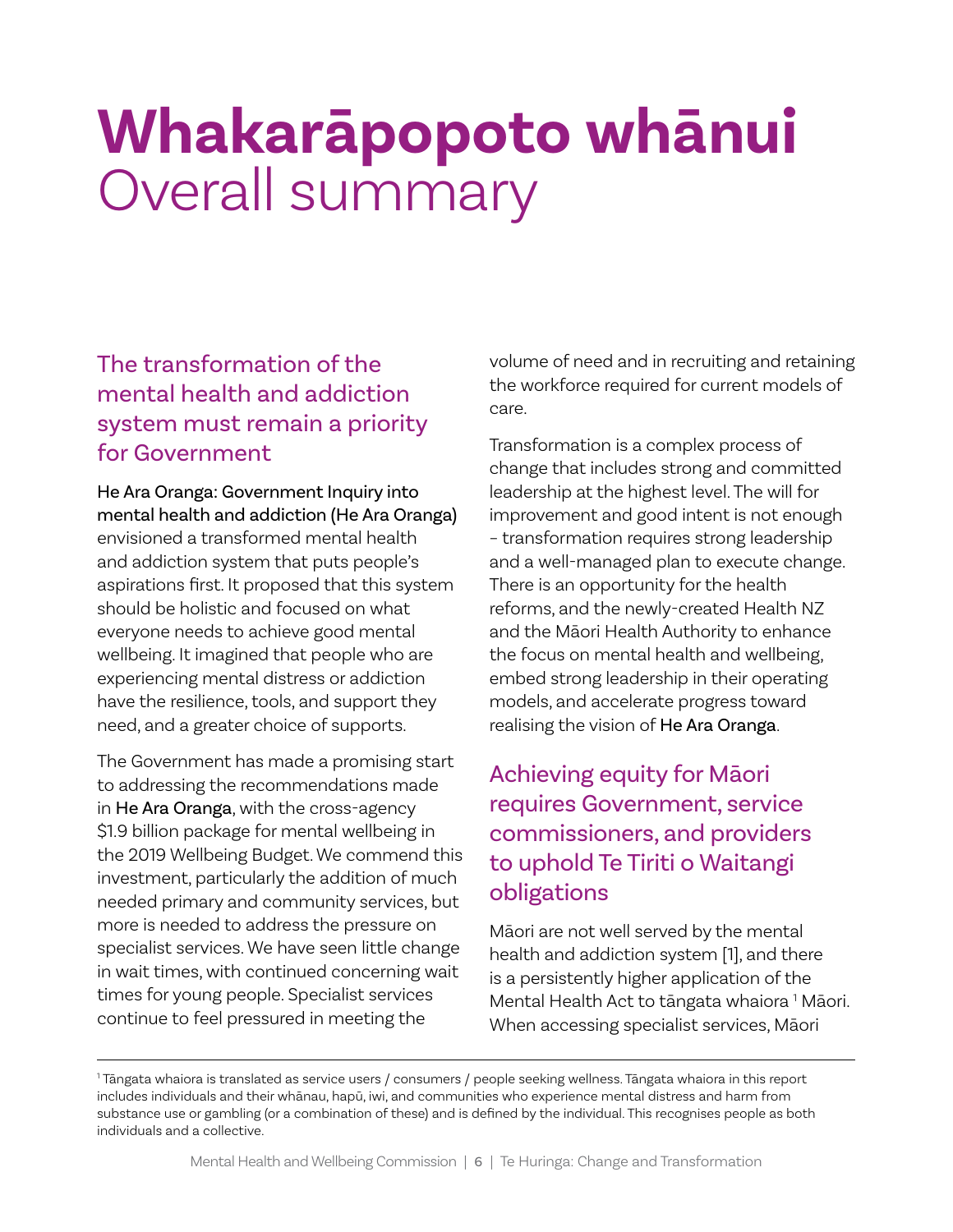# **Whakarāpopoto whānui** Overall summary

## The transformation of the mental health and addiction system must remain a priority for Government

He Ara Oranga: Government Inquiry into mental health and addiction (He Ara Oranga) envisioned a transformed mental health and addiction system that puts people's aspirations first. It proposed that this system should be holistic and focused on what everyone needs to achieve good mental wellbeing. It imagined that people who are experiencing mental distress or addiction have the resilience, tools, and support they need, and a greater choice of supports.

The Government has made a promising start to addressing the recommendations made in He Ara Oranga, with the cross-agency $1.9 billion package for mental wellbeing in the 2019 Wellbeing Budget. We commend this investment, particularly the addition of much needed primary and community services, but more is needed to address the pressure on specialist services. We have seen little change in wait times, with continued concerning wait times for young people. Specialist services continue to feel pressured in meeting the volume of need and in recruiting and retaining the workforce required for current models of care.

Transformation is a complex process of change that includes strong and committed leadership at the highest level. The will for improvement and good intent is not enough – transformation requires strong leadership and a well-managed plan to execute change. There is an opportunity for the health reforms, and the newly-created Health NZ and the Māori Health Authority to enhance the focus on mental health and wellbeing, embed strong leadership in their operating models, and accelerate progress toward realising the vision of He Ara Oranga.

## Achieving equity for Māori requires Government, service commissioners, and providers to uphold Te Tiriti o Waitangi obligations

Māori are not well served by the mental health and addiction system [1], and there is a persistently higher application of the Mental Health Act to tāngata whaiora [1] Māori. When accessing specialist services, Māori

[1] Tāngata whaiora is translated as service users / consumers / people seeking wellness. Tāngata whaiora in this report includes individuals and their whānau, hapū, iwi, and communities who experience mental distress and harm from substance use or gambling (or a combination of these) and is defined by the individual. This recognises people as both individuals and a collective.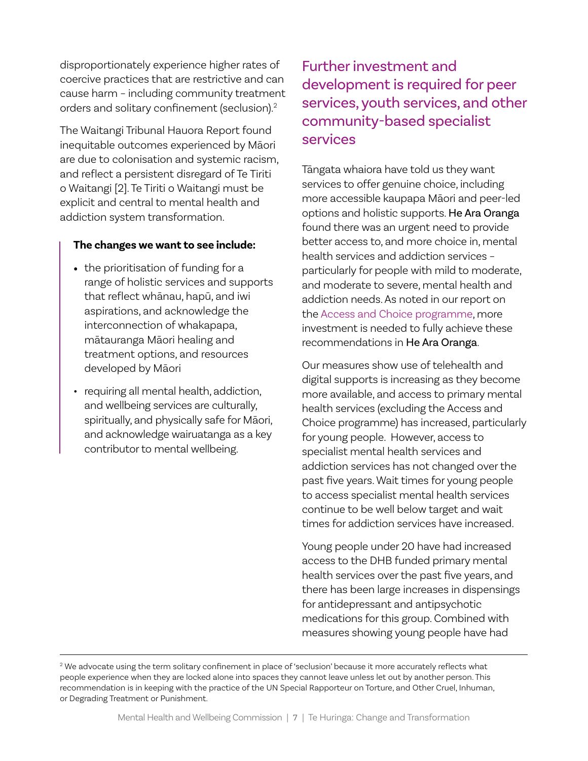disproportionately experience higher rates of coercive practices that are restrictive and can cause harm – including community treatment orders and solitary confinement (seclusion).[2]

The Waitangi Tribunal Hauora Report found inequitable outcomes experienced by Māori are due to colonisation and systemic racism, and reflect a persistent disregard of Te Tiriti o Waitangi [2]. Te Tiriti o Waitangi must be explicit and central to mental health and addiction system transformation.

**The changes we want to see include:**

- the prioritisation of funding for a range of holistic services and supports that reflect whānau, hapū, and iwi aspirations, and acknowledge the interconnection of whakapapa, mātauranga Māori healing and treatment options, and resources developed by Māori
- requiring all mental health, addiction, and wellbeing services are culturally, spiritually, and physically safe for Māori, and acknowledge wairuatanga as a key contributor to mental wellbeing.

## Further investment and development is required for peer services, youth services, and other community-based specialist services

Tāngata whaiora have told us they want services to offer genuine choice, including more accessible kaupapa Māori and peer-led options and holistic supports. He Ara Oranga found there was an urgent need to provide better access to, and more choice in, mental health services and addiction services – particularly for people with mild to moderate, and moderate to severe, mental health and addiction needs. As noted in our report on the Access and Choice programme, more investment is needed to fully achieve these recommendations in He Ara Oranga.

Our measures show use of telehealth and digital supports is increasing as they become more available, and access to primary mental health services (excluding the Access and Choice programme) has increased, particularly for young people. However, access to specialist mental health services and addiction services has not changed over the past five years. Wait times for young people to access specialist mental health services continue to be well below target and wait times for addiction services have increased.

Young people under 20 have had increased access to the DHB funded primary mental health services over the past five years, and there has been large increases in dispensings for antidepressant and antipsychotic medications for this group. Combined with measures showing young people have had

---

[2] We advocate using the term solitary confinement in place of 'seclusion' because it more accurately reflects what people experience when they are locked alone into spaces they cannot leave unless let out by another person. This recommendation is in keeping with the practice of the UN Special Rapporteur on Torture, and Other Cruel, Inhuman, or Degrading Treatment or Punishment.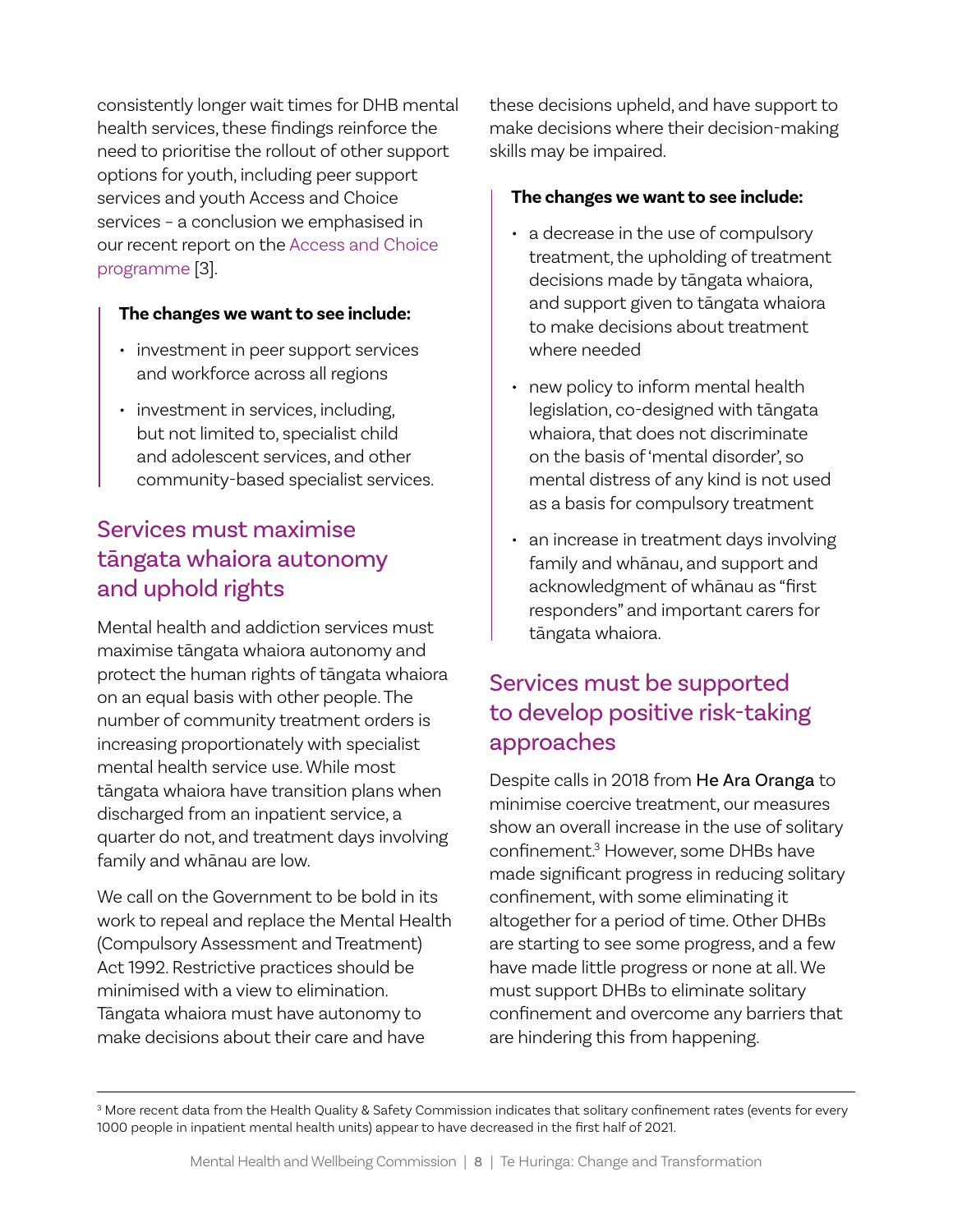consistently longer wait times for DHB mental health services, these findings reinforce the need to prioritise the rollout of other support options for youth, including peer support services and youth Access and Choice services – a conclusion we emphasised in our recent report on the Access and Choice programme [3].

**The changes we want to see include:**

- investment in peer support services and workforce across all regions
- investment in services, including, but not limited to, specialist child and adolescent services, and other community-based specialist services.

## Services must maximise tāngata whaiora autonomy and uphold rights

Mental health and addiction services must maximise tāngata whaiora autonomy and protect the human rights of tāngata whaiora on an equal basis with other people. The number of community treatment orders is increasing proportionately with specialist mental health service use. While most tāngata whaiora have transition plans when discharged from an inpatient service, a quarter do not, and treatment days involving family and whānau are low.

We call on the Government to be bold in its work to repeal and replace the Mental Health (Compulsory Assessment and Treatment) Act 1992. Restrictive practices should be minimised with a view to elimination. Tāngata whaiora must have autonomy to make decisions about their care and have these decisions upheld, and have support to make decisions where their decision-making skills may be impaired.

**The changes we want to see include:**

- a decrease in the use of compulsory treatment, the upholding of treatment decisions made by tāngata whaiora, and support given to tāngata whaiora to make decisions about treatment where needed
- new policy to inform mental health legislation, co-designed with tāngata whaiora, that does not discriminate on the basis of 'mental disorder', so mental distress of any kind is not used as a basis for compulsory treatment
- an increase in treatment days involving family and whānau, and support and acknowledgment of whānau as "first responders" and important carers for tāngata whaiora.

## Services must be supported to develop positive risk-taking approaches

Despite calls in 2018 from He Ara Oranga to minimise coercive treatment, our measures show an overall increase in the use of solitary confinement.[3] However, some DHBs have made significant progress in reducing solitary confinement, with some eliminating it altogether for a period of time. Other DHBs are starting to see some progress, and a few have made little progress or none at all. We must support DHBs to eliminate solitary confinement and overcome any barriers that are hindering this from happening.

[3] More recent data from the Health Quality & Safety Commission indicates that solitary confinement rates (events for every 1000 people in inpatient mental health units) appear to have decreased in the first half of 2021.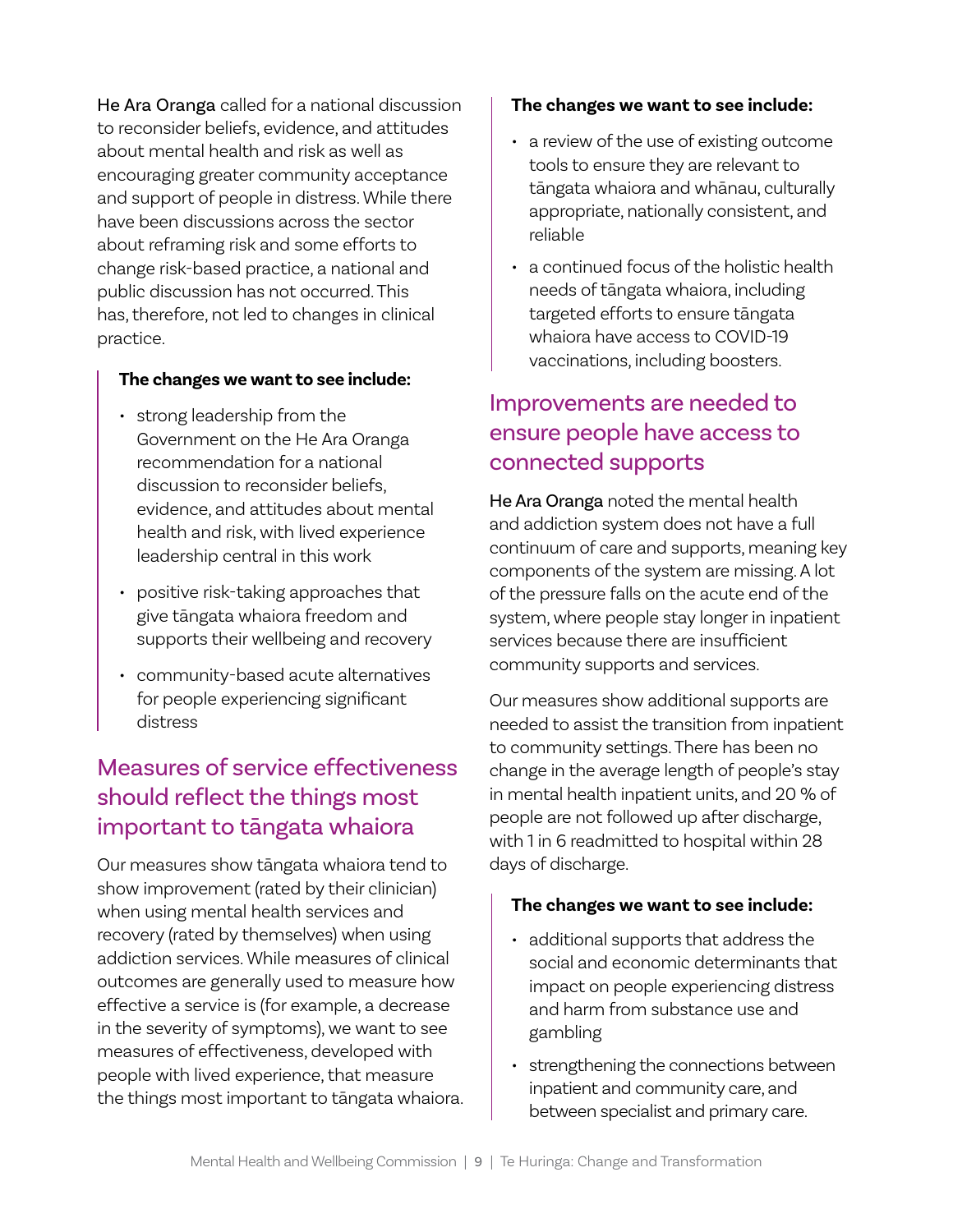He Ara Oranga called for a national discussion to reconsider beliefs, evidence, and attitudes about mental health and risk as well as encouraging greater community acceptance and support of people in distress. While there have been discussions across the sector about reframing risk and some efforts to change risk-based practice, a national and public discussion has not occurred. This has, therefore, not led to changes in clinical practice.

**The changes we want to see include:**

- strong leadership from the Government on the He Ara Oranga recommendation for a national discussion to reconsider beliefs, evidence, and attitudes about mental health and risk, with lived experience leadership central in this work
- positive risk-taking approaches that give tāngata whaiora freedom and supports their wellbeing and recovery
- community-based acute alternatives for people experiencing significant distress

## Measures of service effectiveness should reflect the things most important to tāngata whaiora

Our measures show tāngata whaiora tend to show improvement (rated by their clinician) when using mental health services and recovery (rated by themselves) when using addiction services. While measures of clinical outcomes are generally used to measure how effective a service is (for example, a decrease in the severity of symptoms), we want to see measures of effectiveness, developed with people with lived experience, that measure the things most important to tāngata whaiora.

**The changes we want to see include:**

- a review of the use of existing outcome tools to ensure they are relevant to tāngata whaiora and whānau, culturally appropriate, nationally consistent, and reliable
- a continued focus of the holistic health needs of tāngata whaiora, including targeted efforts to ensure tāngata whaiora have access to COVID-19 vaccinations, including boosters.

## Improvements are needed to ensure people have access to connected supports

He Ara Oranga noted the mental health and addiction system does not have a full continuum of care and supports, meaning key components of the system are missing. A lot of the pressure falls on the acute end of the system, where people stay longer in inpatient services because there are insufficient community supports and services.

Our measures show additional supports are needed to assist the transition from inpatient to community settings. There has been no change in the average length of people's stay in mental health inpatient units, and 20 % of people are not followed up after discharge, with 1 in 6 readmitted to hospital within 28 days of discharge.

**The changes we want to see include:**

- additional supports that address the social and economic determinants that impact on people experiencing distress and harm from substance use and gambling
- strengthening the connections between inpatient and community care, and between specialist and primary care.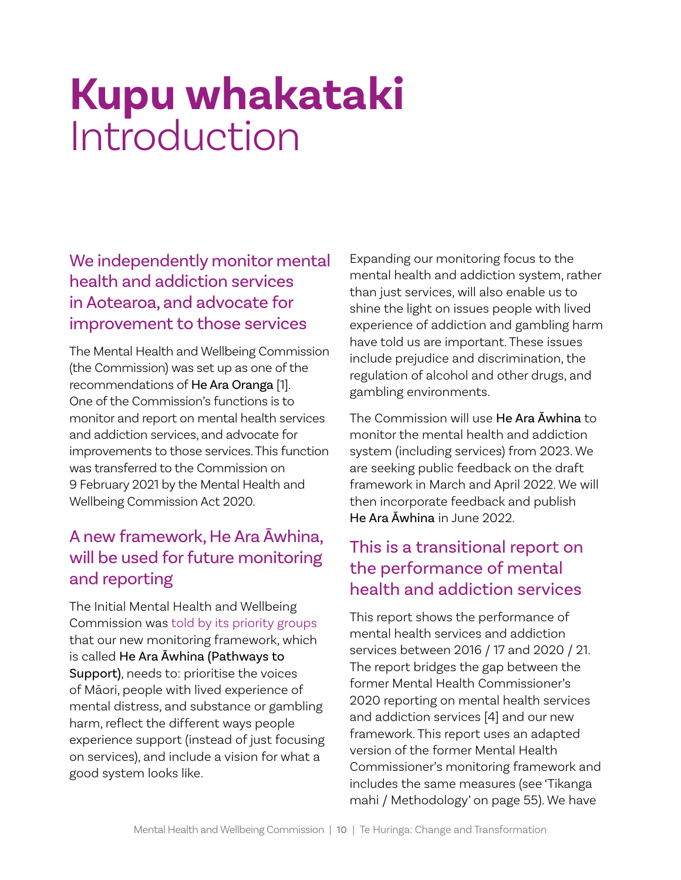# Kupu whakataki
Introduction

## We independently monitor mental health and addiction services in Aotearoa, and advocate for improvement to those services

The Mental Health and Wellbeing Commission (the Commission) was set up as one of the recommendations of **He Ara Oranga** [1]. One of the Commission's functions is to monitor and report on mental health services and addiction services, and advocate for improvements to those services. This function was transferred to the Commission on 9 February 2021 by the Mental Health and Wellbeing Commission Act 2020.

## A new framework, He Ara Āwhina, will be used for future monitoring and reporting

The Initial Mental Health and Wellbeing Commission was told by its priority groups that our new monitoring framework, which is called **He Ara Āwhina (Pathways to Support)**, needs to: prioritise the voices of Māori, people with lived experience of mental distress, and substance or gambling harm, reflect the different ways people experience support (instead of just focusing on services), and include a vision for what a good system looks like.

Expanding our monitoring focus to the mental health and addiction system, rather than just services, will also enable us to shine the light on issues people with lived experience of addiction and gambling harm have told us are important. These issues include prejudice and discrimination, the regulation of alcohol and other drugs, and gambling environments.

The Commission will use **He Ara Āwhina** to monitor the mental health and addiction system (including services) from 2023. We are seeking public feedback on the draft framework in March and April 2022. We will then incorporate feedback and publish **He Ara Āwhina** in June 2022.

## This is a transitional report on the performance of mental health and addiction services

This report shows the performance of mental health services and addiction services between 2016 / 17 and 2020 / 21. The report bridges the gap between the former Mental Health Commissioner's 2020 reporting on mental health services and addiction services [4] and our new framework. This report uses an adapted version of the former Mental Health Commissioner's monitoring framework and includes the same measures (see 'Tikanga mahi / Methodology' on page 55). We have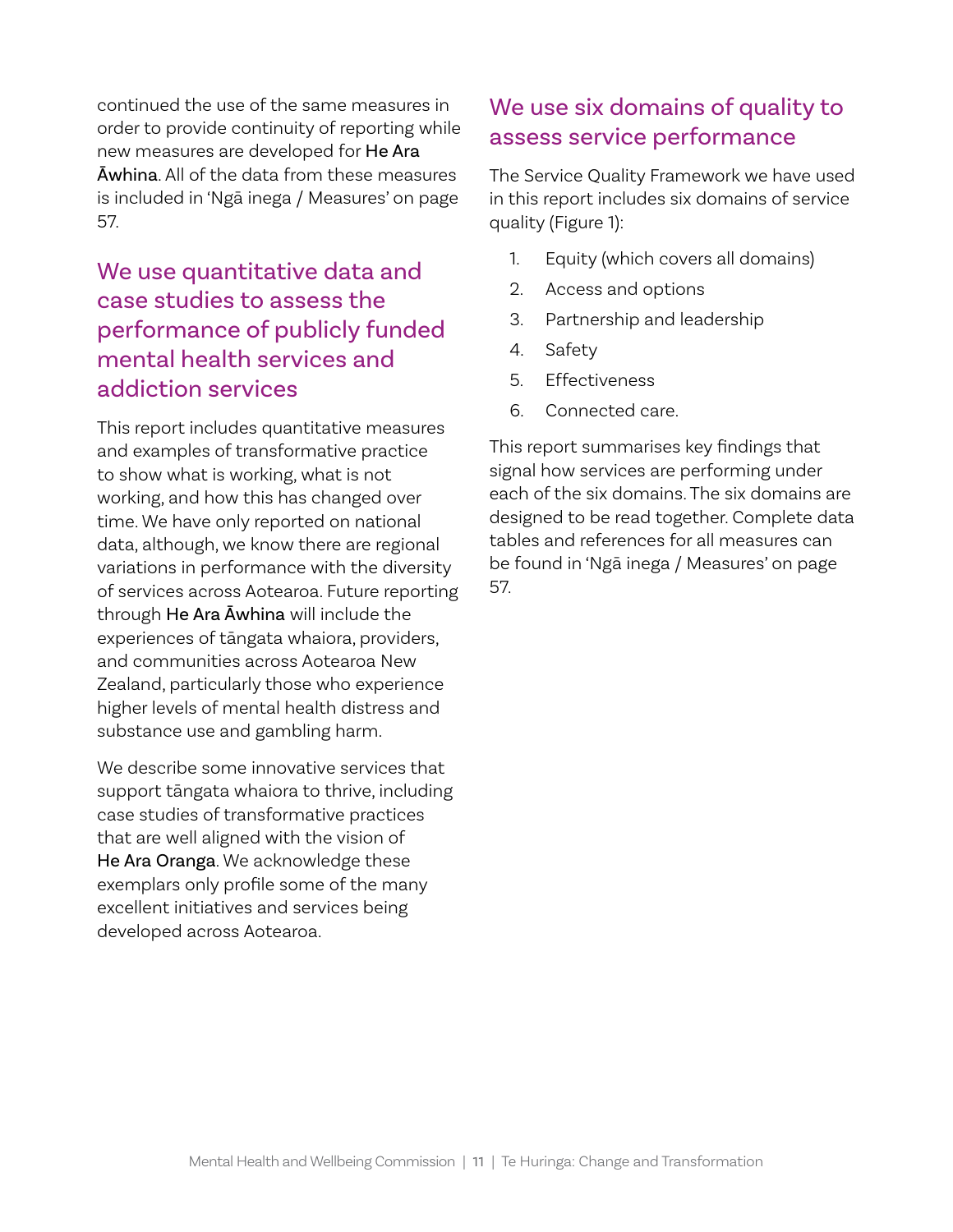continued the use of the same measures in order to provide continuity of reporting while new measures are developed for **He Ara Āwhina**. All of the data from these measures is included in 'Ngā inega / Measures' on page 57.

## We use quantitative data and case studies to assess the performance of publicly funded mental health services and addiction services

This report includes quantitative measures and examples of transformative practice to show what is working, what is not working, and how this has changed over time. We have only reported on national data, although, we know there are regional variations in performance with the diversity of services across Aotearoa. Future reporting through **He Ara Āwhina** will include the experiences of tāngata whaiora, providers, and communities across Aotearoa New Zealand, particularly those who experience higher levels of mental health distress and substance use and gambling harm.

We describe some innovative services that support tāngata whaiora to thrive, including case studies of transformative practices that are well aligned with the vision of **He Ara Oranga**. We acknowledge these exemplars only profile some of the many excellent initiatives and services being developed across Aotearoa.

## We use six domains of quality to assess service performance

The Service Quality Framework we have used in this report includes six domains of service quality (Figure 1):

1. Equity (which covers all domains)
2. Access and options
3. Partnership and leadership
4. Safety
5. Effectiveness
6. Connected care.

This report summarises key findings that signal how services are performing under each of the six domains. The six domains are designed to be read together. Complete data tables and references for all measures can be found in 'Ngā inega / Measures' on page 57.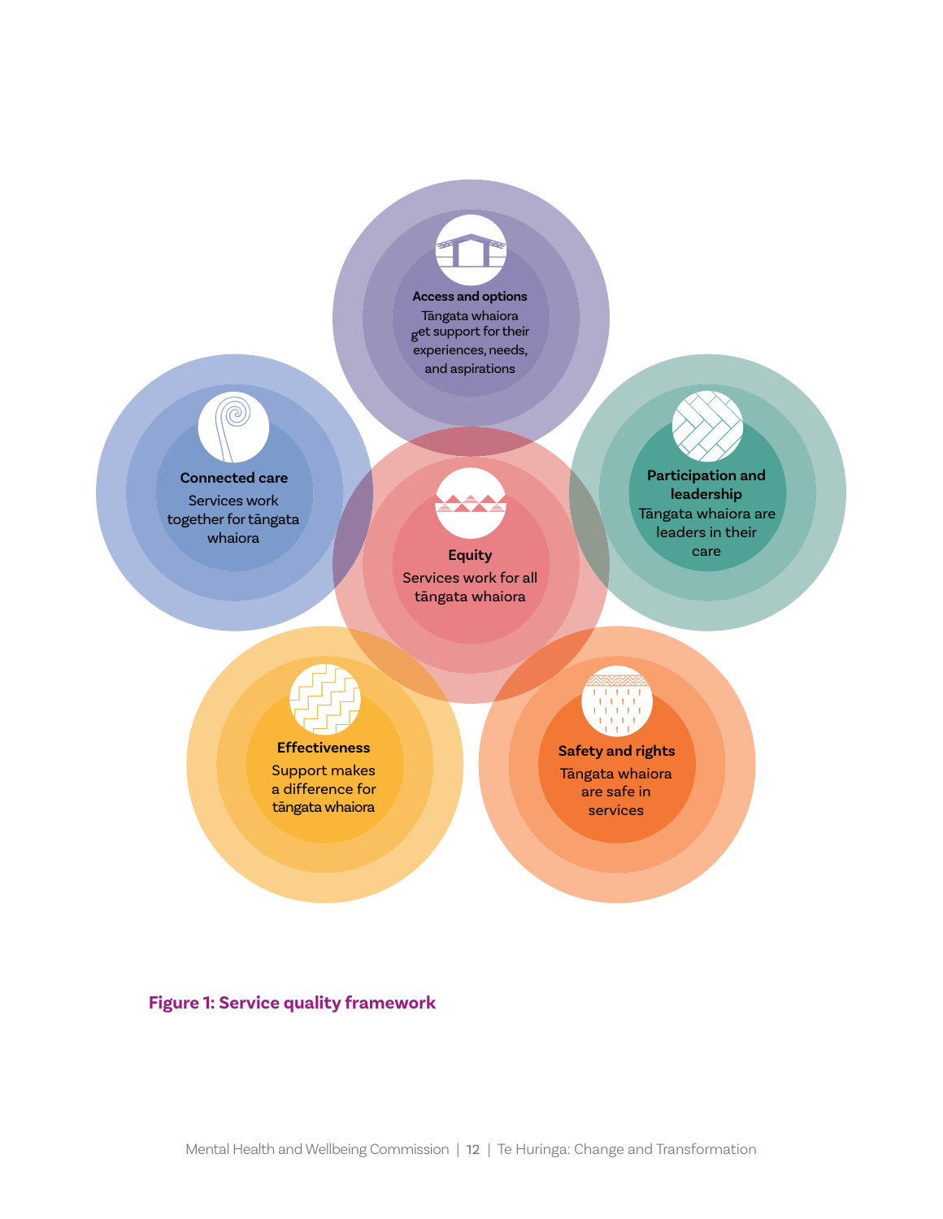**Access and options**
Tāngata whaiora get support for their experiences, needs, and aspirations

**Connected care**
Services work together for tāngata whaiora

**Equity**
Services work for all tāngata whaiora

**Participation and leadership**
Tāngata whaiora are leaders in their care

**Effectiveness**
Support makes a difference for tāngata whaiora

**Safety and rights**
Tāngata whaiora are safe in services

**Figure 1: Service quality framework**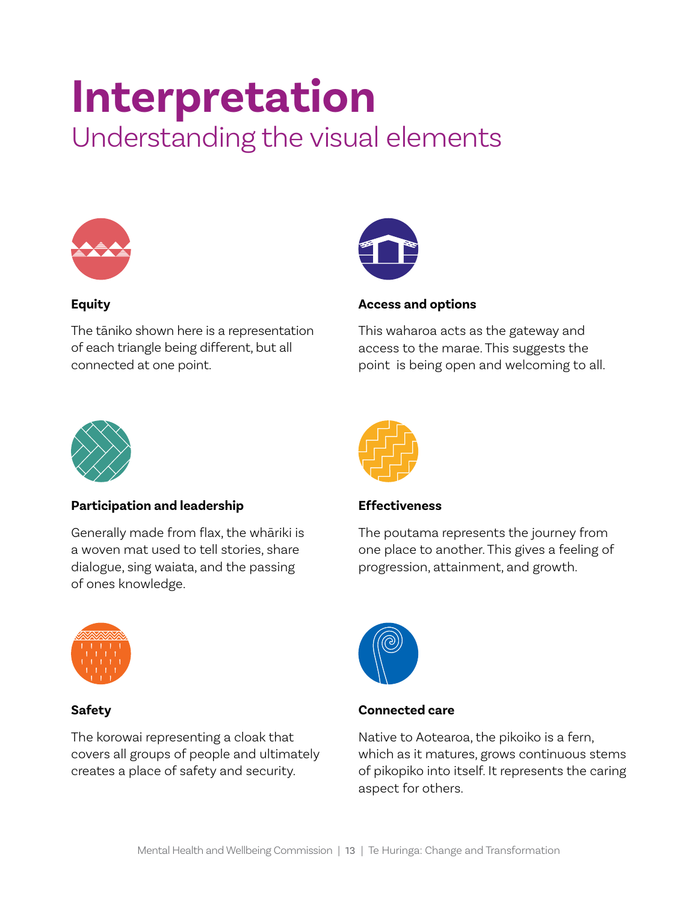# Interpretation

## Understanding the visual elements

### Equity

The tāniko shown here is a representation of each triangle being different, but all connected at one point.

### Access and options

This waharoa acts as the gateway and access to the marae. This suggests the point  is being open and welcoming to all.

### Participation and leadership

Generally made from flax, the whāriki is a woven mat used to tell stories, share dialogue, sing waiata, and the passing of ones knowledge.

### Effectiveness

The poutama represents the journey from one place to another. This gives a feeling of progression, attainment, and growth.

### Safety

The korowai representing a cloak that covers all groups of people and ultimately creates a place of safety and security.

### Connected care

Native to Aotearoa, the pikoiko is a fern, which as it matures, grows continuous stems of pikopiko into itself. It represents the caring aspect for others.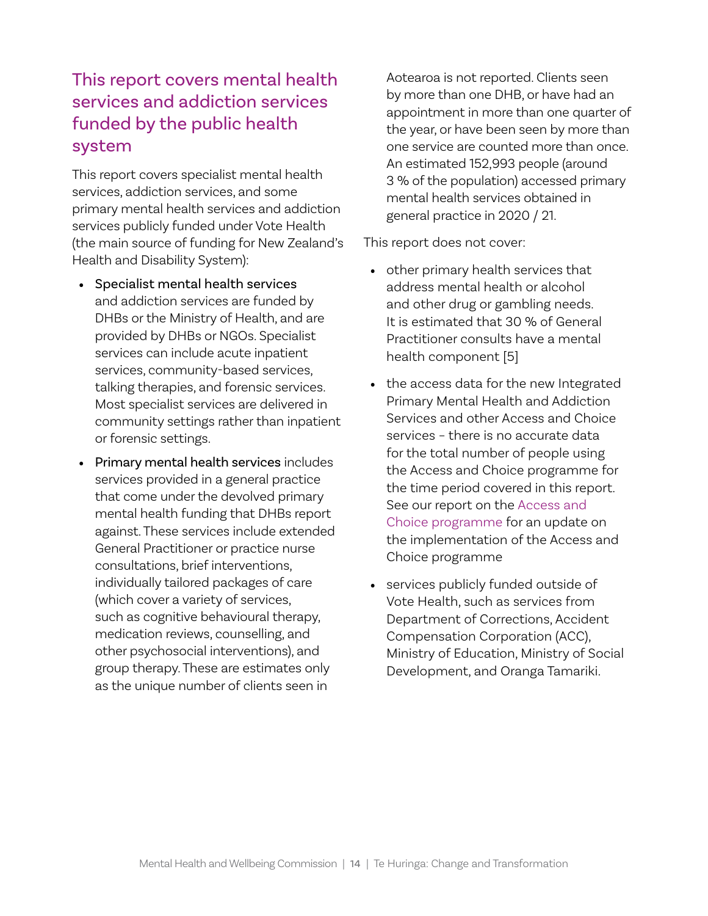## This report covers mental health services and addiction services funded by the public health system

This report covers specialist mental health services, addiction services, and some primary mental health services and addiction services publicly funded under Vote Health (the main source of funding for New Zealand's Health and Disability System):

- **Specialist mental health services** and addiction services are funded by DHBs or the Ministry of Health, and are provided by DHBs or NGOs. Specialist services can include acute inpatient services, community-based services, talking therapies, and forensic services. Most specialist services are delivered in community settings rather than inpatient or forensic settings.
- **Primary mental health services** includes services provided in a general practice that come under the devolved primary mental health funding that DHBs report against. These services include extended General Practitioner or practice nurse consultations, brief interventions, individually tailored packages of care (which cover a variety of services, such as cognitive behavioural therapy, medication reviews, counselling, and other psychosocial interventions), and group therapy. These are estimates only as the unique number of clients seen in Aotearoa is not reported. Clients seen by more than one DHB, or have had an appointment in more than one quarter of the year, or have been seen by more than one service are counted more than once. An estimated 152,993 people (around 3 % of the population) accessed primary mental health services obtained in general practice in 2020 / 21.

This report does not cover:

- other primary health services that address mental health or alcohol and other drug or gambling needs. It is estimated that 30 % of General Practitioner consults have a mental health component [5]
- the access data for the new Integrated Primary Mental Health and Addiction Services and other Access and Choice services – there is no accurate data for the total number of people using the Access and Choice programme for the time period covered in this report. See our report on the Access and Choice programme for an update on the implementation of the Access and Choice programme
- services publicly funded outside of Vote Health, such as services from Department of Corrections, Accident Compensation Corporation (ACC), Ministry of Education, Ministry of Social Development, and Oranga Tamariki.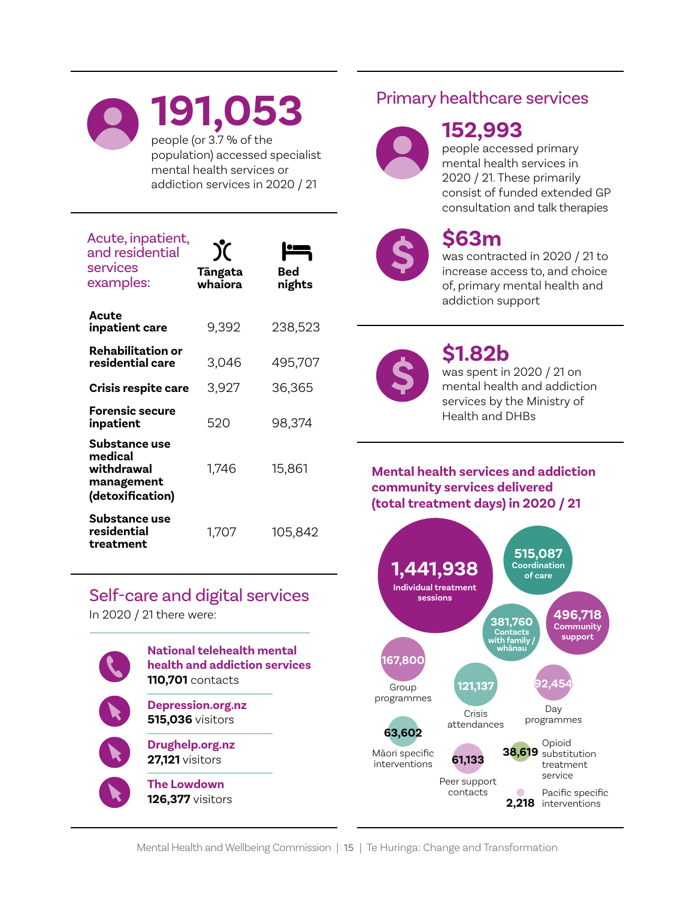**191,053** people (or 3.7 % of the population) accessed specialist mental health services or addiction services in 2020 / 21

| Acute, inpatient, and residential services examples: | Tāngata whaiora | Bed nights |
|---|---|---|
| **Acute inpatient care** | 9,392 | 238,523 |
| **Rehabilitation or residential care** | 3,046 | 495,707 |
| **Crisis respite care** | 3,927 | 36,365 |
| **Forensic secure inpatient** | 520 | 98,374 |
| **Substance use medical withdrawal management (detoxification)** | 1,746 | 15,861 |
| **Substance use residential treatment** | 1,707 | 105,842 |

## Self-care and digital services

In 2020 / 21 there were:

- **National telehealth mental health and addiction services** — **110,701** contacts
- **Depression.org.nz** — **515,036** visitors
- **Drughelp.org.nz** — **27,121** visitors
- **The Lowdown** — **126,377** visitors

## Primary healthcare services

**152,993** people accessed primary mental health services in 2020 / 21. These primarily consist of funded extended GP consultation and talk therapies

**$63m** was contracted in 2020 / 21 to increase access to, and choice of, primary mental health and addiction support

**$1.82b** was spent in 2020 / 21 on mental health and addiction services by the Ministry of Health and DHBs

### Mental health services and addiction community services delivered (total treatment days) in 2020 / 21

- **1,441,938** Individual treatment sessions
- **515,087** Coordination of care
- **496,718** Community support
- **381,760** Contacts with family / whānau
- **167,800** Group programmes
- **121,137** Crisis attendances
- **92,454** Day programmes
- **63,602** Māori specific interventions
- **61,133** Peer support contacts
- **38,619** Opioid substitution treatment service
- **2,218** Pacific specific interventions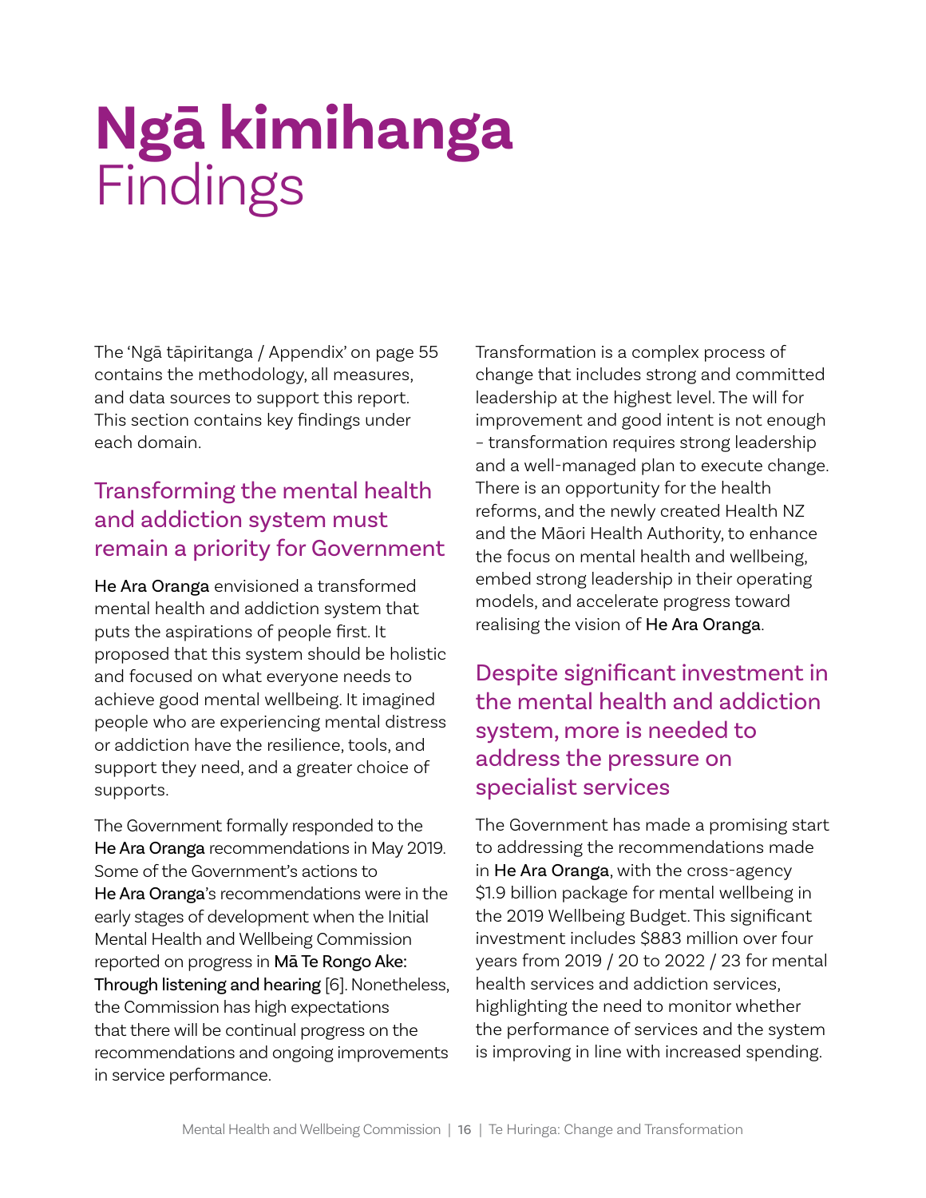# Ngā kimihanga
Findings

The 'Ngā tāpiritanga / Appendix' on page 55 contains the methodology, all measures, and data sources to support this report. This section contains key findings under each domain.

## Transforming the mental health and addiction system must remain a priority for Government

He Ara Oranga envisioned a transformed mental health and addiction system that puts the aspirations of people first. It proposed that this system should be holistic and focused on what everyone needs to achieve good mental wellbeing. It imagined people who are experiencing mental distress or addiction have the resilience, tools, and support they need, and a greater choice of supports.

The Government formally responded to the He Ara Oranga recommendations in May 2019. Some of the Government's actions to He Ara Oranga's recommendations were in the early stages of development when the Initial Mental Health and Wellbeing Commission reported on progress in Mā Te Rongo Ake: Through listening and hearing [6]. Nonetheless, the Commission has high expectations that there will be continual progress on the recommendations and ongoing improvements in service performance.

Transformation is a complex process of change that includes strong and committed leadership at the highest level. The will for improvement and good intent is not enough – transformation requires strong leadership and a well-managed plan to execute change. There is an opportunity for the health reforms, and the newly created Health NZ and the Māori Health Authority, to enhance the focus on mental health and wellbeing, embed strong leadership in their operating models, and accelerate progress toward realising the vision of He Ara Oranga.

## Despite significant investment in the mental health and addiction system, more is needed to address the pressure on specialist services

The Government has made a promising start to addressing the recommendations made in He Ara Oranga, with the cross-agency $1.9 billion package for mental wellbeing in the 2019 Wellbeing Budget. This significant investment includes $883 million over four years from 2019 / 20 to 2022 / 23 for mental health services and addiction services, highlighting the need to monitor whether the performance of services and the system is improving in line with increased spending.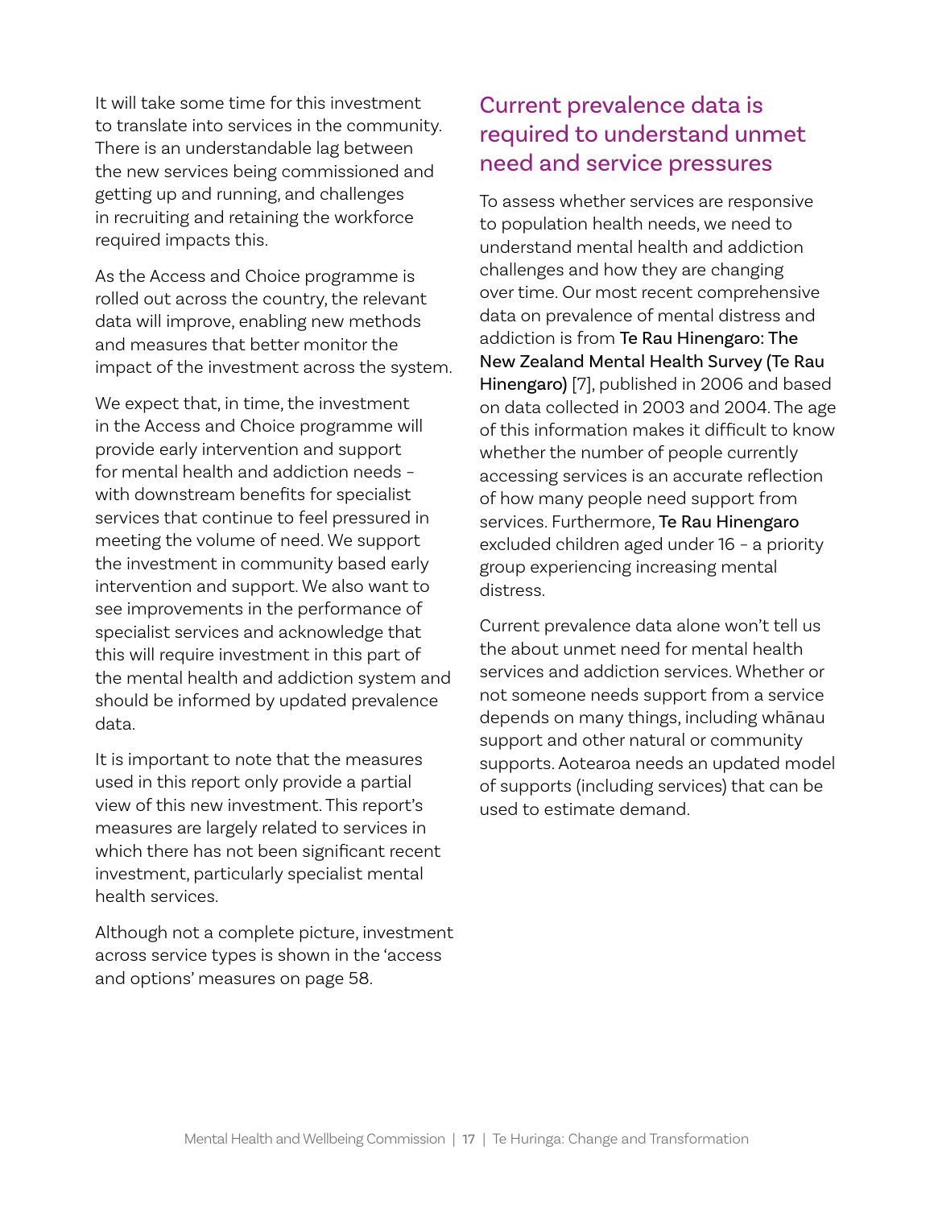It will take some time for this investment to translate into services in the community. There is an understandable lag between the new services being commissioned and getting up and running, and challenges in recruiting and retaining the workforce required impacts this.

As the Access and Choice programme is rolled out across the country, the relevant data will improve, enabling new methods and measures that better monitor the impact of the investment across the system.

We expect that, in time, the investment in the Access and Choice programme will provide early intervention and support for mental health and addiction needs – with downstream benefits for specialist services that continue to feel pressured in meeting the volume of need. We support the investment in community based early intervention and support. We also want to see improvements in the performance of specialist services and acknowledge that this will require investment in this part of the mental health and addiction system and should be informed by updated prevalence data.

It is important to note that the measures used in this report only provide a partial view of this new investment. This report's measures are largely related to services in which there has not been significant recent investment, particularly specialist mental health services.

Although not a complete picture, investment across service types is shown in the 'access and options' measures on page 58.

## Current prevalence data is required to understand unmet need and service pressures

To assess whether services are responsive to population health needs, we need to understand mental health and addiction challenges and how they are changing over time. Our most recent comprehensive data on prevalence of mental distress and addiction is from Te Rau Hinengaro: The New Zealand Mental Health Survey (Te Rau Hinengaro) [7], published in 2006 and based on data collected in 2003 and 2004. The age of this information makes it difficult to know whether the number of people currently accessing services is an accurate reflection of how many people need support from services. Furthermore, Te Rau Hinengaro excluded children aged under 16 – a priority group experiencing increasing mental distress.

Current prevalence data alone won't tell us the about unmet need for mental health services and addiction services. Whether or not someone needs support from a service depends on many things, including whānau support and other natural or community supports. Aotearoa needs an updated model of supports (including services) that can be used to estimate demand.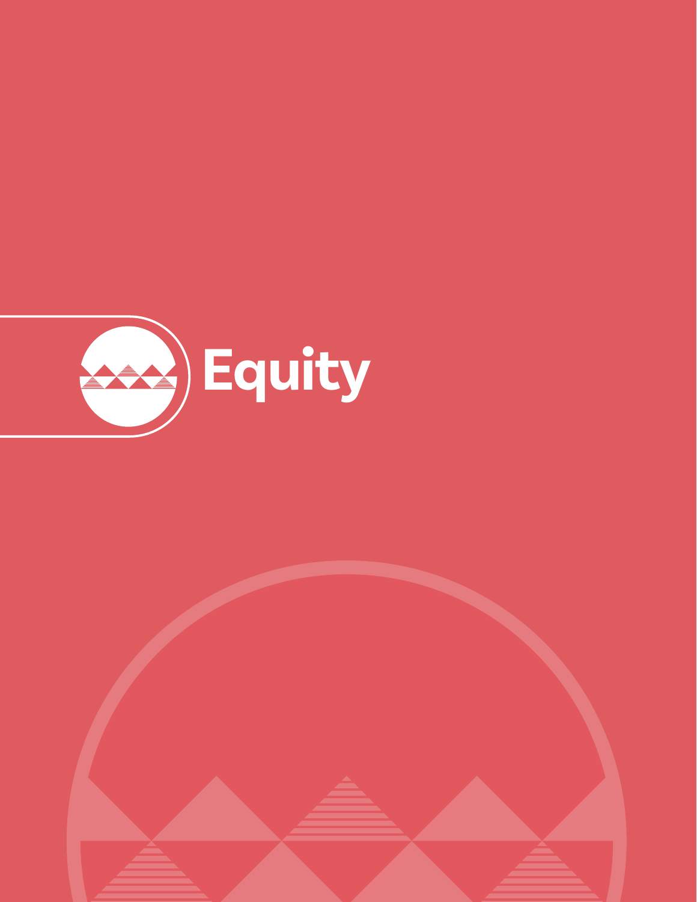# Equity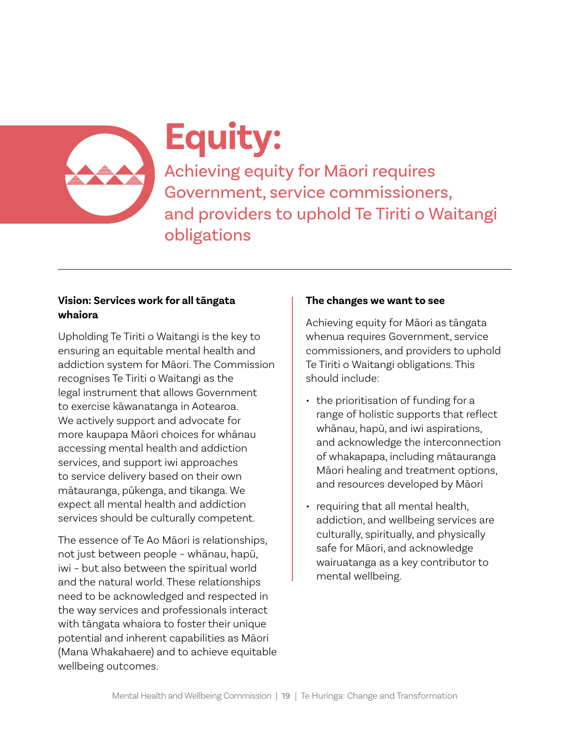# Equity:

## Achieving equity for Māori requires Government, service commissioners, and providers to uphold Te Tiriti o Waitangi obligations

---

**Vision: Services work for all tāngata whaiora**

Upholding Te Tiriti o Waitangi is the key to ensuring an equitable mental health and addiction system for Māori. The Commission recognises Te Tiriti o Waitangi as the legal instrument that allows Government to exercise kāwanatanga in Aotearoa. We actively support and advocate for more kaupapa Māori choices for whānau accessing mental health and addiction services, and support iwi approaches to service delivery based on their own mātauranga, pūkenga, and tikanga. We expect all mental health and addiction services should be culturally competent.

The essence of Te Ao Māori is relationships, not just between people – whānau, hapū, iwi – but also between the spiritual world and the natural world. These relationships need to be acknowledged and respected in the way services and professionals interact with tāngata whaiora to foster their unique potential and inherent capabilities as Māori (Mana Whakahaere) and to achieve equitable wellbeing outcomes.

**The changes we want to see**

Achieving equity for Māori as tāngata whenua requires Government, service commissioners, and providers to uphold Te Tiriti o Waitangi obligations. This should include:

- the prioritisation of funding for a range of holistic supports that reflect whānau, hapū, and iwi aspirations, and acknowledge the interconnection of whakapapa, including mātauranga Māori healing and treatment options, and resources developed by Māori
- requiring that all mental health, addiction, and wellbeing services are culturally, spiritually, and physically safe for Māori, and acknowledge wairuatanga as a key contributor to mental wellbeing.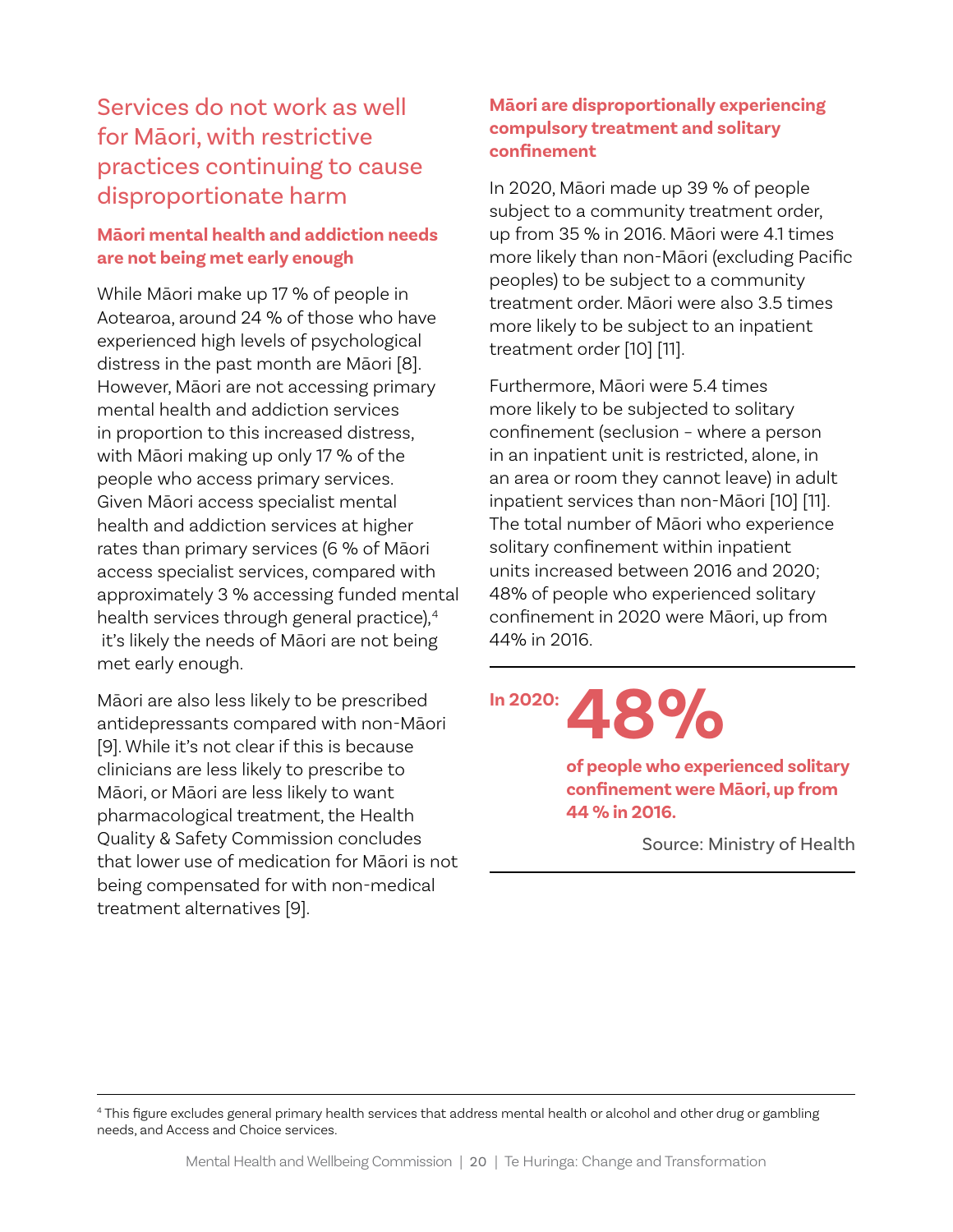## Services do not work as well for Māori, with restrictive practices continuing to cause disproportionate harm

### Māori mental health and addiction needs are not being met early enough

While Māori make up 17 % of people in Aotearoa, around 24 % of those who have experienced high levels of psychological distress in the past month are Māori [8]. However, Māori are not accessing primary mental health and addiction services in proportion to this increased distress, with Māori making up only 17 % of the people who access primary services. Given Māori access specialist mental health and addiction services at higher rates than primary services (6 % of Māori access specialist services, compared with approximately 3 % accessing funded mental health services through general practice),[4] it's likely the needs of Māori are not being met early enough.

Māori are also less likely to be prescribed antidepressants compared with non-Māori [9]. While it's not clear if this is because clinicians are less likely to prescribe to Māori, or Māori are less likely to want pharmacological treatment, the Health Quality & Safety Commission concludes that lower use of medication for Māori is not being compensated for with non-medical treatment alternatives [9].

### Māori are disproportionally experiencing compulsory treatment and solitary confinement

In 2020, Māori made up 39 % of people subject to a community treatment order, up from 35 % in 2016. Māori were 4.1 times more likely than non-Māori (excluding Pacific peoples) to be subject to a community treatment order. Māori were also 3.5 times more likely to be subject to an inpatient treatment order [10] [11].

Furthermore, Māori were 5.4 times more likely to be subjected to solitary confinement (seclusion – where a person in an inpatient unit is restricted, alone, in an area or room they cannot leave) in adult inpatient services than non-Māori [10] [11]. The total number of Māori who experience solitary confinement within inpatient units increased between 2016 and 2020; 48% of people who experienced solitary confinement in 2020 were Māori, up from 44% in 2016.

---

**In 2020: 48%**

**of people who experienced solitary confinement were Māori, up from 44 % in 2016.**

Source: Ministry of Health

---

[4] This figure excludes general primary health services that address mental health or alcohol and other drug or gambling needs, and Access and Choice services.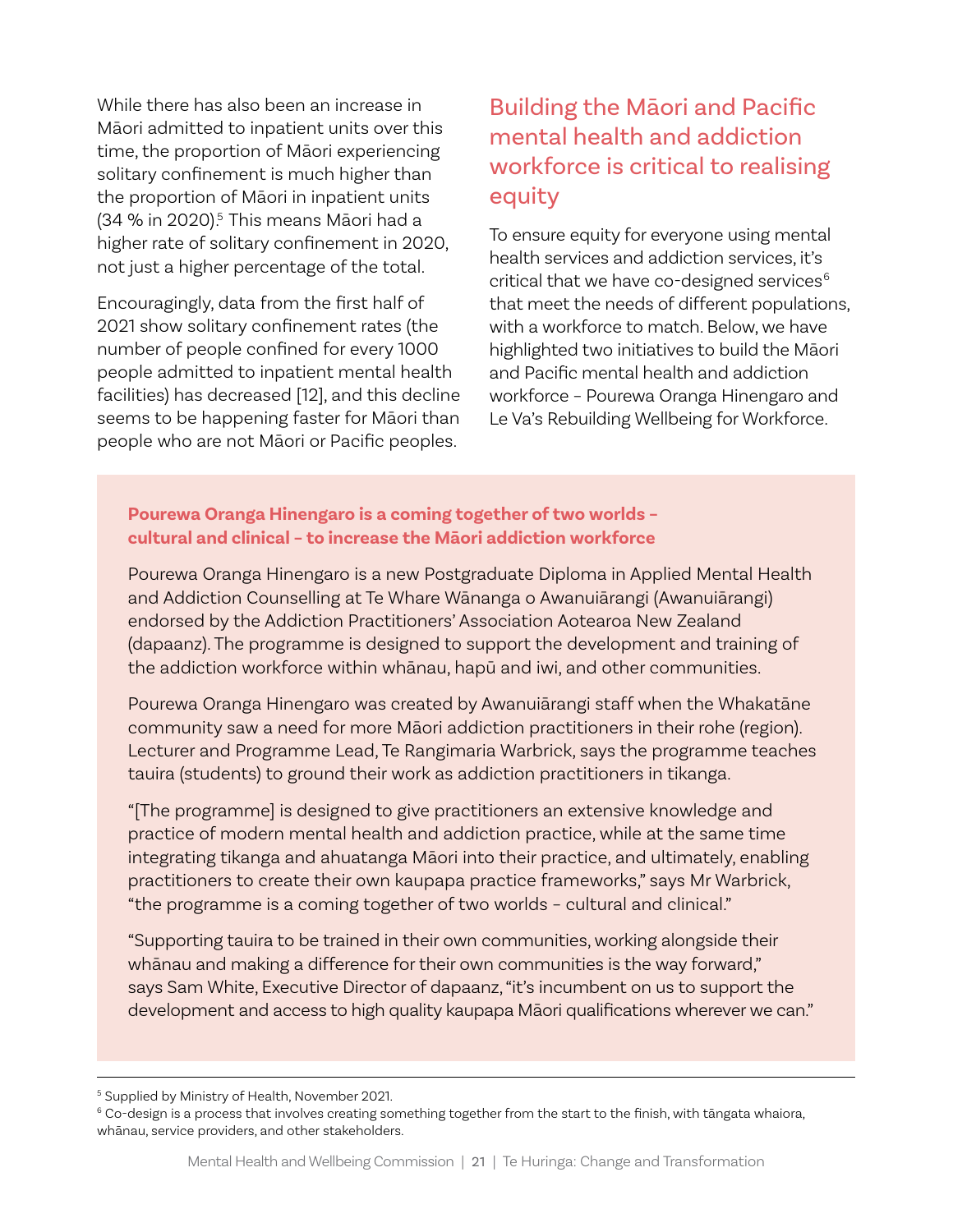While there has also been an increase in Māori admitted to inpatient units over this time, the proportion of Māori experiencing solitary confinement is much higher than the proportion of Māori in inpatient units (34 % in 2020).[5] This means Māori had a higher rate of solitary confinement in 2020, not just a higher percentage of the total.

Encouragingly, data from the first half of 2021 show solitary confinement rates (the number of people confined for every 1000 people admitted to inpatient mental health facilities) has decreased [12], and this decline seems to be happening faster for Māori than people who are not Māori or Pacific peoples.

## Building the Māori and Pacific mental health and addiction workforce is critical to realising equity

To ensure equity for everyone using mental health services and addiction services, it's critical that we have co-designed services[6] that meet the needs of different populations, with a workforce to match. Below, we have highlighted two initiatives to build the Māori and Pacific mental health and addiction workforce – Pourewa Oranga Hinengaro and Le Va's Rebuilding Wellbeing for Workforce.

**Pourewa Oranga Hinengaro is a coming together of two worlds – cultural and clinical – to increase the Māori addiction workforce**

Pourewa Oranga Hinengaro is a new Postgraduate Diploma in Applied Mental Health and Addiction Counselling at Te Whare Wānanga o Awanuiārangi (Awanuiārangi) endorsed by the Addiction Practitioners' Association Aotearoa New Zealand (dapaanz). The programme is designed to support the development and training of the addiction workforce within whānau, hapū and iwi, and other communities.

Pourewa Oranga Hinengaro was created by Awanuiārangi staff when the Whakatāne community saw a need for more Māori addiction practitioners in their rohe (region). Lecturer and Programme Lead, Te Rangimaria Warbrick, says the programme teaches tauira (students) to ground their work as addiction practitioners in tikanga.

"[The programme] is designed to give practitioners an extensive knowledge and practice of modern mental health and addiction practice, while at the same time integrating tikanga and ahuatanga Māori into their practice, and ultimately, enabling practitioners to create their own kaupapa practice frameworks," says Mr Warbrick, "the programme is a coming together of two worlds – cultural and clinical."

"Supporting tauira to be trained in their own communities, working alongside their whānau and making a difference for their own communities is the way forward," says Sam White, Executive Director of dapaanz, "it's incumbent on us to support the development and access to high quality kaupapa Māori qualifications wherever we can."

---

[5] Supplied by Ministry of Health, November 2021.

[6] Co-design is a process that involves creating something together from the start to the finish, with tāngata whaiora, whānau, service providers, and other stakeholders.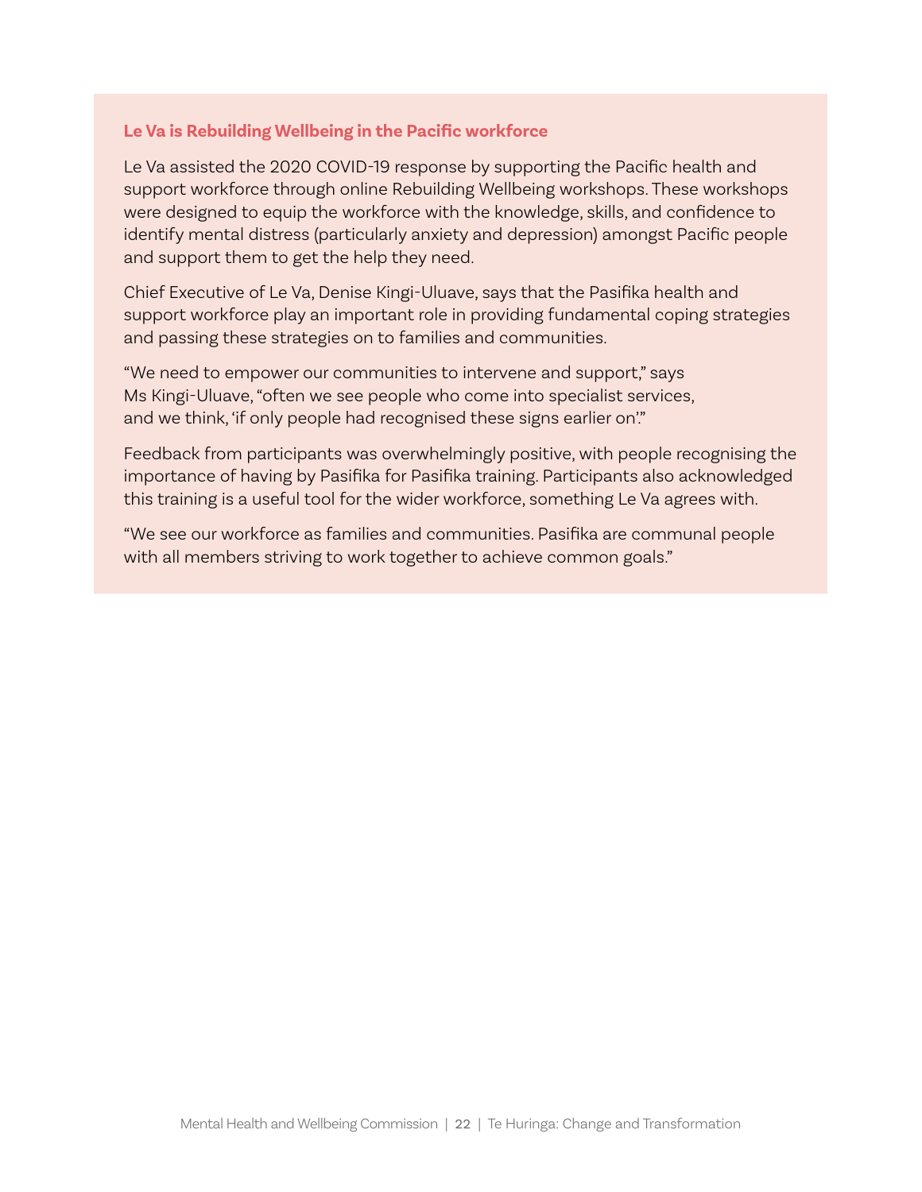### Le Va is Rebuilding Wellbeing in the Pacific workforce

Le Va assisted the 2020 COVID-19 response by supporting the Pacific health and support workforce through online Rebuilding Wellbeing workshops. These workshops were designed to equip the workforce with the knowledge, skills, and confidence to identify mental distress (particularly anxiety and depression) amongst Pacific people and support them to get the help they need.

Chief Executive of Le Va, Denise Kingi-Uluave, says that the Pasifika health and support workforce play an important role in providing fundamental coping strategies and passing these strategies on to families and communities.

"We need to empower our communities to intervene and support," says Ms Kingi-Uluave, "often we see people who come into specialist services, and we think, 'if only people had recognised these signs earlier on'."

Feedback from participants was overwhelmingly positive, with people recognising the importance of having by Pasifika for Pasifika training. Participants also acknowledged this training is a useful tool for the wider workforce, something Le Va agrees with.

"We see our workforce as families and communities. Pasifika are communal people with all members striving to work together to achieve common goals."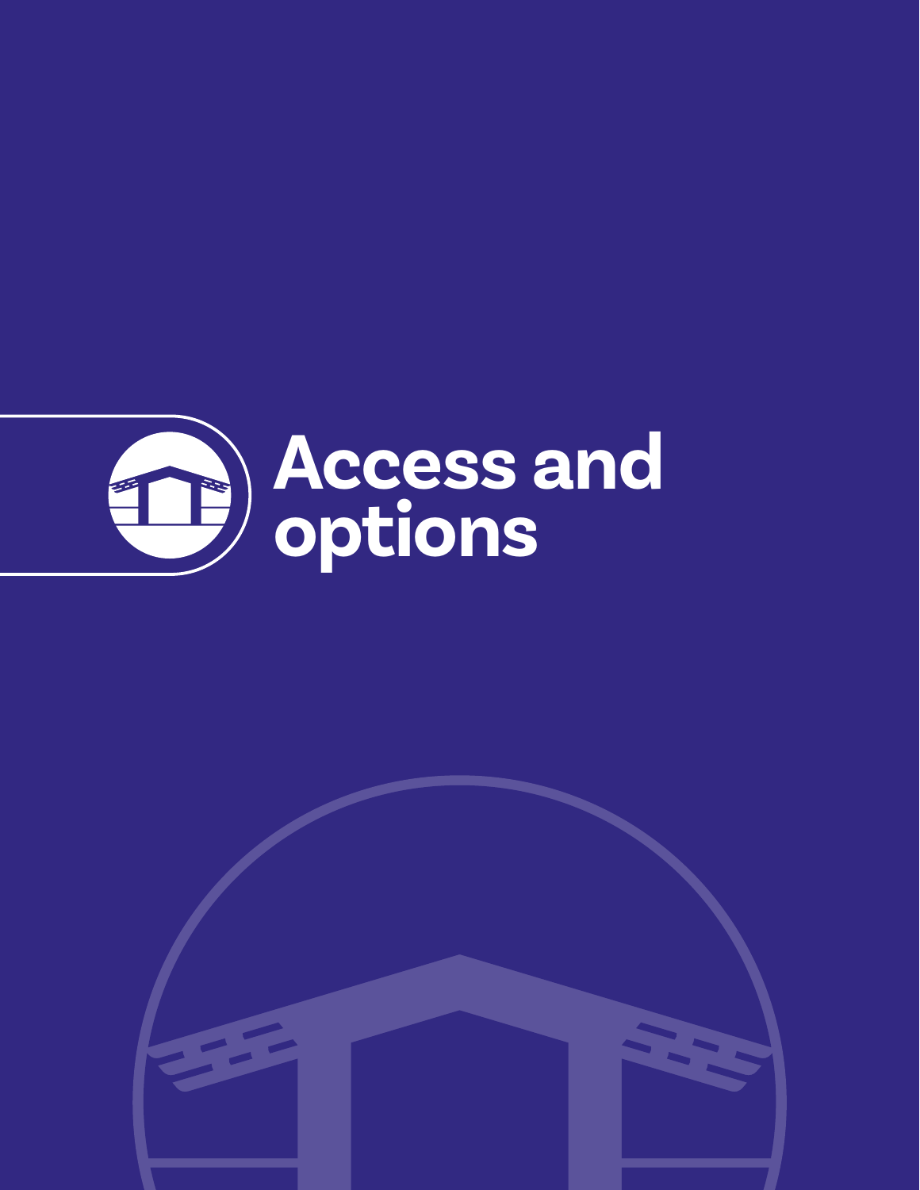# Access and options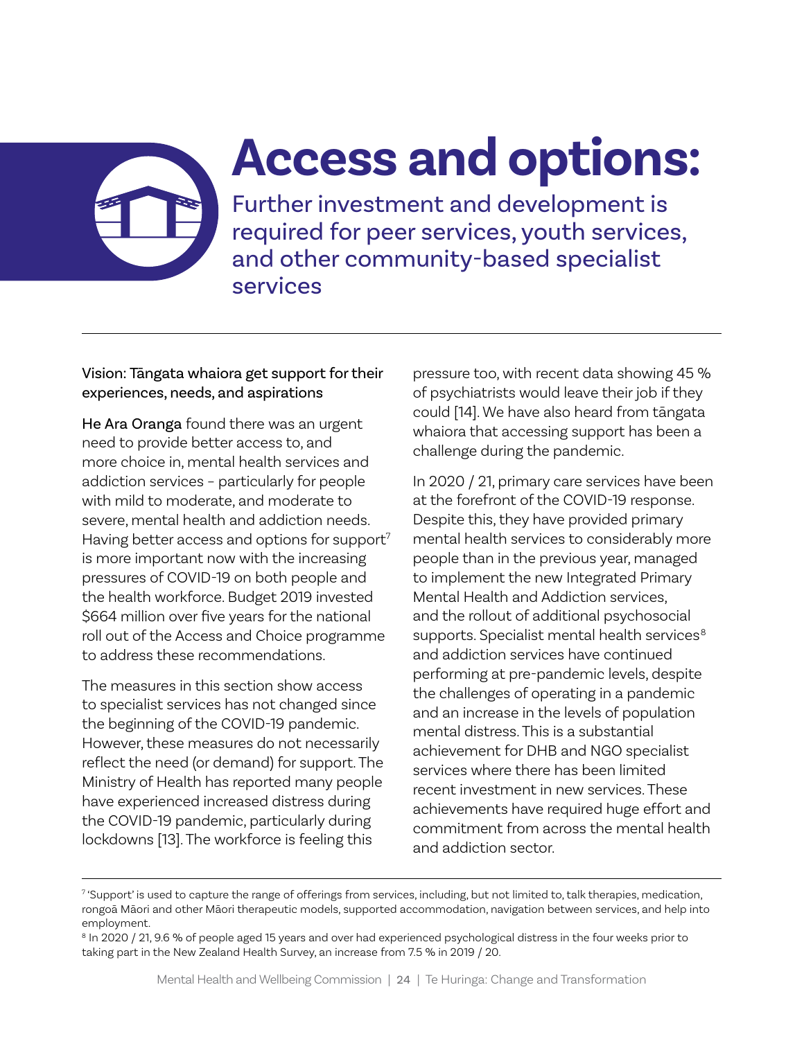# Access and options:

## Further investment and development is required for peer services, youth services, and other community-based specialist services

Vision: Tāngata whaiora get support for their experiences, needs, and aspirations

He Ara Oranga found there was an urgent need to provide better access to, and more choice in, mental health services and addiction services – particularly for people with mild to moderate, and moderate to severe, mental health and addiction needs. Having better access and options for support[7] is more important now with the increasing pressures of COVID-19 on both people and the health workforce. Budget 2019 invested $664 million over five years for the national roll out of the Access and Choice programme to address these recommendations.

The measures in this section show access to specialist services has not changed since the beginning of the COVID-19 pandemic. However, these measures do not necessarily reflect the need (or demand) for support. The Ministry of Health has reported many people have experienced increased distress during the COVID-19 pandemic, particularly during lockdowns [13]. The workforce is feeling this pressure too, with recent data showing 45 % of psychiatrists would leave their job if they could [14]. We have also heard from tāngata whaiora that accessing support has been a challenge during the pandemic.

In 2020 / 21, primary care services have been at the forefront of the COVID-19 response. Despite this, they have provided primary mental health services to considerably more people than in the previous year, managed to implement the new Integrated Primary Mental Health and Addiction services, and the rollout of additional psychosocial supports. Specialist mental health services[8] and addiction services have continued performing at pre-pandemic levels, despite the challenges of operating in a pandemic and an increase in the levels of population mental distress. This is a substantial achievement for DHB and NGO specialist services where there has been limited recent investment in new services. These achievements have required huge effort and commitment from across the mental health and addiction sector.

---

[7] 'Support' is used to capture the range of offerings from services, including, but not limited to, talk therapies, medication, rongoā Māori and other Māori therapeutic models, supported accommodation, navigation between services, and help into employment.

[8] In 2020 / 21, 9.6 % of people aged 15 years and over had experienced psychological distress in the four weeks prior to taking part in the New Zealand Health Survey, an increase from 7.5 % in 2019 / 20.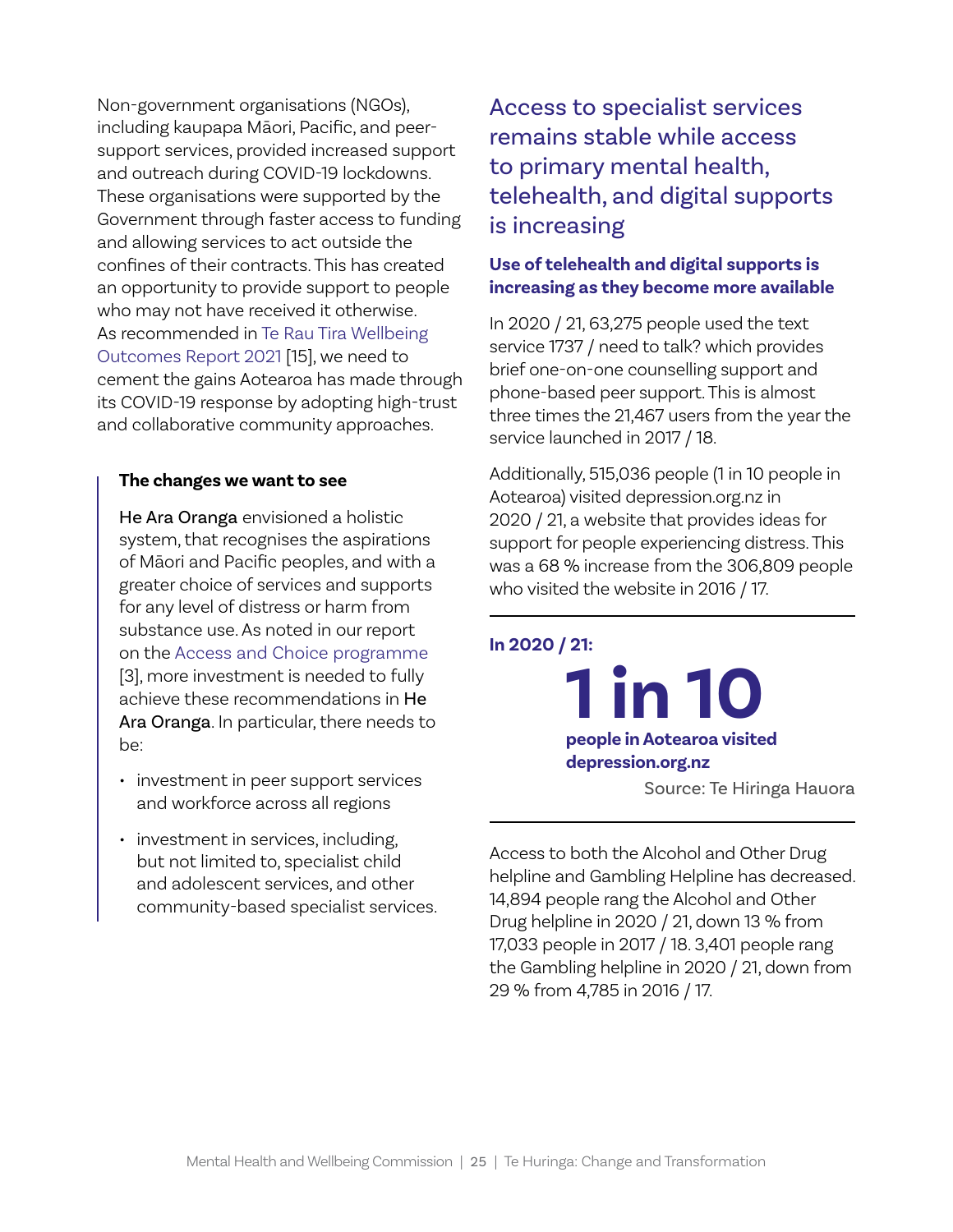Non-government organisations (NGOs), including kaupapa Māori, Pacific, and peer-support services, provided increased support and outreach during COVID-19 lockdowns. These organisations were supported by the Government through faster access to funding and allowing services to act outside the confines of their contracts. This has created an opportunity to provide support to people who may not have received it otherwise. As recommended in Te Rau Tira Wellbeing Outcomes Report 2021 [15], we need to cement the gains Aotearoa has made through its COVID-19 response by adopting high-trust and collaborative community approaches.

> **The changes we want to see**
>
> He Ara Oranga envisioned a holistic system, that recognises the aspirations of Māori and Pacific peoples, and with a greater choice of services and supports for any level of distress or harm from substance use. As noted in our report on the Access and Choice programme [3], more investment is needed to fully achieve these recommendations in He Ara Oranga. In particular, there needs to be:
>
> - investment in peer support services and workforce across all regions
> - investment in services, including, but not limited to, specialist child and adolescent services, and other community-based specialist services.

## Access to specialist services remains stable while access to primary mental health, telehealth, and digital supports is increasing

### Use of telehealth and digital supports is increasing as they become more available

In 2020 / 21, 63,275 people used the text service 1737 / need to talk? which provides brief one-on-one counselling support and phone-based peer support. This is almost three times the 21,467 users from the year the service launched in 2017 / 18.

Additionally, 515,036 people (1 in 10 people in Aotearoa) visited depression.org.nz in 2020 / 21, a website that provides ideas for support for people experiencing distress. This was a 68 % increase from the 306,809 people who visited the website in 2016 / 17.

---

**In 2020 / 21:**

**1 in 10**

**people in Aotearoa visited depression.org.nz**

Source: Te Hiringa Hauora

---

Access to both the Alcohol and Other Drug helpline and Gambling Helpline has decreased. 14,894 people rang the Alcohol and Other Drug helpline in 2020 / 21, down 13 % from 17,033 people in 2017 / 18. 3,401 people rang the Gambling helpline in 2020 / 21, down from 29 % from 4,785 in 2016 / 17.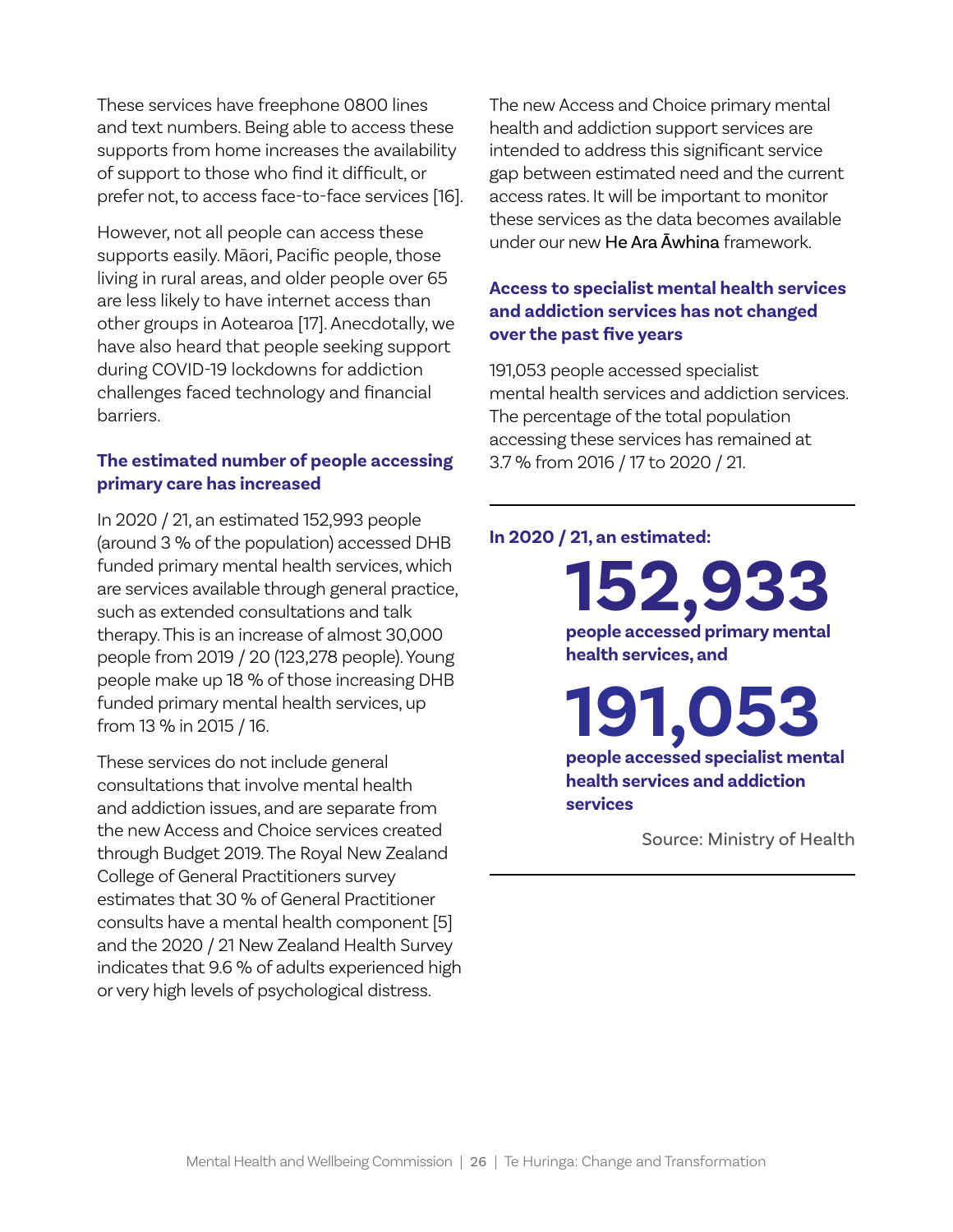These services have freephone 0800 lines and text numbers. Being able to access these supports from home increases the availability of support to those who find it difficult, or prefer not, to access face-to-face services [16].

However, not all people can access these supports easily. Māori, Pacific people, those living in rural areas, and older people over 65 are less likely to have internet access than other groups in Aotearoa [17]. Anecdotally, we have also heard that people seeking support during COVID-19 lockdowns for addiction challenges faced technology and financial barriers.

### The estimated number of people accessing primary care has increased

In 2020 / 21, an estimated 152,993 people (around 3 % of the population) accessed DHB funded primary mental health services, which are services available through general practice, such as extended consultations and talk therapy. This is an increase of almost 30,000 people from 2019 / 20 (123,278 people). Young people make up 18 % of those increasing DHB funded primary mental health services, up from 13 % in 2015 / 16.

These services do not include general consultations that involve mental health and addiction issues, and are separate from the new Access and Choice services created through Budget 2019. The Royal New Zealand College of General Practitioners survey estimates that 30 % of General Practitioner consults have a mental health component [5] and the 2020 / 21 New Zealand Health Survey indicates that 9.6 % of adults experienced high or very high levels of psychological distress.

The new Access and Choice primary mental health and addiction support services are intended to address this significant service gap between estimated need and the current access rates. It will be important to monitor these services as the data becomes available under our new He Ara Āwhina framework.

### Access to specialist mental health services and addiction services has not changed over the past five years

191,053 people accessed specialist mental health services and addiction services. The percentage of the total population accessing these services has remained at 3.7 % from 2016 / 17 to 2020 / 21.

---

**In 2020 / 21, an estimated:**

**152,933**

**people accessed primary mental health services, and**

**191,053**

**people accessed specialist mental health services and addiction services**

Source: Ministry of Health

---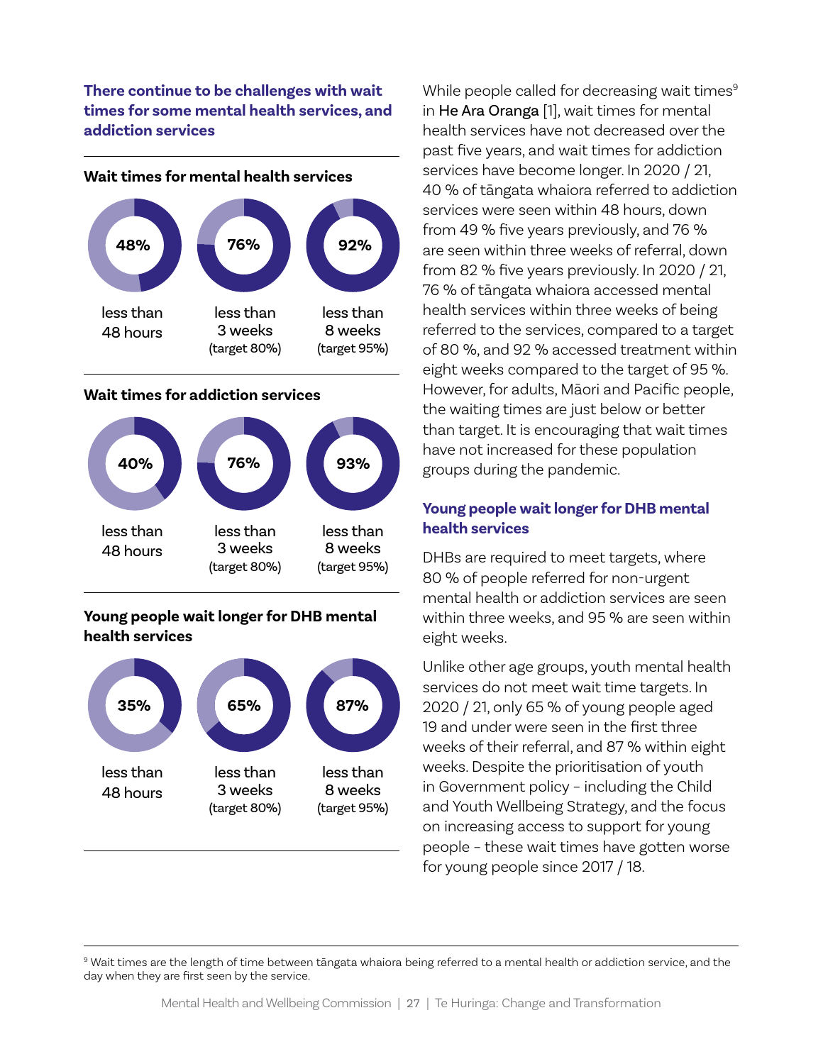## There continue to be challenges with wait times for some mental health services, and addiction services

### Wait times for mental health services

| 48% | 76% | 92% |
|---|---|---|
| less than 48 hours | less than 3 weeks (target 80%) | less than 8 weeks (target 95%) |

### Wait times for addiction services

| 40% | 76% | 93% |
|---|---|---|
| less than 48 hours | less than 3 weeks (target 80%) | less than 8 weeks (target 95%) |

### Young people wait longer for DHB mental health services

| 35% | 65% | 87% |
|---|---|---|
| less than 48 hours | less than 3 weeks (target 80%) | less than 8 weeks (target 95%) |

While people called for decreasing wait times[9] in He Ara Oranga [1], wait times for mental health services have not decreased over the past five years, and wait times for addiction services have become longer. In 2020 / 21, 40 % of tāngata whaiora referred to addiction services were seen within 48 hours, down from 49 % five years previously, and 76 % are seen within three weeks of referral, down from 82 % five years previously. In 2020 / 21, 76 % of tāngata whaiora accessed mental health services within three weeks of being referred to the services, compared to a target of 80 %, and 92 % accessed treatment within eight weeks compared to the target of 95 %. However, for adults, Māori and Pacific people, the waiting times are just below or better than target. It is encouraging that wait times have not increased for these population groups during the pandemic.

## Young people wait longer for DHB mental health services

DHBs are required to meet targets, where 80 % of people referred for non-urgent mental health or addiction services are seen within three weeks, and 95 % are seen within eight weeks.

Unlike other age groups, youth mental health services do not meet wait time targets. In 2020 / 21, only 65 % of young people aged 19 and under were seen in the first three weeks of their referral, and 87 % within eight weeks. Despite the prioritisation of youth in Government policy – including the Child and Youth Wellbeing Strategy, and the focus on increasing access to support for young people – these wait times have gotten worse for young people since 2017 / 18.

[9] Wait times are the length of time between tāngata whaiora being referred to a mental health or addiction service, and the day when they are first seen by the service.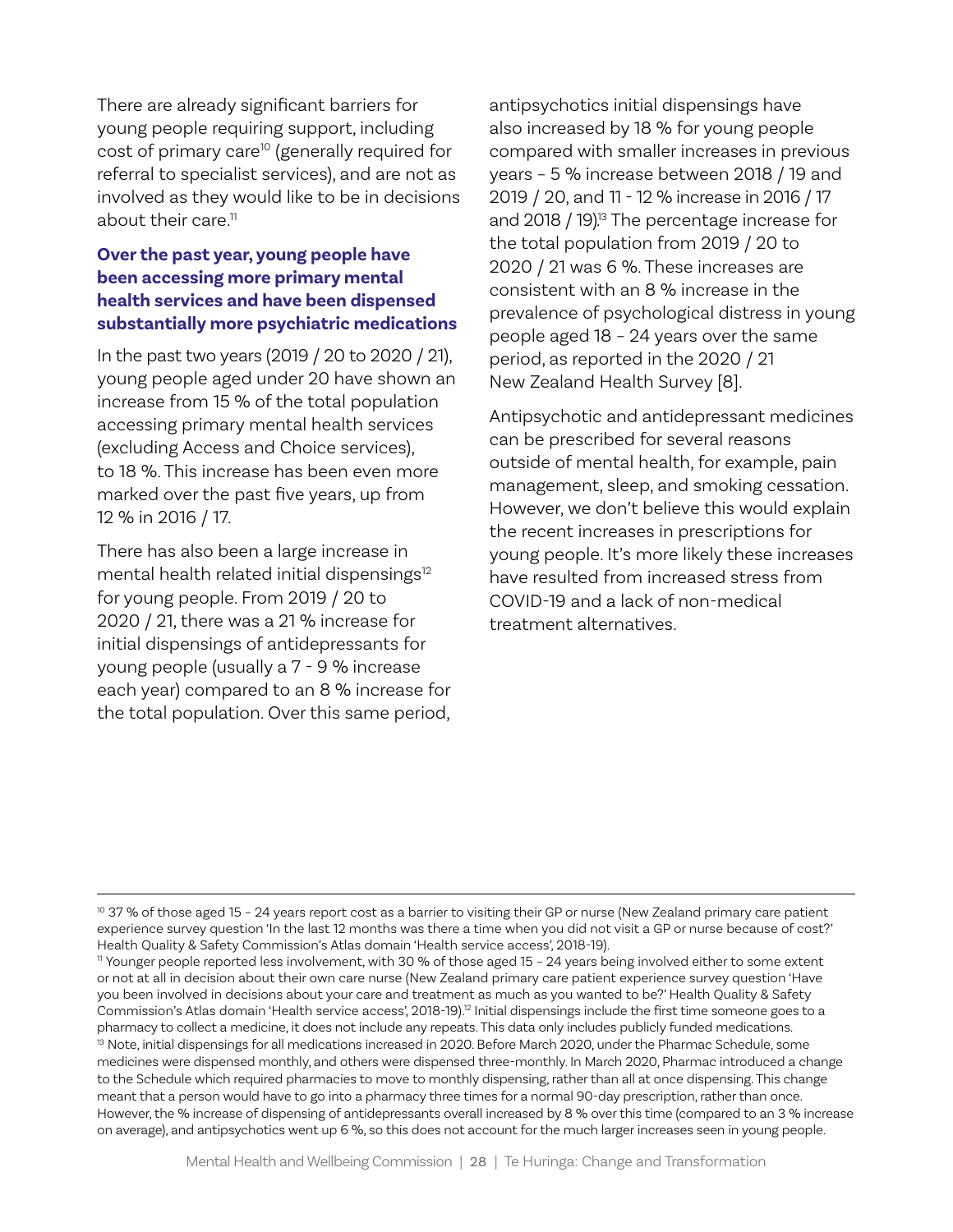There are already significant barriers for young people requiring support, including cost of primary care[10] (generally required for referral to specialist services), and are not as involved as they would like to be in decisions about their care.[11]

### Over the past year, young people have been accessing more primary mental health services and have been dispensed substantially more psychiatric medications

In the past two years (2019 / 20 to 2020 / 21), young people aged under 20 have shown an increase from 15 % of the total population accessing primary mental health services (excluding Access and Choice services), to 18 %. This increase has been even more marked over the past five years, up from 12 % in 2016 / 17.

There has also been a large increase in mental health related initial dispensings[12] for young people. From 2019 / 20 to 2020 / 21, there was a 21 % increase for initial dispensings of antidepressants for young people (usually a 7 - 9 % increase each year) compared to an 8 % increase for the total population. Over this same period, antipsychotics initial dispensings have also increased by 18 % for young people compared with smaller increases in previous years – 5 % increase between 2018 / 19 and 2019 / 20, and 11 - 12 % increase in 2016 / 17 and 2018 / 19).[13] The percentage increase for the total population from 2019 / 20 to 2020 / 21 was 6 %. These increases are consistent with an 8 % increase in the prevalence of psychological distress in young people aged 18 – 24 years over the same period, as reported in the 2020 / 21 New Zealand Health Survey [8].

Antipsychotic and antidepressant medicines can be prescribed for several reasons outside of mental health, for example, pain management, sleep, and smoking cessation. However, we don't believe this would explain the recent increases in prescriptions for young people. It's more likely these increases have resulted from increased stress from COVID-19 and a lack of non-medical treatment alternatives.

---

[10] 37 % of those aged 15 – 24 years report cost as a barrier to visiting their GP or nurse (New Zealand primary care patient experience survey question 'In the last 12 months was there a time when you did not visit a GP or nurse because of cost?' Health Quality & Safety Commission's Atlas domain 'Health service access', 2018-19).

[11] Younger people reported less involvement, with 30 % of those aged 15 – 24 years being involved either to some extent or not at all in decision about their own care nurse (New Zealand primary care patient experience survey question 'Have you been involved in decisions about your care and treatment as much as you wanted to be?' Health Quality & Safety Commission's Atlas domain 'Health service access', 2018-19).[12] Initial dispensings include the first time someone goes to a pharmacy to collect a medicine, it does not include any repeats. This data only includes publicly funded medications.

[13] Note, initial dispensings for all medications increased in 2020. Before March 2020, under the Pharmac Schedule, some medicines were dispensed monthly, and others were dispensed three-monthly. In March 2020, Pharmac introduced a change to the Schedule which required pharmacies to move to monthly dispensing, rather than all at once dispensing. This change meant that a person would have to go into a pharmacy three times for a normal 90-day prescription, rather than once. However, the % increase of dispensing of antidepressants overall increased by 8 % over this time (compared to an 3 % increase on average), and antipsychotics went up 6 %, so this does not account for the much larger increases seen in young people.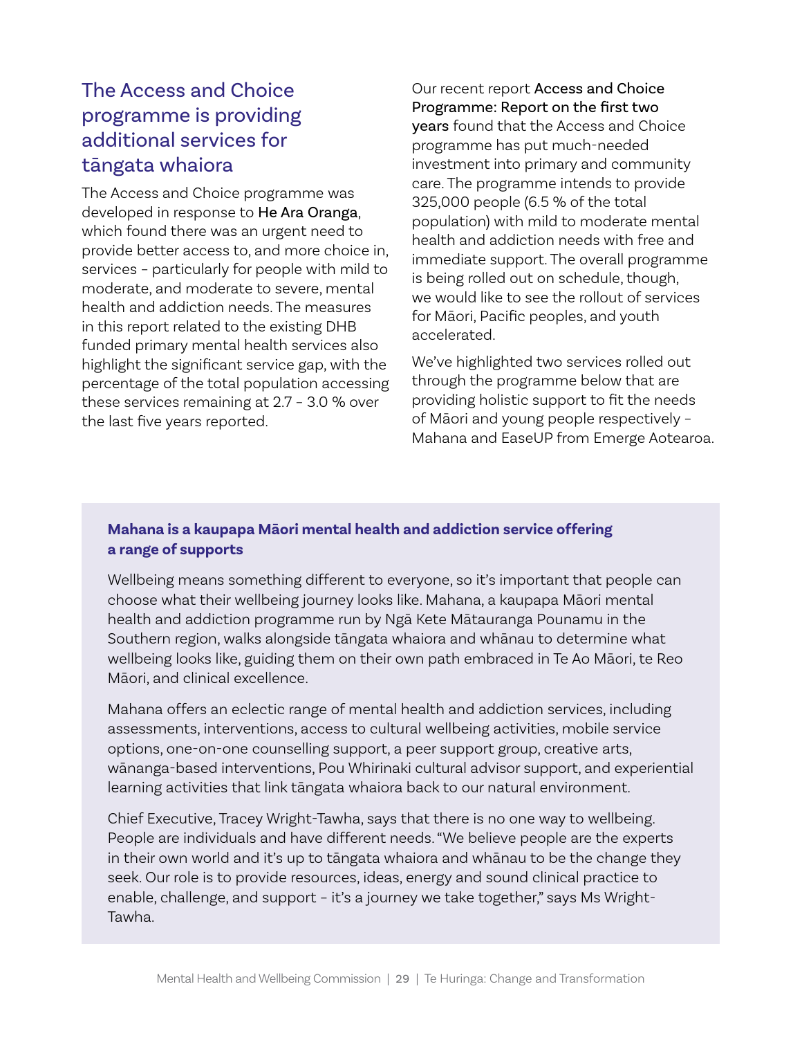## The Access and Choice programme is providing additional services for tāngata whaiora

The Access and Choice programme was developed in response to He Ara Oranga, which found there was an urgent need to provide better access to, and more choice in, services – particularly for people with mild to moderate, and moderate to severe, mental health and addiction needs. The measures in this report related to the existing DHB funded primary mental health services also highlight the significant service gap, with the percentage of the total population accessing these services remaining at 2.7 – 3.0 % over the last five years reported.

Our recent report Access and Choice Programme: Report on the first two years found that the Access and Choice programme has put much-needed investment into primary and community care. The programme intends to provide 325,000 people (6.5 % of the total population) with mild to moderate mental health and addiction needs with free and immediate support. The overall programme is being rolled out on schedule, though, we would like to see the rollout of services for Māori, Pacific peoples, and youth accelerated.

We've highlighted two services rolled out through the programme below that are providing holistic support to fit the needs of Māori and young people respectively – Mahana and EaseUP from Emerge Aotearoa.

**Mahana is a kaupapa Māori mental health and addiction service offering a range of supports**

Wellbeing means something different to everyone, so it's important that people can choose what their wellbeing journey looks like. Mahana, a kaupapa Māori mental health and addiction programme run by Ngā Kete Mātauranga Pounamu in the Southern region, walks alongside tāngata whaiora and whānau to determine what wellbeing looks like, guiding them on their own path embraced in Te Ao Māori, te Reo Māori, and clinical excellence.

Mahana offers an eclectic range of mental health and addiction services, including assessments, interventions, access to cultural wellbeing activities, mobile service options, one-on-one counselling support, a peer support group, creative arts, wānanga-based interventions, Pou Whirinaki cultural advisor support, and experiential learning activities that link tāngata whaiora back to our natural environment.

Chief Executive, Tracey Wright-Tawha, says that there is no one way to wellbeing. People are individuals and have different needs. "We believe people are the experts in their own world and it's up to tāngata whaiora and whānau to be the change they seek. Our role is to provide resources, ideas, energy and sound clinical practice to enable, challenge, and support – it's a journey we take together," says Ms Wright-Tawha.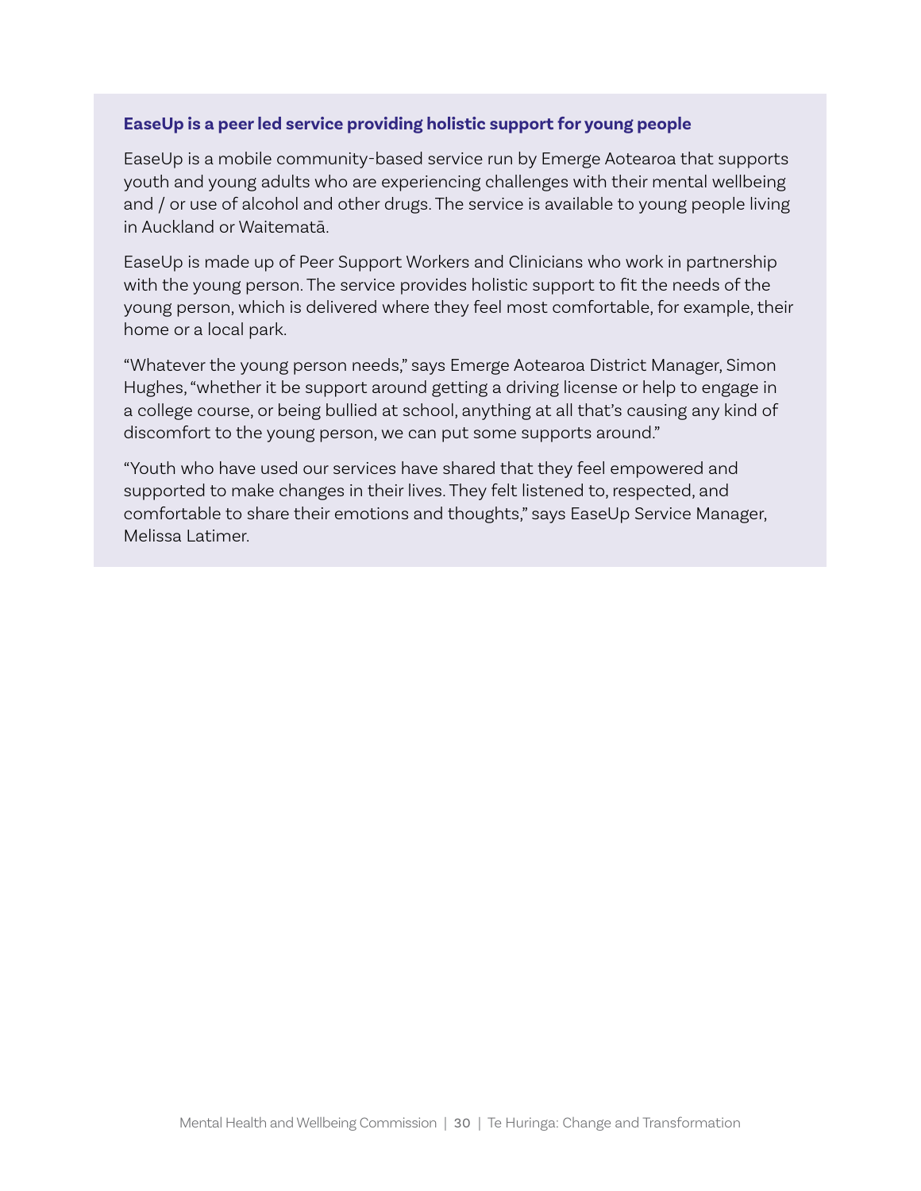**EaseUp is a peer led service providing holistic support for young people**

EaseUp is a mobile community-based service run by Emerge Aotearoa that supports youth and young adults who are experiencing challenges with their mental wellbeing and / or use of alcohol and other drugs. The service is available to young people living in Auckland or Waitematā.

EaseUp is made up of Peer Support Workers and Clinicians who work in partnership with the young person. The service provides holistic support to fit the needs of the young person, which is delivered where they feel most comfortable, for example, their home or a local park.

"Whatever the young person needs," says Emerge Aotearoa District Manager, Simon Hughes, "whether it be support around getting a driving license or help to engage in a college course, or being bullied at school, anything at all that's causing any kind of discomfort to the young person, we can put some supports around."

"Youth who have used our services have shared that they feel empowered and supported to make changes in their lives. They felt listened to, respected, and comfortable to share their emotions and thoughts," says EaseUp Service Manager, Melissa Latimer.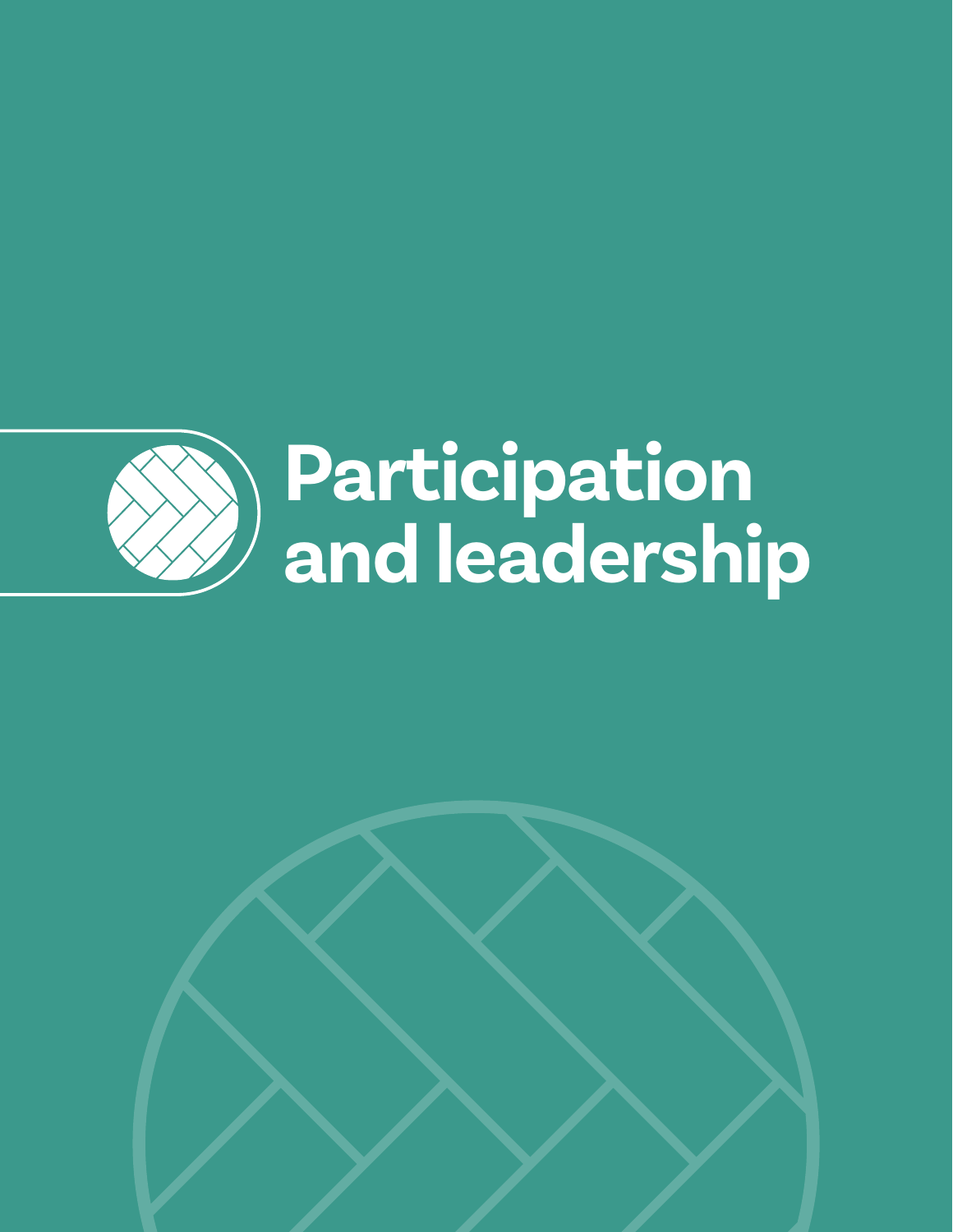# Participation and leadership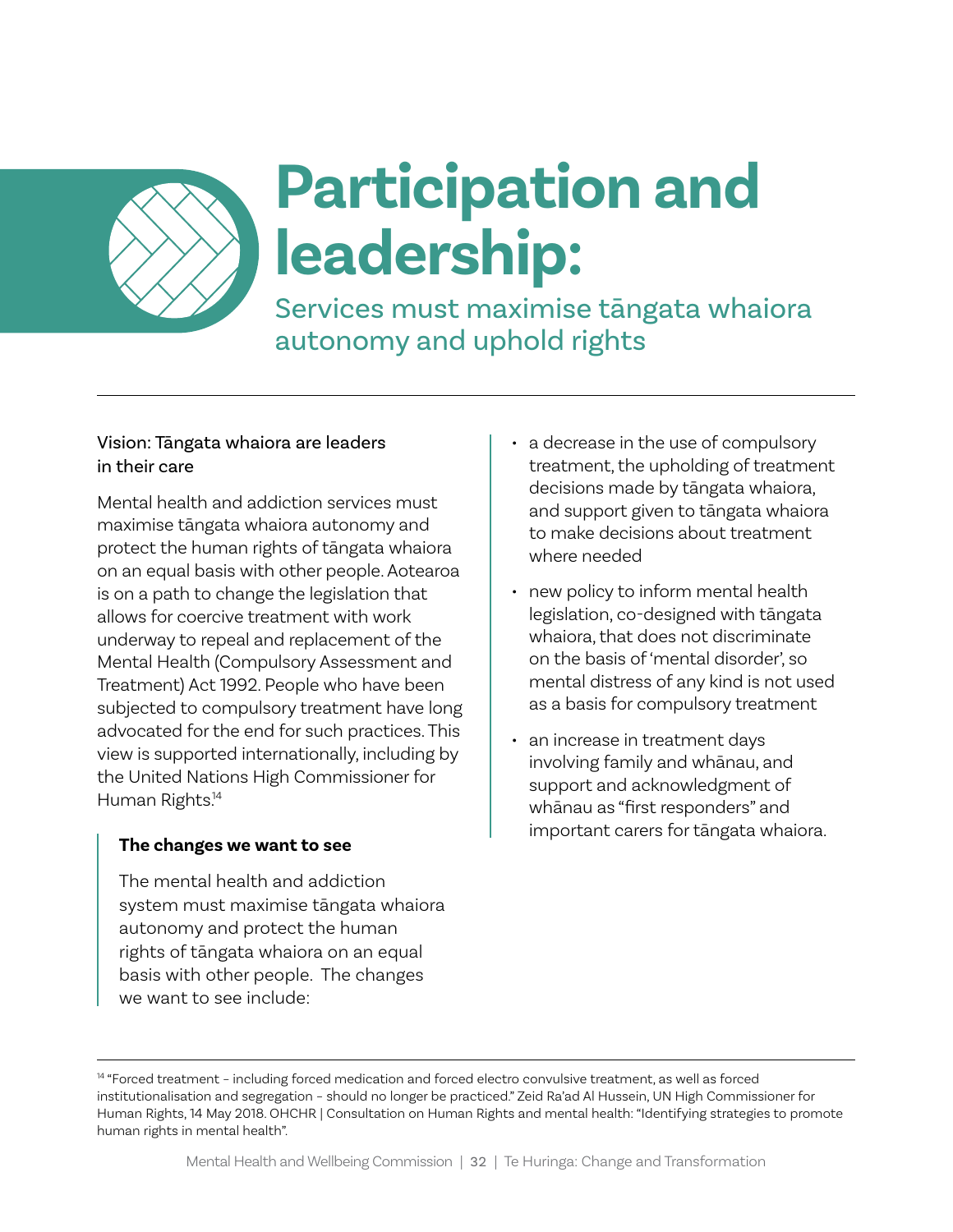# Participation and leadership:

## Services must maximise tāngata whaiora autonomy and uphold rights

Vision: Tāngata whaiora are leaders in their care

Mental health and addiction services must maximise tāngata whaiora autonomy and protect the human rights of tāngata whaiora on an equal basis with other people. Aotearoa is on a path to change the legislation that allows for coercive treatment with work underway to repeal and replacement of the Mental Health (Compulsory Assessment and Treatment) Act 1992. People who have been subjected to compulsory treatment have long advocated for the end for such practices. This view is supported internationally, including by the United Nations High Commissioner for Human Rights.[14]

**The changes we want to see**

The mental health and addiction system must maximise tāngata whaiora autonomy and protect the human rights of tāngata whaiora on an equal basis with other people. The changes we want to see include:

- a decrease in the use of compulsory treatment, the upholding of treatment decisions made by tāngata whaiora, and support given to tāngata whaiora to make decisions about treatment where needed
- new policy to inform mental health legislation, co-designed with tāngata whaiora, that does not discriminate on the basis of 'mental disorder', so mental distress of any kind is not used as a basis for compulsory treatment
- an increase in treatment days involving family and whānau, and support and acknowledgment of whānau as "first responders" and important carers for tāngata whaiora.

---

[14] "Forced treatment – including forced medication and forced electro convulsive treatment, as well as forced institutionalisation and segregation – should no longer be practiced." Zeid Ra'ad Al Hussein, UN High Commissioner for Human Rights, 14 May 2018. OHCHR | Consultation on Human Rights and mental health: "Identifying strategies to promote human rights in mental health".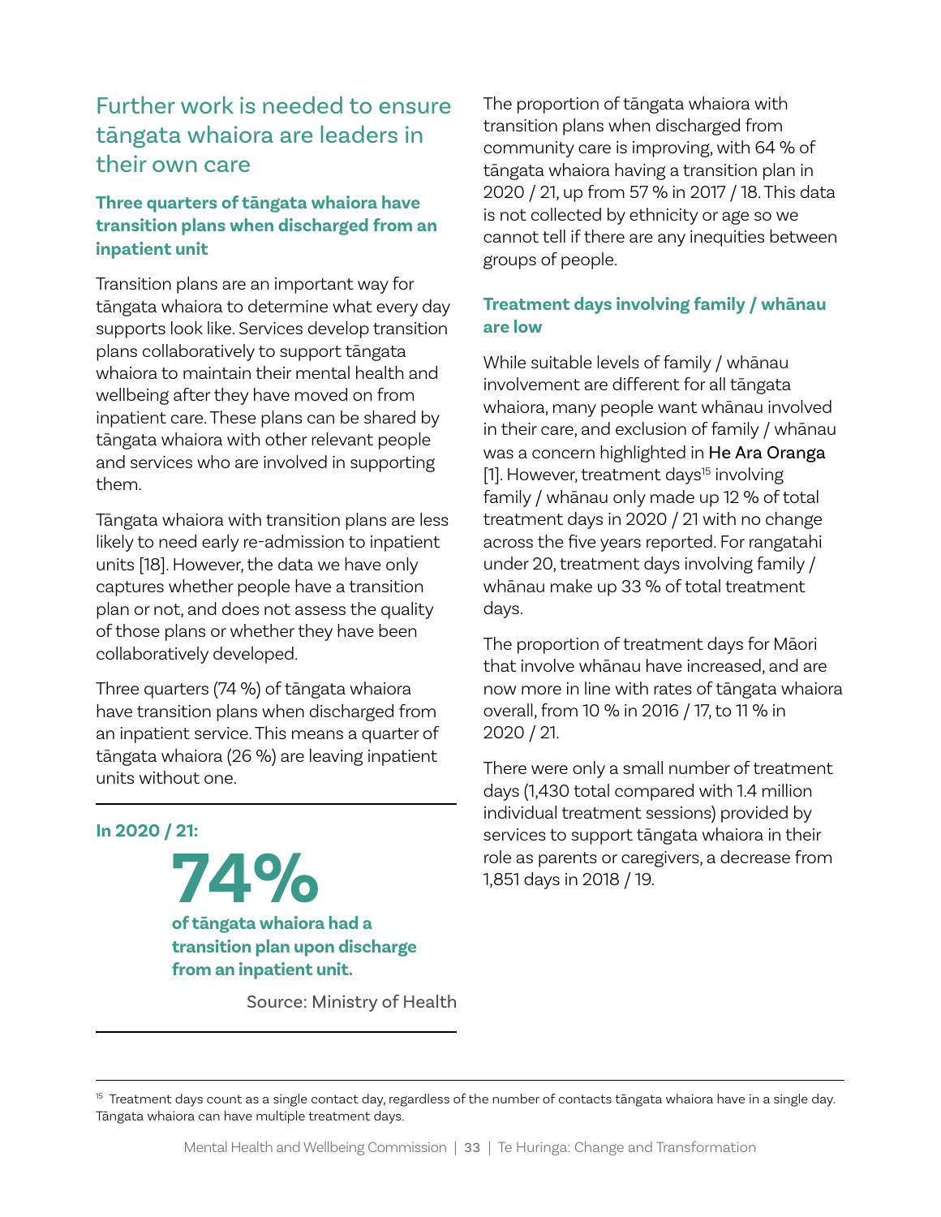## Further work is needed to ensure tāngata whaiora are leaders in their own care

### Three quarters of tāngata whaiora have transition plans when discharged from an inpatient unit

Transition plans are an important way for tāngata whaiora to determine what every day supports look like. Services develop transition plans collaboratively to support tāngata whaiora to maintain their mental health and wellbeing after they have moved on from inpatient care. These plans can be shared by tāngata whaiora with other relevant people and services who are involved in supporting them.

Tāngata whaiora with transition plans are less likely to need early re-admission to inpatient units [18]. However, the data we have only captures whether people have a transition plan or not, and does not assess the quality of those plans or whether they have been collaboratively developed.

Three quarters (74 %) of tāngata whaiora have transition plans when discharged from an inpatient service. This means a quarter of tāngata whaiora (26 %) are leaving inpatient units without one.

---

**In 2020 / 21:**

**74%**

**of tāngata whaiora had a transition plan upon discharge from an inpatient unit.**

Source: Ministry of Health

---

The proportion of tāngata whaiora with transition plans when discharged from community care is improving, with 64 % of tāngata whaiora having a transition plan in 2020 / 21, up from 57 % in 2017 / 18. This data is not collected by ethnicity or age so we cannot tell if there are any inequities between groups of people.

### Treatment days involving family / whānau are low

While suitable levels of family / whānau involvement are different for all tāngata whaiora, many people want whānau involved in their care, and exclusion of family / whānau was a concern highlighted in He Ara Oranga [1]. However, treatment days[15] involving family / whānau only made up 12 % of total treatment days in 2020 / 21 with no change across the five years reported. For rangatahi under 20, treatment days involving family / whānau make up 33 % of total treatment days.

The proportion of treatment days for Māori that involve whānau have increased, and are now more in line with rates of tāngata whaiora overall, from 10 % in 2016 / 17, to 11 % in 2020 / 21.

There were only a small number of treatment days (1,430 total compared with 1.4 million individual treatment sessions) provided by services to support tāngata whaiora in their role as parents or caregivers, a decrease from 1,851 days in 2018 / 19.

---

[15] Treatment days count as a single contact day, regardless of the number of contacts tāngata whaiora have in a single day. Tāngata whaiora can have multiple treatment days.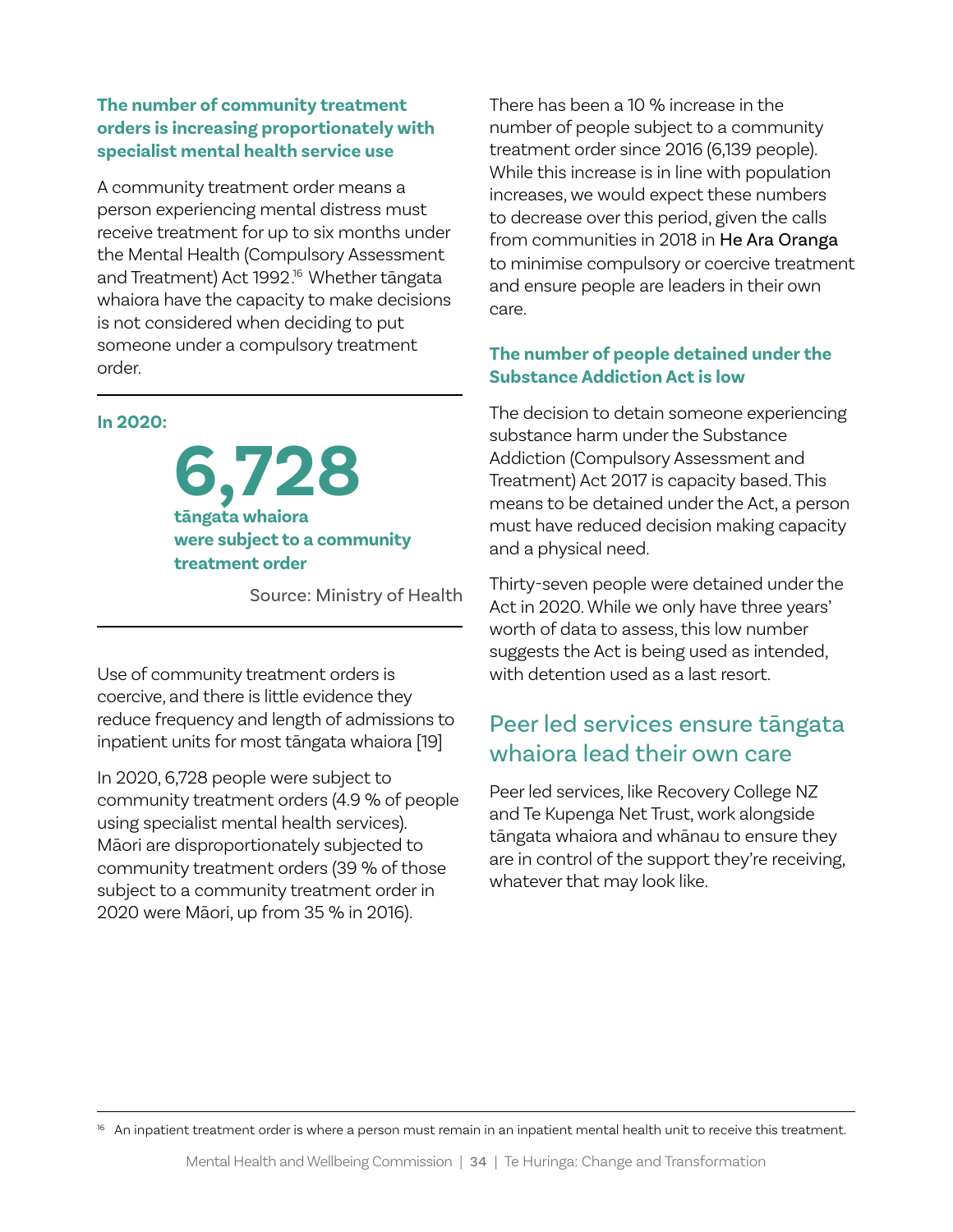### The number of community treatment orders is increasing proportionately with specialist mental health service use

A community treatment order means a person experiencing mental distress must receive treatment for up to six months under the Mental Health (Compulsory Assessment and Treatment) Act 1992.[16] Whether tāngata whaiora have the capacity to make decisions is not considered when deciding to put someone under a compulsory treatment order.

**In 2020:**

**6,728**
**tāngata whaiora were subject to a community treatment order**

Source: Ministry of Health

Use of community treatment orders is coercive, and there is little evidence they reduce frequency and length of admissions to inpatient units for most tāngata whaiora [19]

In 2020, 6,728 people were subject to community treatment orders (4.9 % of people using specialist mental health services). Māori are disproportionately subjected to community treatment orders (39 % of those subject to a community treatment order in 2020 were Māori, up from 35 % in 2016).

There has been a 10 % increase in the number of people subject to a community treatment order since 2016 (6,139 people). While this increase is in line with population increases, we would expect these numbers to decrease over this period, given the calls from communities in 2018 in He Ara Oranga to minimise compulsory or coercive treatment and ensure people are leaders in their own care.

### The number of people detained under the Substance Addiction Act is low

The decision to detain someone experiencing substance harm under the Substance Addiction (Compulsory Assessment and Treatment) Act 2017 is capacity based. This means to be detained under the Act, a person must have reduced decision making capacity and a physical need.

Thirty-seven people were detained under the Act in 2020. While we only have three years' worth of data to assess, this low number suggests the Act is being used as intended, with detention used as a last resort.

## Peer led services ensure tāngata whaiora lead their own care

Peer led services, like Recovery College NZ and Te Kupenga Net Trust, work alongside tāngata whaiora and whānau to ensure they are in control of the support they're receiving, whatever that may look like.

[16] An inpatient treatment order is where a person must remain in an inpatient mental health unit to receive this treatment.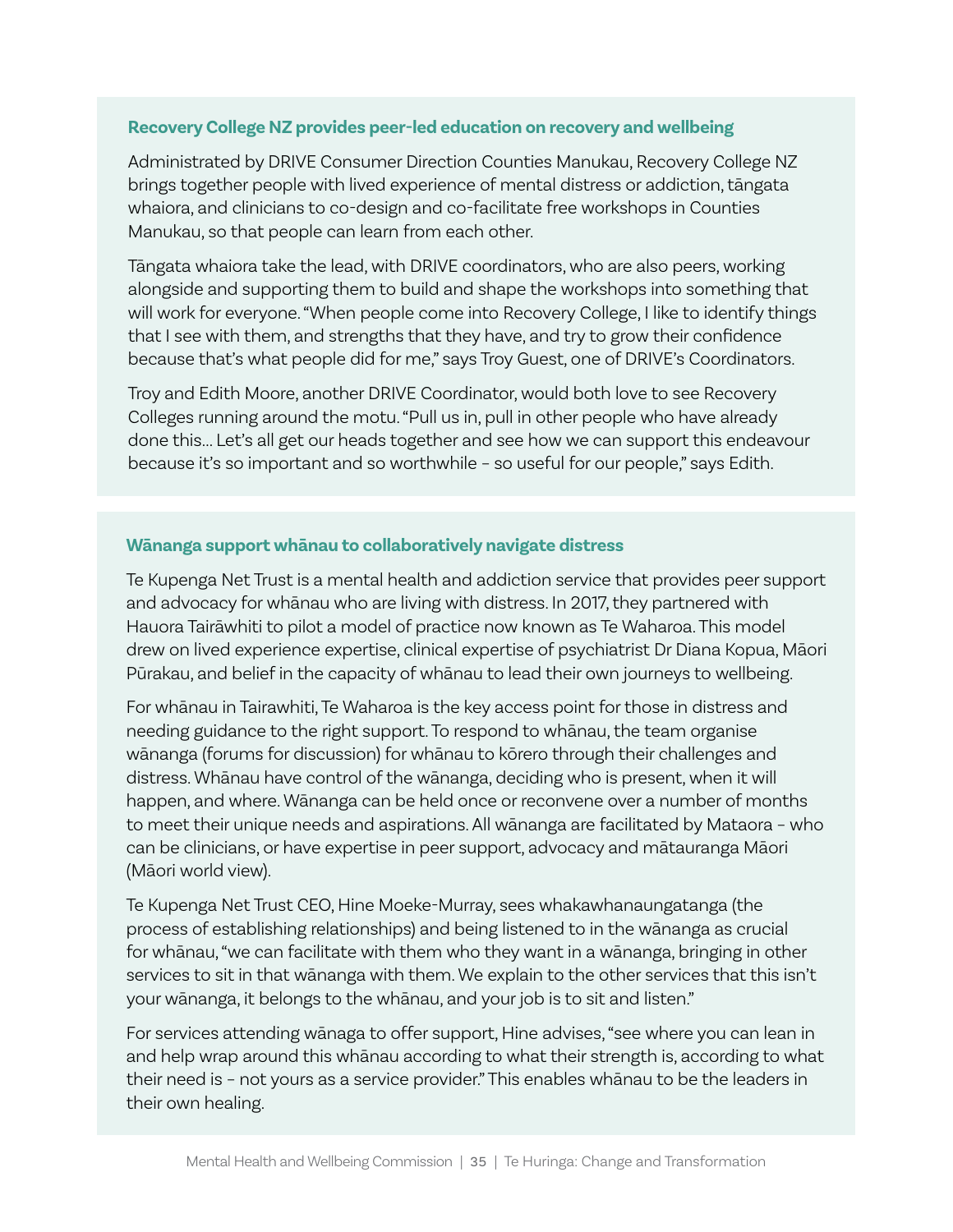### Recovery College NZ provides peer-led education on recovery and wellbeing

Administrated by DRIVE Consumer Direction Counties Manukau, Recovery College NZ brings together people with lived experience of mental distress or addiction, tāngata whaiora, and clinicians to co-design and co-facilitate free workshops in Counties Manukau, so that people can learn from each other.

Tāngata whaiora take the lead, with DRIVE coordinators, who are also peers, working alongside and supporting them to build and shape the workshops into something that will work for everyone. "When people come into Recovery College, I like to identify things that I see with them, and strengths that they have, and try to grow their confidence because that's what people did for me," says Troy Guest, one of DRIVE's Coordinators.

Troy and Edith Moore, another DRIVE Coordinator, would both love to see Recovery Colleges running around the motu. "Pull us in, pull in other people who have already done this… Let's all get our heads together and see how we can support this endeavour because it's so important and so worthwhile – so useful for our people," says Edith.

### Wānanga support whānau to collaboratively navigate distress

Te Kupenga Net Trust is a mental health and addiction service that provides peer support and advocacy for whānau who are living with distress. In 2017, they partnered with Hauora Tairāwhiti to pilot a model of practice now known as Te Waharoa. This model drew on lived experience expertise, clinical expertise of psychiatrist Dr Diana Kopua, Māori Pūrakau, and belief in the capacity of whānau to lead their own journeys to wellbeing.

For whānau in Tairawhiti, Te Waharoa is the key access point for those in distress and needing guidance to the right support. To respond to whānau, the team organise wānanga (forums for discussion) for whānau to kōrero through their challenges and distress. Whānau have control of the wānanga, deciding who is present, when it will happen, and where. Wānanga can be held once or reconvene over a number of months to meet their unique needs and aspirations. All wānanga are facilitated by Mataora – who can be clinicians, or have expertise in peer support, advocacy and mātauranga Māori (Māori world view).

Te Kupenga Net Trust CEO, Hine Moeke-Murray, sees whakawhanaungatanga (the process of establishing relationships) and being listened to in the wānanga as crucial for whānau, "we can facilitate with them who they want in a wānanga, bringing in other services to sit in that wānanga with them. We explain to the other services that this isn't your wānanga, it belongs to the whānau, and your job is to sit and listen."

For services attending wānaga to offer support, Hine advises, "see where you can lean in and help wrap around this whānau according to what their strength is, according to what their need is – not yours as a service provider." This enables whānau to be the leaders in their own healing.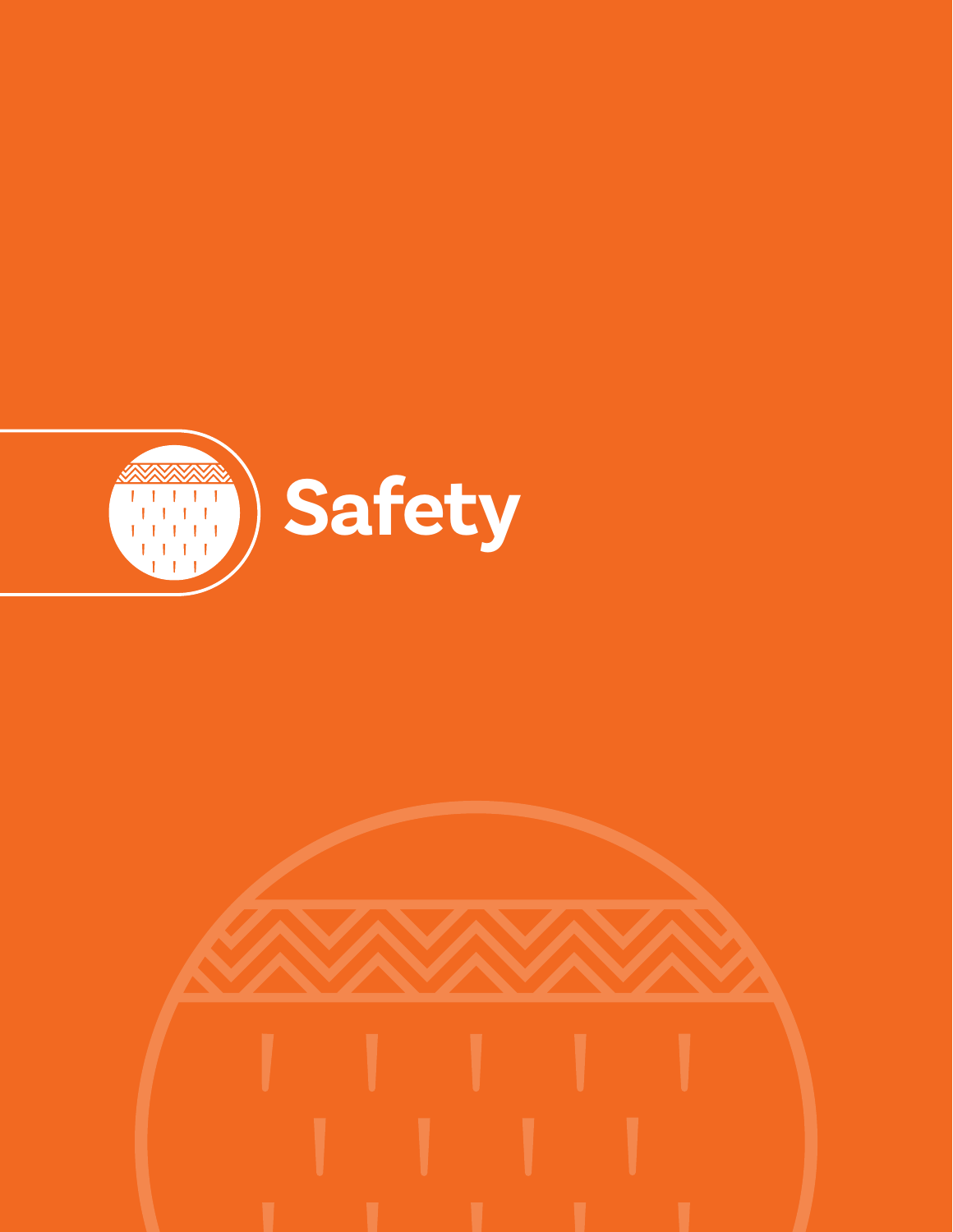# Safety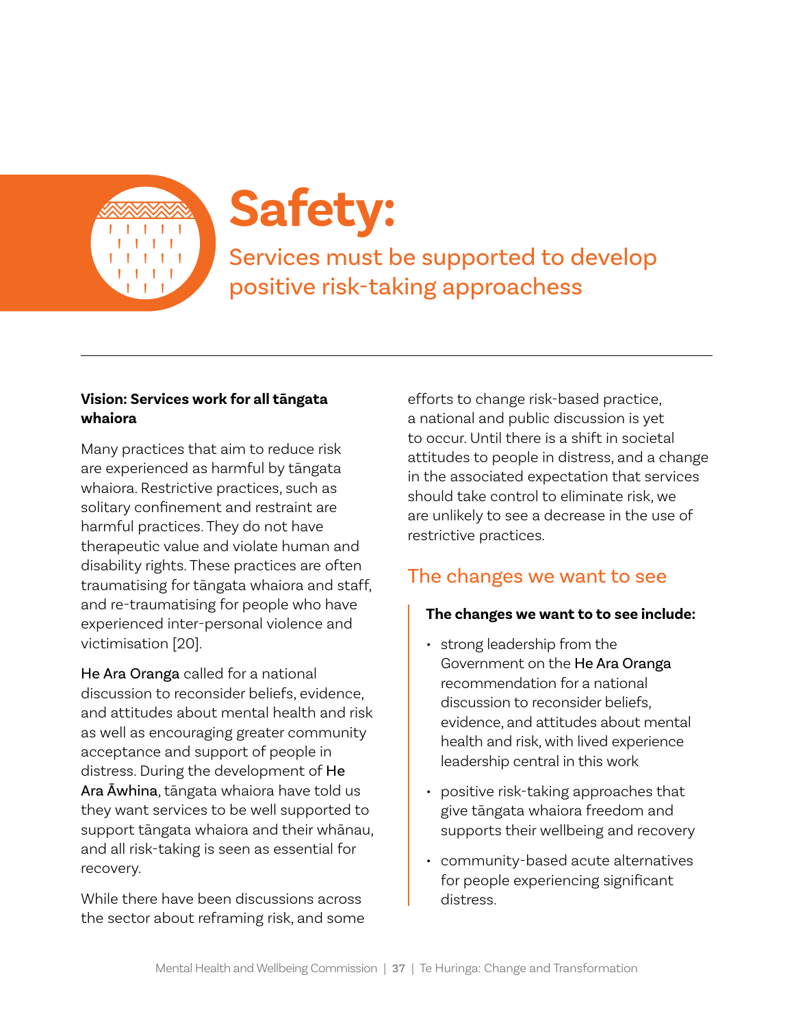# Safety:

## Services must be supported to develop positive risk-taking approachess

**Vision: Services work for all tāngata whaiora**

Many practices that aim to reduce risk are experienced as harmful by tāngata whaiora. Restrictive practices, such as solitary confinement and restraint are harmful practices. They do not have therapeutic value and violate human and disability rights. These practices are often traumatising for tāngata whaiora and staff, and re-traumatising for people who have experienced inter-personal violence and victimisation [20].

He Ara Oranga called for a national discussion to reconsider beliefs, evidence, and attitudes about mental health and risk as well as encouraging greater community acceptance and support of people in distress. During the development of He Ara Āwhina, tāngata whaiora have told us they want services to be well supported to support tāngata whaiora and their whānau, and all risk-taking is seen as essential for recovery.

While there have been discussions across the sector about reframing risk, and some efforts to change risk-based practice, a national and public discussion is yet to occur. Until there is a shift in societal attitudes to people in distress, and a change in the associated expectation that services should take control to eliminate risk, we are unlikely to see a decrease in the use of restrictive practices.

### The changes we want to see

**The changes we want to to see include:**

- strong leadership from the Government on the He Ara Oranga recommendation for a national discussion to reconsider beliefs, evidence, and attitudes about mental health and risk, with lived experience leadership central in this work
- positive risk-taking approaches that give tāngata whaiora freedom and supports their wellbeing and recovery
- community-based acute alternatives for people experiencing significant distress.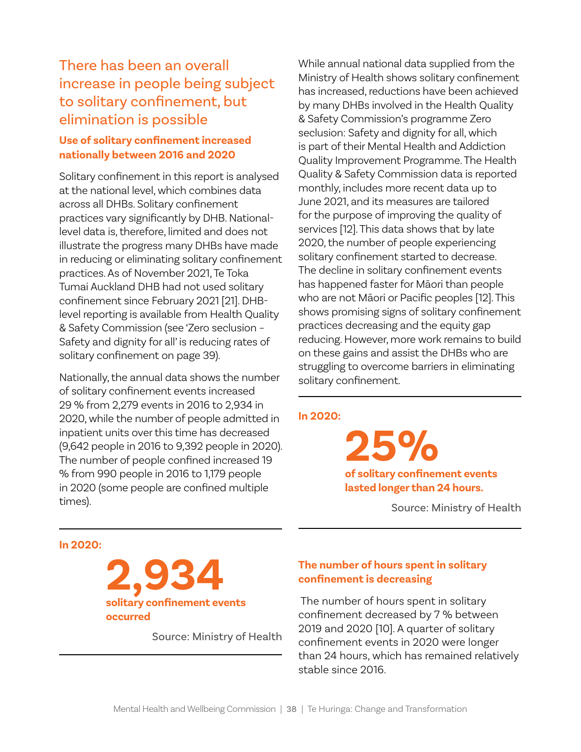## There has been an overall increase in people being subject to solitary confinement, but elimination is possible

### Use of solitary confinement increased nationally between 2016 and 2020

Solitary confinement in this report is analysed at the national level, which combines data across all DHBs. Solitary confinement practices vary significantly by DHB. National-level data is, therefore, limited and does not illustrate the progress many DHBs have made in reducing or eliminating solitary confinement practices. As of November 2021, Te Toka Tumai Auckland DHB had not used solitary confinement since February 2021 [21]. DHB-level reporting is available from Health Quality & Safety Commission (see 'Zero seclusion – Safety and dignity for all' is reducing rates of solitary confinement on page 39).

Nationally, the annual data shows the number of solitary confinement events increased 29 % from 2,279 events in 2016 to 2,934 in 2020, while the number of people admitted in inpatient units over this time has decreased (9,642 people in 2016 to 9,392 people in 2020). The number of people confined increased 19 % from 990 people in 2016 to 1,179 people in 2020 (some people are confined multiple times).

**In 2020:**

**2,934**

**solitary confinement events occurred**

Source: Ministry of Health

While annual national data supplied from the Ministry of Health shows solitary confinement has increased, reductions have been achieved by many DHBs involved in the Health Quality & Safety Commission's programme Zero seclusion: Safety and dignity for all, which is part of their Mental Health and Addiction Quality Improvement Programme. The Health Quality & Safety Commission data is reported monthly, includes more recent data up to June 2021, and its measures are tailored for the purpose of improving the quality of services [12]. This data shows that by late 2020, the number of people experiencing solitary confinement started to decrease. The decline in solitary confinement events has happened faster for Māori than people who are not Māori or Pacific peoples [12]. This shows promising signs of solitary confinement practices decreasing and the equity gap reducing. However, more work remains to build on these gains and assist the DHBs who are struggling to overcome barriers in eliminating solitary confinement.

**In 2020:**

**25%**

**of solitary confinement events lasted longer than 24 hours.**

Source: Ministry of Health

### The number of hours spent in solitary confinement is decreasing

The number of hours spent in solitary confinement decreased by 7 % between 2019 and 2020 [10]. A quarter of solitary confinement events in 2020 were longer than 24 hours, which has remained relatively stable since 2016.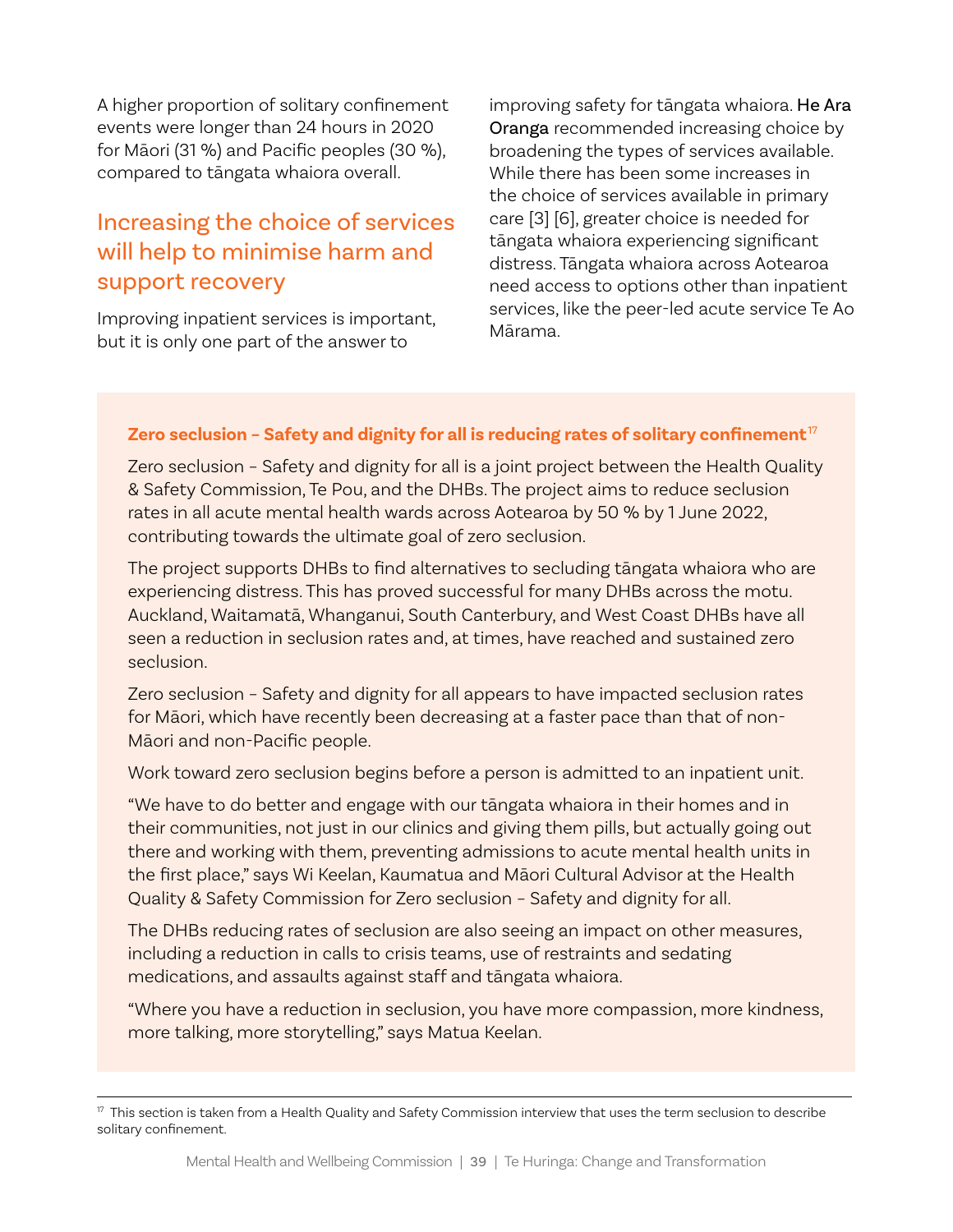A higher proportion of solitary confinement events were longer than 24 hours in 2020 for Māori (31 %) and Pacific peoples (30 %), compared to tāngata whaiora overall.

## Increasing the choice of services will help to minimise harm and support recovery

Improving inpatient services is important, but it is only one part of the answer to improving safety for tāngata whaiora. He Ara Oranga recommended increasing choice by broadening the types of services available. While there has been some increases in the choice of services available in primary care [3] [6], greater choice is needed for tāngata whaiora experiencing significant distress. Tāngata whaiora across Aotearoa need access to options other than inpatient services, like the peer-led acute service Te Ao Mārama.

**Zero seclusion – Safety and dignity for all is reducing rates of solitary confinement**[17]

Zero seclusion – Safety and dignity for all is a joint project between the Health Quality & Safety Commission, Te Pou, and the DHBs. The project aims to reduce seclusion rates in all acute mental health wards across Aotearoa by 50 % by 1 June 2022, contributing towards the ultimate goal of zero seclusion.

The project supports DHBs to find alternatives to secluding tāngata whaiora who are experiencing distress. This has proved successful for many DHBs across the motu. Auckland, Waitematā, Whanganui, South Canterbury, and West Coast DHBs have all seen a reduction in seclusion rates and, at times, have reached and sustained zero seclusion.

Zero seclusion – Safety and dignity for all appears to have impacted seclusion rates for Māori, which have recently been decreasing at a faster pace than that of non-Māori and non-Pacific people.

Work toward zero seclusion begins before a person is admitted to an inpatient unit.

"We have to do better and engage with our tāngata whaiora in their homes and in their communities, not just in our clinics and giving them pills, but actually going out there and working with them, preventing admissions to acute mental health units in the first place," says Wi Keelan, Kaumatua and Māori Cultural Advisor at the Health Quality & Safety Commission for Zero seclusion – Safety and dignity for all.

The DHBs reducing rates of seclusion are also seeing an impact on other measures, including a reduction in calls to crisis teams, use of restraints and sedating medications, and assaults against staff and tāngata whaiora.

"Where you have a reduction in seclusion, you have more compassion, more kindness, more talking, more storytelling," says Matua Keelan.

[17] This section is taken from a Health Quality and Safety Commission interview that uses the term seclusion to describe solitary confinement.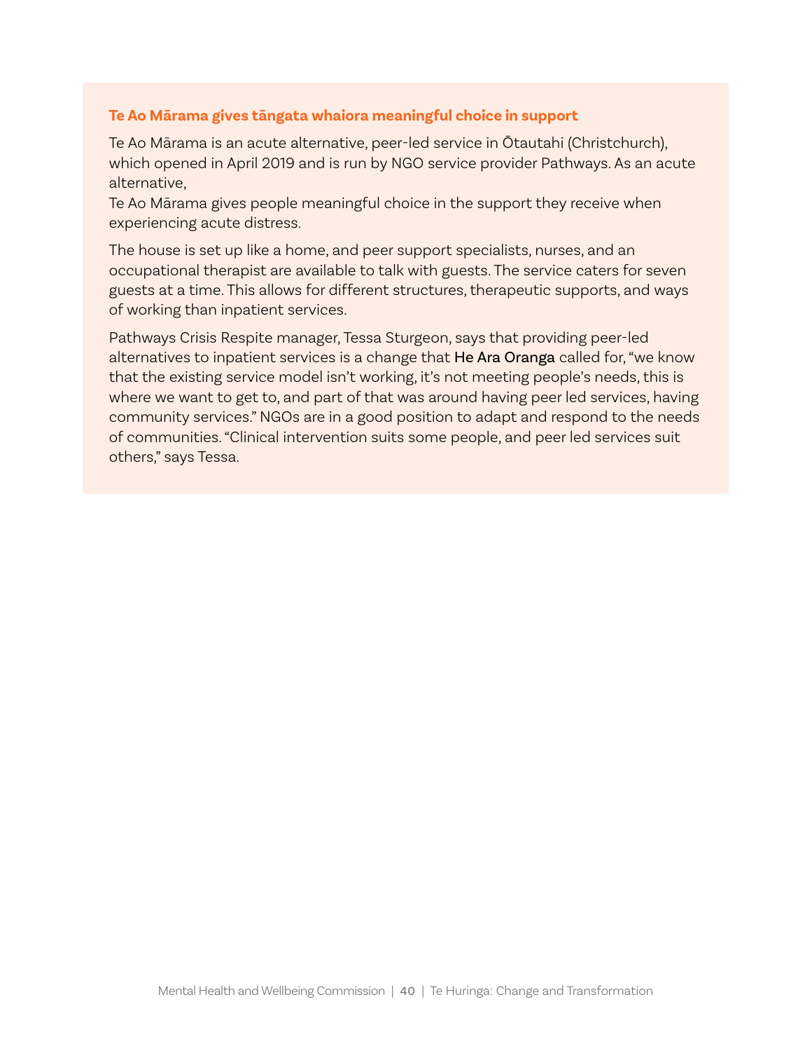### Te Ao Mārama gives tāngata whaiora meaningful choice in support

Te Ao Mārama is an acute alternative, peer-led service in Ōtautahi (Christchurch), which opened in April 2019 and is run by NGO service provider Pathways. As an acute alternative,
Te Ao Mārama gives people meaningful choice in the support they receive when experiencing acute distress.

The house is set up like a home, and peer support specialists, nurses, and an occupational therapist are available to talk with guests. The service caters for seven guests at a time. This allows for different structures, therapeutic supports, and ways of working than inpatient services.

Pathways Crisis Respite manager, Tessa Sturgeon, says that providing peer-led alternatives to inpatient services is a change that He Ara Oranga called for, "we know that the existing service model isn't working, it's not meeting people's needs, this is where we want to get to, and part of that was around having peer led services, having community services." NGOs are in a good position to adapt and respond to the needs of communities. "Clinical intervention suits some people, and peer led services suit others," says Tessa.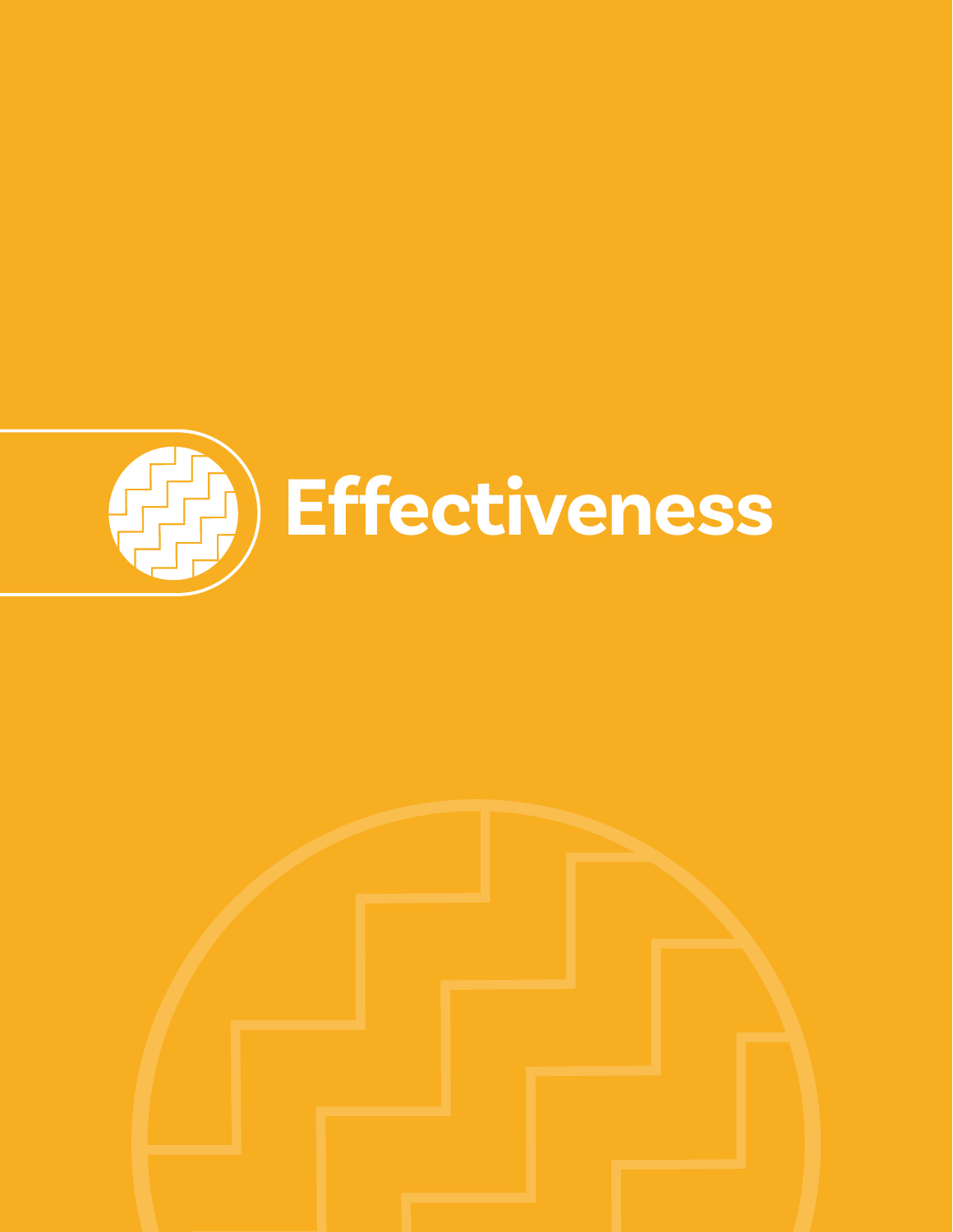# Effectiveness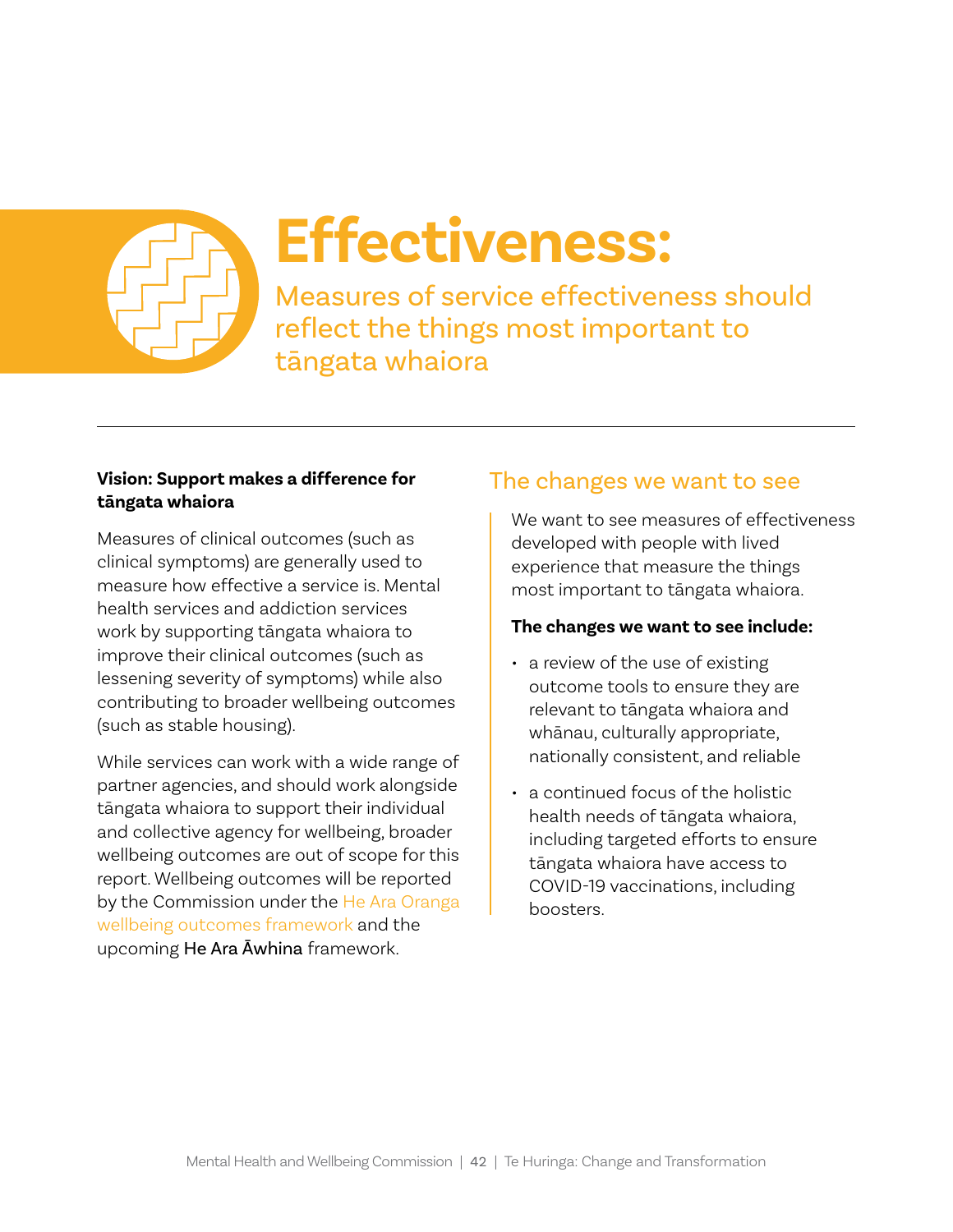# Effectiveness:

## Measures of service effectiveness should reflect the things most important to tāngata whaiora

**Vision: Support makes a difference for tāngata whaiora**

Measures of clinical outcomes (such as clinical symptoms) are generally used to measure how effective a service is. Mental health services and addiction services work by supporting tāngata whaiora to improve their clinical outcomes (such as lessening severity of symptoms) while also contributing to broader wellbeing outcomes (such as stable housing).

While services can work with a wide range of partner agencies, and should work alongside tāngata whaiora to support their individual and collective agency for wellbeing, broader wellbeing outcomes are out of scope for this report. Wellbeing outcomes will be reported by the Commission under the He Ara Oranga wellbeing outcomes framework and the upcoming He Ara Āwhina framework.

### The changes we want to see

We want to see measures of effectiveness developed with people with lived experience that measure the things most important to tāngata whaiora.

**The changes we want to see include:**

- a review of the use of existing outcome tools to ensure they are relevant to tāngata whaiora and whānau, culturally appropriate, nationally consistent, and reliable
- a continued focus of the holistic health needs of tāngata whaiora, including targeted efforts to ensure tāngata whaiora have access to COVID-19 vaccinations, including boosters.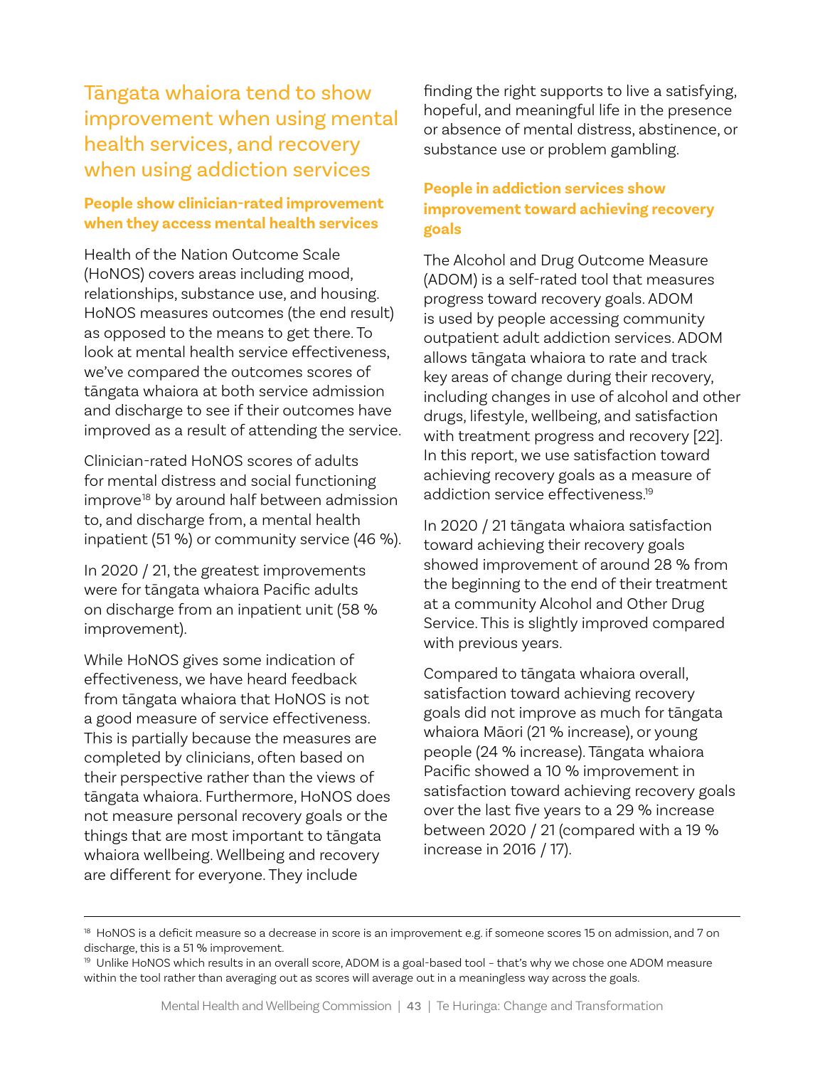## Tāngata whaiora tend to show improvement when using mental health services, and recovery when using addiction services

### People show clinician-rated improvement when they access mental health services

Health of the Nation Outcome Scale (HoNOS) covers areas including mood, relationships, substance use, and housing. HoNOS measures outcomes (the end result) as opposed to the means to get there. To look at mental health service effectiveness, we've compared the outcomes scores of tāngata whaiora at both service admission and discharge to see if their outcomes have improved as a result of attending the service.

Clinician-rated HoNOS scores of adults for mental distress and social functioning improve[18] by around half between admission to, and discharge from, a mental health inpatient (51 %) or community service (46 %).

In 2020 / 21, the greatest improvements were for tāngata whaiora Pacific adults on discharge from an inpatient unit (58 % improvement).

While HoNOS gives some indication of effectiveness, we have heard feedback from tāngata whaiora that HoNOS is not a good measure of service effectiveness. This is partially because the measures are completed by clinicians, often based on their perspective rather than the views of tāngata whaiora. Furthermore, HoNOS does not measure personal recovery goals or the things that are most important to tāngata whaiora wellbeing. Wellbeing and recovery are different for everyone. They include finding the right supports to live a satisfying, hopeful, and meaningful life in the presence or absence of mental distress, abstinence, or substance use or problem gambling.

### People in addiction services show improvement toward achieving recovery goals

The Alcohol and Drug Outcome Measure (ADOM) is a self-rated tool that measures progress toward recovery goals. ADOM is used by people accessing community outpatient adult addiction services. ADOM allows tāngata whaiora to rate and track key areas of change during their recovery, including changes in use of alcohol and other drugs, lifestyle, wellbeing, and satisfaction with treatment progress and recovery [22]. In this report, we use satisfaction toward achieving recovery goals as a measure of addiction service effectiveness.[19]

In 2020 / 21 tāngata whaiora satisfaction toward achieving their recovery goals showed improvement of around 28 % from the beginning to the end of their treatment at a community Alcohol and Other Drug Service. This is slightly improved compared with previous years.

Compared to tāngata whaiora overall, satisfaction toward achieving recovery goals did not improve as much for tāngata whaiora Māori (21 % increase), or young people (24 % increase). Tāngata whaiora Pacific showed a 10 % improvement in satisfaction toward achieving recovery goals over the last five years to a 29 % increase between 2020 / 21 (compared with a 19 % increase in 2016 / 17).

---

[18] HoNOS is a deficit measure so a decrease in score is an improvement e.g. if someone scores 15 on admission, and 7 on discharge, this is a 51 % improvement.

[19] Unlike HoNOS which results in an overall score, ADOM is a goal-based tool – that's why we chose one ADOM measure within the tool rather than averaging out as scores will average out in a meaningless way across the goals.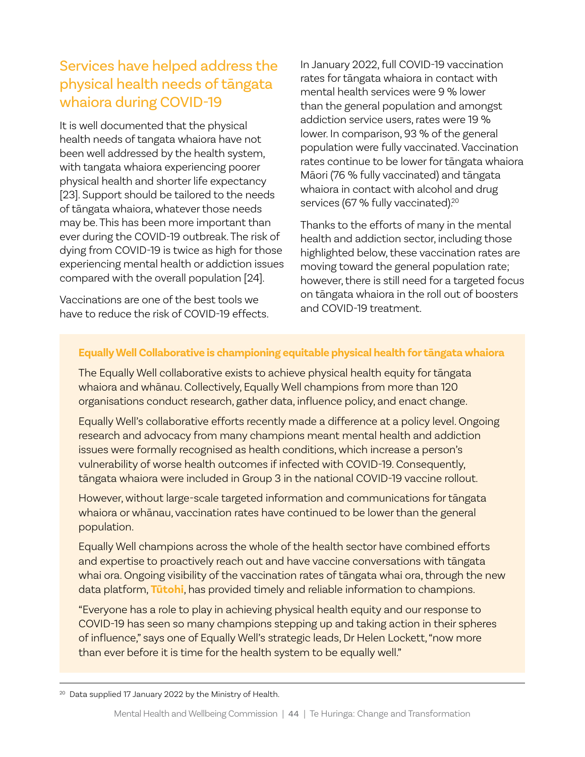## Services have helped address the physical health needs of tāngata whaiora during COVID-19

It is well documented that the physical health needs of tangata whaiora have not been well addressed by the health system, with tangata whaiora experiencing poorer physical health and shorter life expectancy [23]. Support should be tailored to the needs of tāngata whaiora, whatever those needs may be. This has been more important than ever during the COVID-19 outbreak. The risk of dying from COVID-19 is twice as high for those experiencing mental health or addiction issues compared with the overall population [24].

Vaccinations are one of the best tools we have to reduce the risk of COVID-19 effects.

In January 2022, full COVID-19 vaccination rates for tāngata whaiora in contact with mental health services were 9 % lower than the general population and amongst addiction service users, rates were 19 % lower. In comparison, 93 % of the general population were fully vaccinated. Vaccination rates continue to be lower for tāngata whaiora Māori (76 % fully vaccinated) and tāngata whaiora in contact with alcohol and drug services (67 % fully vaccinated).[20]

Thanks to the efforts of many in the mental health and addiction sector, including those highlighted below, these vaccination rates are moving toward the general population rate; however, there is still need for a targeted focus on tāngata whaiora in the roll out of boosters and COVID-19 treatment.

**Equally Well Collaborative is championing equitable physical health for tāngata whaiora**

The Equally Well collaborative exists to achieve physical health equity for tāngata whaiora and whānau. Collectively, Equally Well champions from more than 120 organisations conduct research, gather data, influence policy, and enact change.

Equally Well's collaborative efforts recently made a difference at a policy level. Ongoing research and advocacy from many champions meant mental health and addiction issues were formally recognised as health conditions, which increase a person's vulnerability of worse health outcomes if infected with COVID-19. Consequently, tāngata whaiora were included in Group 3 in the national COVID-19 vaccine rollout.

However, without large-scale targeted information and communications for tāngata whaiora or whānau, vaccination rates have continued to be lower than the general population.

Equally Well champions across the whole of the health sector have combined efforts and expertise to proactively reach out and have vaccine conversations with tāngata whai ora. Ongoing visibility of the vaccination rates of tāngata whai ora, through the new data platform, **Tūtohi**, has provided timely and reliable information to champions.

"Everyone has a role to play in achieving physical health equity and our response to COVID-19 has seen so many champions stepping up and taking action in their spheres of influence," says one of Equally Well's strategic leads, Dr Helen Lockett, "now more than ever before it is time for the health system to be equally well."

---

[20] Data supplied 17 January 2022 by the Ministry of Health.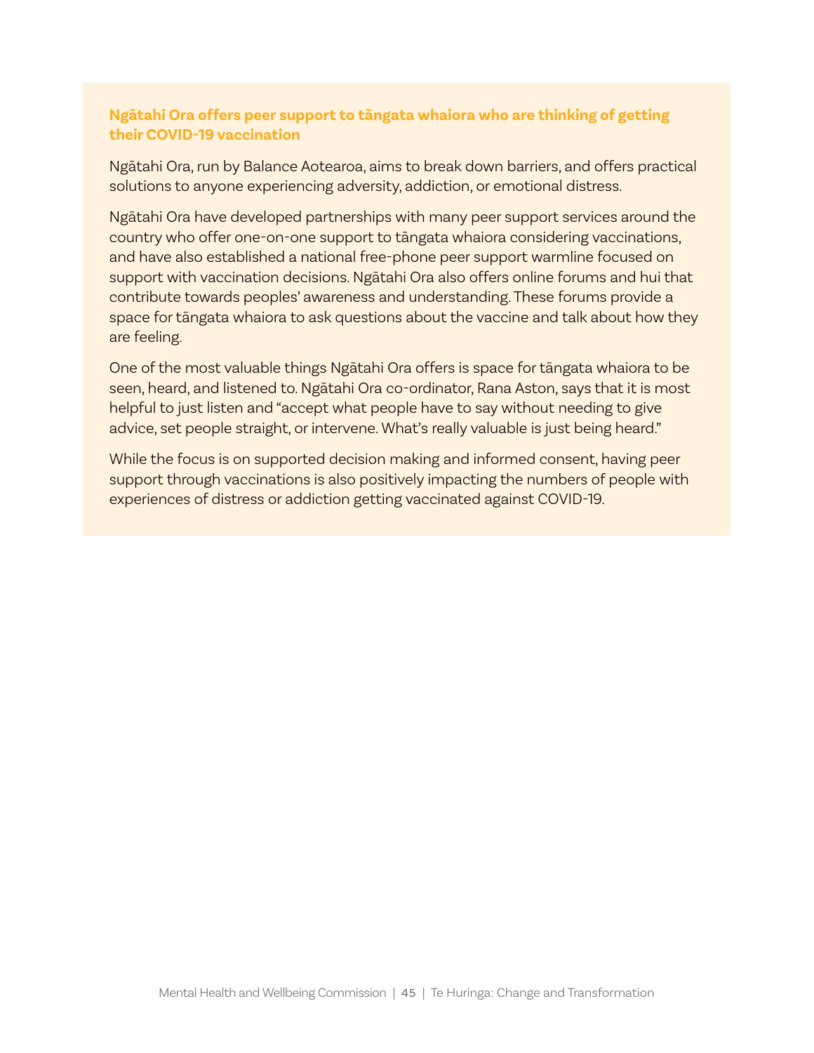### Ngātahi Ora offers peer support to tāngata whaiora who are thinking of getting their COVID-19 vaccination

Ngātahi Ora, run by Balance Aotearoa, aims to break down barriers, and offers practical solutions to anyone experiencing adversity, addiction, or emotional distress.

Ngātahi Ora have developed partnerships with many peer support services around the country who offer one-on-one support to tāngata whaiora considering vaccinations, and have also established a national free-phone peer support warmline focused on support with vaccination decisions. Ngātahi Ora also offers online forums and hui that contribute towards peoples' awareness and understanding. These forums provide a space for tāngata whaiora to ask questions about the vaccine and talk about how they are feeling.

One of the most valuable things Ngātahi Ora offers is space for tāngata whaiora to be seen, heard, and listened to. Ngātahi Ora co-ordinator, Rana Aston, says that it is most helpful to just listen and "accept what people have to say without needing to give advice, set people straight, or intervene. What's really valuable is just being heard."

While the focus is on supported decision making and informed consent, having peer support through vaccinations is also positively impacting the numbers of people with experiences of distress or addiction getting vaccinated against COVID-19.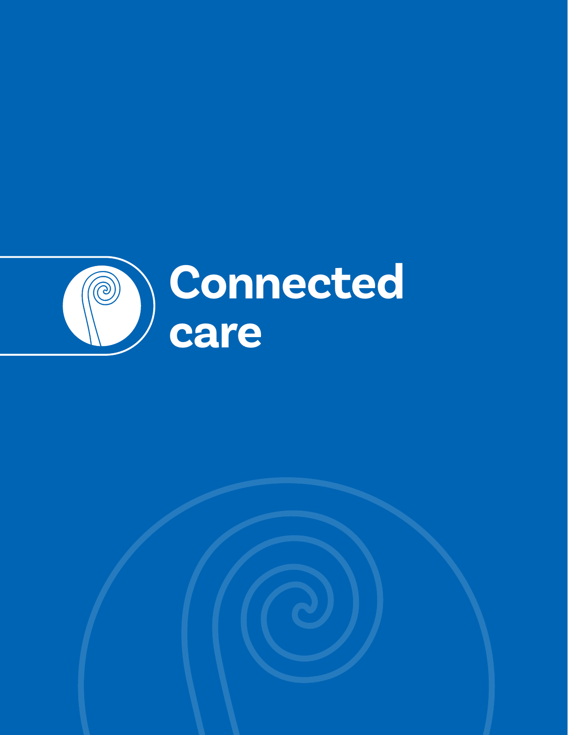# Connected care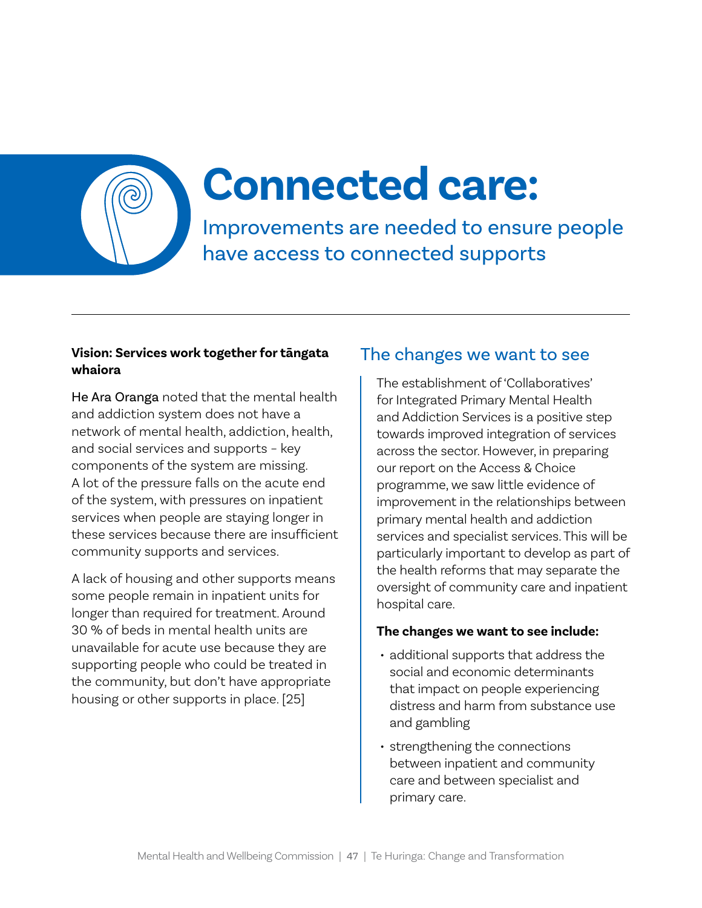# Connected care:

## Improvements are needed to ensure people have access to connected supports

**Vision: Services work together for tāngata whaiora**

He Ara Oranga noted that the mental health and addiction system does not have a network of mental health, addiction, health, and social services and supports – key components of the system are missing. A lot of the pressure falls on the acute end of the system, with pressures on inpatient services when people are staying longer in these services because there are insufficient community supports and services.

A lack of housing and other supports means some people remain in inpatient units for longer than required for treatment. Around 30 % of beds in mental health units are unavailable for acute use because they are supporting people who could be treated in the community, but don't have appropriate housing or other supports in place. [25]

### The changes we want to see

The establishment of 'Collaboratives' for Integrated Primary Mental Health and Addiction Services is a positive step towards improved integration of services across the sector. However, in preparing our report on the Access & Choice programme, we saw little evidence of improvement in the relationships between primary mental health and addiction services and specialist services. This will be particularly important to develop as part of the health reforms that may separate the oversight of community care and inpatient hospital care.

**The changes we want to see include:**

- additional supports that address the social and economic determinants that impact on people experiencing distress and harm from substance use and gambling
- strengthening the connections between inpatient and community care and between specialist and primary care.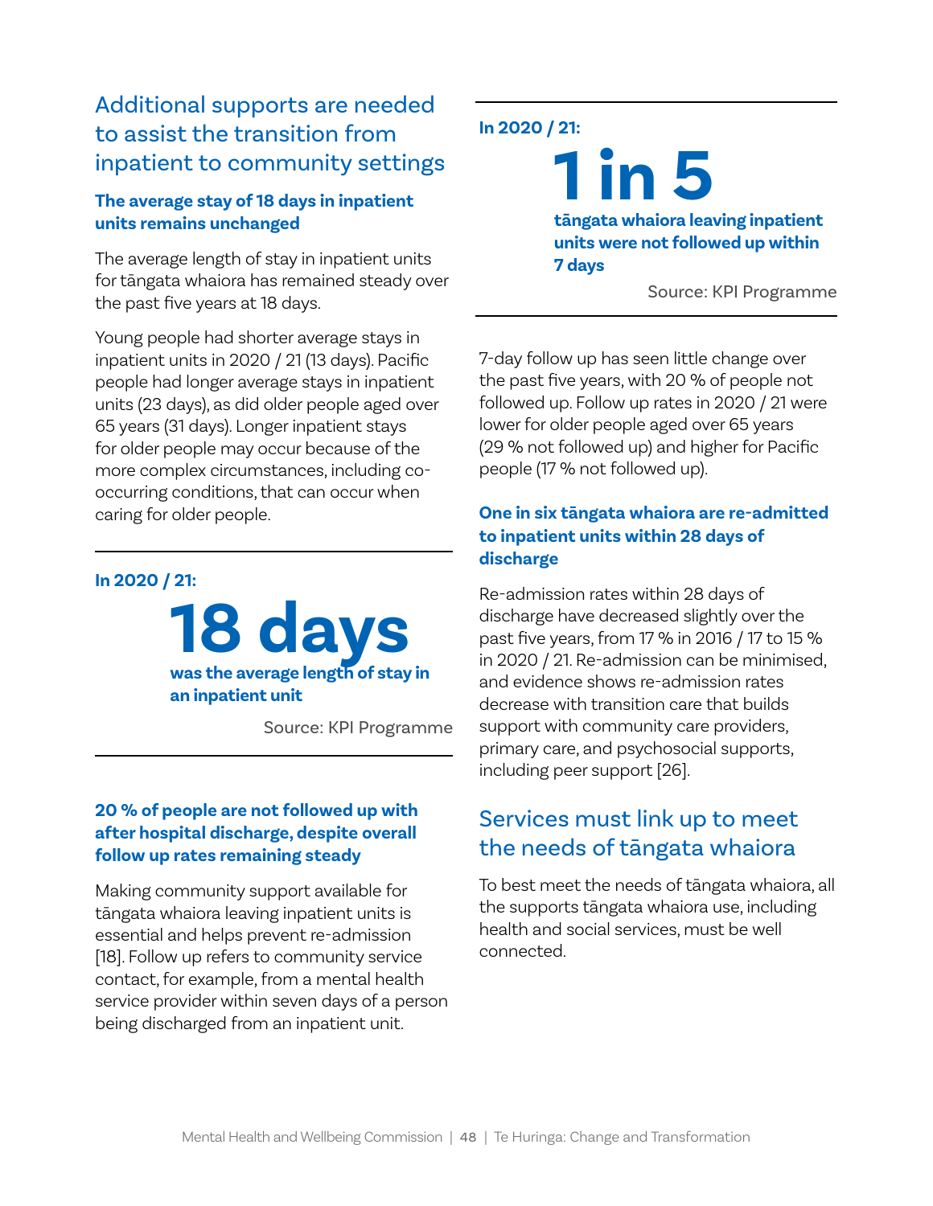## Additional supports are needed to assist the transition from inpatient to community settings

### The average stay of 18 days in inpatient units remains unchanged

The average length of stay in inpatient units for tāngata whaiora has remained steady over the past five years at 18 days.

Young people had shorter average stays in inpatient units in 2020 / 21 (13 days). Pacific people had longer average stays in inpatient units (23 days), as did older people aged over 65 years (31 days). Longer inpatient stays for older people may occur because of the more complex circumstances, including co-occurring conditions, that can occur when caring for older people.

---

**In 2020 / 21:**

**18 days**

**was the average length of stay in an inpatient unit**

Source: KPI Programme

---

### 20 % of people are not followed up with after hospital discharge, despite overall follow up rates remaining steady

Making community support available for tāngata whaiora leaving inpatient units is essential and helps prevent re-admission [18]. Follow up refers to community service contact, for example, from a mental health service provider within seven days of a person being discharged from an inpatient unit.

---

**In 2020 / 21:**

**1 in 5**

**tāngata whaiora leaving inpatient units were not followed up within 7 days**

Source: KPI Programme

---

7-day follow up has seen little change over the past five years, with 20 % of people not followed up. Follow up rates in 2020 / 21 were lower for older people aged over 65 years (29 % not followed up) and higher for Pacific people (17 % not followed up).

### One in six tāngata whaiora are re-admitted to inpatient units within 28 days of discharge

Re-admission rates within 28 days of discharge have decreased slightly over the past five years, from 17 % in 2016 / 17 to 15 % in 2020 / 21. Re-admission can be minimised, and evidence shows re-admission rates decrease with transition care that builds support with community care providers, primary care, and psychosocial supports, including peer support [26].

## Services must link up to meet the needs of tāngata whaiora

To best meet the needs of tāngata whaiora, all the supports tāngata whaiora use, including health and social services, must be well connected.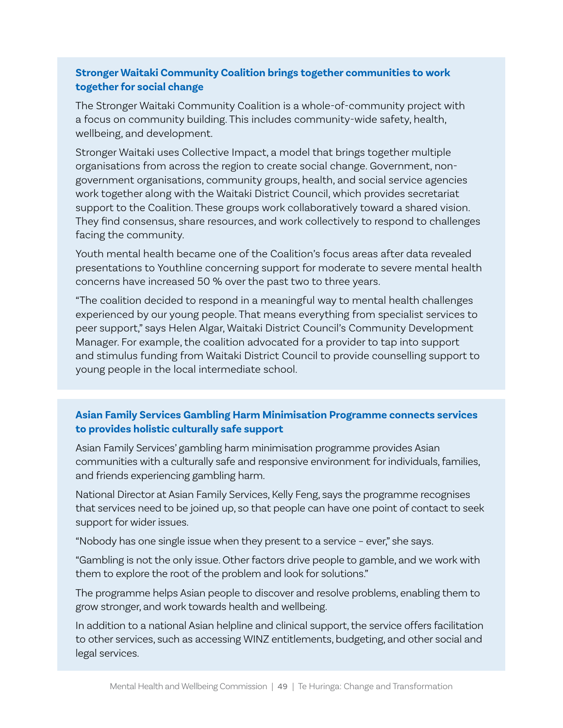### Stronger Waitaki Community Coalition brings together communities to work together for social change

The Stronger Waitaki Community Coalition is a whole-of-community project with a focus on community building. This includes community-wide safety, health, wellbeing, and development.

Stronger Waitaki uses Collective Impact, a model that brings together multiple organisations from across the region to create social change. Government, non-government organisations, community groups, health, and social service agencies work together along with the Waitaki District Council, which provides secretariat support to the Coalition. These groups work collaboratively toward a shared vision. They find consensus, share resources, and work collectively to respond to challenges facing the community.

Youth mental health became one of the Coalition's focus areas after data revealed presentations to Youthline concerning support for moderate to severe mental health concerns have increased 50 % over the past two to three years.

"The coalition decided to respond in a meaningful way to mental health challenges experienced by our young people. That means everything from specialist services to peer support," says Helen Algar, Waitaki District Council's Community Development Manager. For example, the coalition advocated for a provider to tap into support and stimulus funding from Waitaki District Council to provide counselling support to young people in the local intermediate school.

### Asian Family Services Gambling Harm Minimisation Programme connects services to provides holistic culturally safe support

Asian Family Services' gambling harm minimisation programme provides Asian communities with a culturally safe and responsive environment for individuals, families, and friends experiencing gambling harm.

National Director at Asian Family Services, Kelly Feng, says the programme recognises that services need to be joined up, so that people can have one point of contact to seek support for wider issues.

"Nobody has one single issue when they present to a service – ever," she says.

"Gambling is not the only issue. Other factors drive people to gamble, and we work with them to explore the root of the problem and look for solutions."

The programme helps Asian people to discover and resolve problems, enabling them to grow stronger, and work towards health and wellbeing.

In addition to a national Asian helpline and clinical support, the service offers facilitation to other services, such as accessing WINZ entitlements, budgeting, and other social and legal services.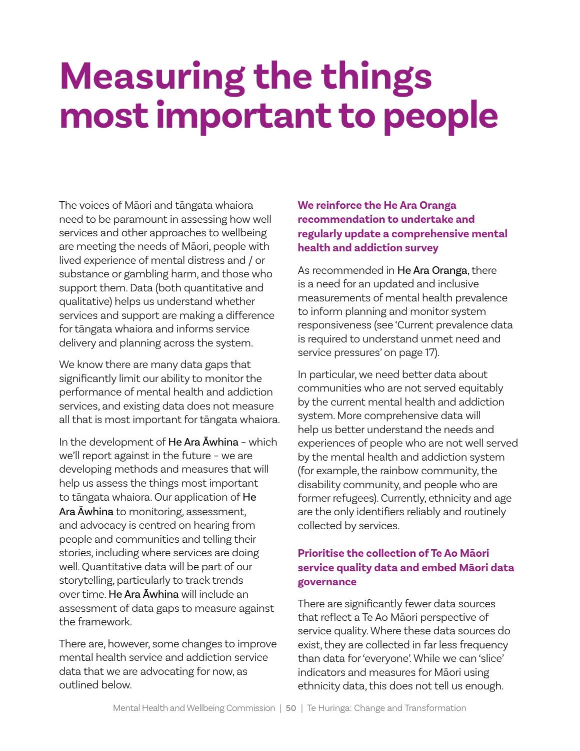# Measuring the things most important to people

The voices of Māori and tāngata whaiora need to be paramount in assessing how well services and other approaches to wellbeing are meeting the needs of Māori, people with lived experience of mental distress and / or substance or gambling harm, and those who support them. Data (both quantitative and qualitative) helps us understand whether services and support are making a difference for tāngata whaiora and informs service delivery and planning across the system.

We know there are many data gaps that significantly limit our ability to monitor the performance of mental health and addiction services, and existing data does not measure all that is most important for tāngata whaiora.

In the development of He Ara Āwhina – which we'll report against in the future – we are developing methods and measures that will help us assess the things most important to tāngata whaiora. Our application of He Ara Āwhina to monitoring, assessment, and advocacy is centred on hearing from people and communities and telling their stories, including where services are doing well. Quantitative data will be part of our storytelling, particularly to track trends over time. He Ara Āwhina will include an assessment of data gaps to measure against the framework.

There are, however, some changes to improve mental health service and addiction service data that we are advocating for now, as outlined below.

### We reinforce the He Ara Oranga recommendation to undertake and regularly update a comprehensive mental health and addiction survey

As recommended in He Ara Oranga, there is a need for an updated and inclusive measurements of mental health prevalence to inform planning and monitor system responsiveness (see 'Current prevalence data is required to understand unmet need and service pressures' on page 17).

In particular, we need better data about communities who are not served equitably by the current mental health and addiction system. More comprehensive data will help us better understand the needs and experiences of people who are not well served by the mental health and addiction system (for example, the rainbow community, the disability community, and people who are former refugees). Currently, ethnicity and age are the only identifiers reliably and routinely collected by services.

### Prioritise the collection of Te Ao Māori service quality data and embed Māori data governance

There are significantly fewer data sources that reflect a Te Ao Māori perspective of service quality. Where these data sources do exist, they are collected in far less frequency than data for 'everyone'. While we can 'slice' indicators and measures for Māori using ethnicity data, this does not tell us enough.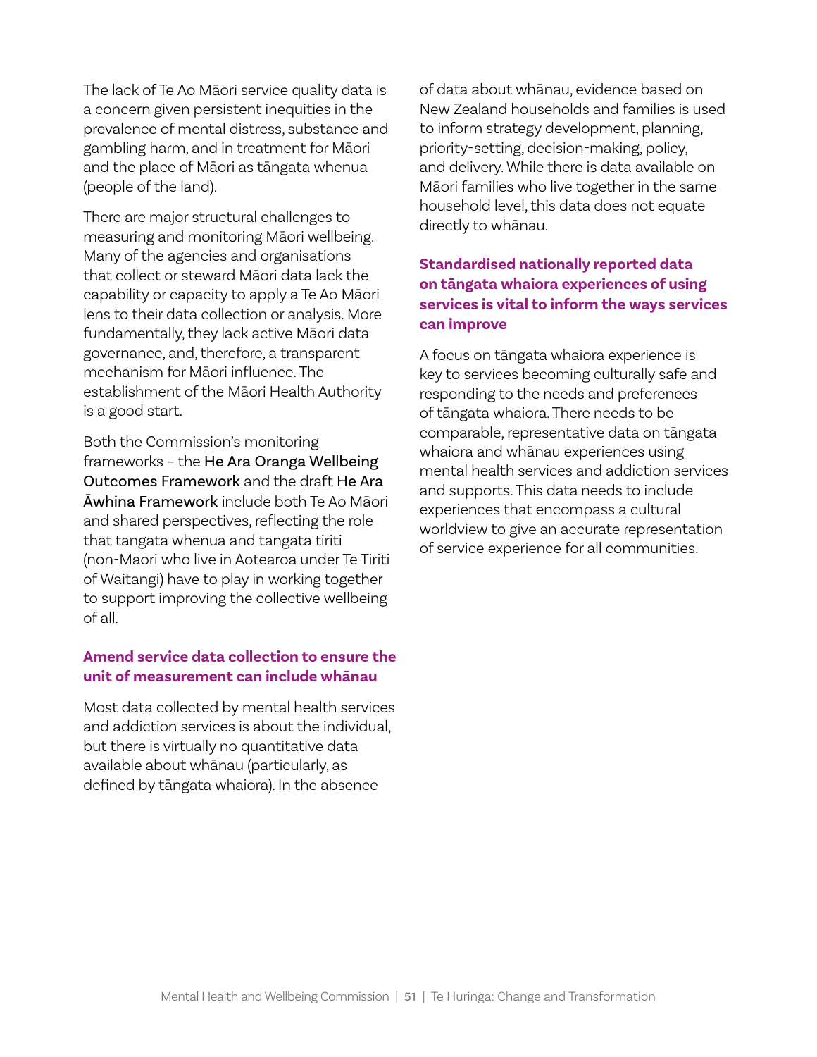The lack of Te Ao Māori service quality data is a concern given persistent inequities in the prevalence of mental distress, substance and gambling harm, and in treatment for Māori and the place of Māori as tāngata whenua (people of the land).

There are major structural challenges to measuring and monitoring Māori wellbeing. Many of the agencies and organisations that collect or steward Māori data lack the capability or capacity to apply a Te Ao Māori lens to their data collection or analysis. More fundamentally, they lack active Māori data governance, and, therefore, a transparent mechanism for Māori influence. The establishment of the Māori Health Authority is a good start.

Both the Commission's monitoring frameworks – the He Ara Oranga Wellbeing Outcomes Framework and the draft He Ara Āwhina Framework include both Te Ao Māori and shared perspectives, reflecting the role that tangata whenua and tangata tiriti (non-Maori who live in Aotearoa under Te Tiriti of Waitangi) have to play in working together to support improving the collective wellbeing of all.

### Amend service data collection to ensure the unit of measurement can include whānau

Most data collected by mental health services and addiction services is about the individual, but there is virtually no quantitative data available about whānau (particularly, as defined by tāngata whaiora). In the absence of data about whānau, evidence based on New Zealand households and families is used to inform strategy development, planning, priority-setting, decision-making, policy, and delivery. While there is data available on Māori families who live together in the same household level, this data does not equate directly to whānau.

### Standardised nationally reported data on tāngata whaiora experiences of using services is vital to inform the ways services can improve

A focus on tāngata whaiora experience is key to services becoming culturally safe and responding to the needs and preferences of tāngata whaiora. There needs to be comparable, representative data on tāngata whaiora and whānau experiences using mental health services and addiction services and supports. This data needs to include experiences that encompass a cultural worldview to give an accurate representation of service experience for all communities.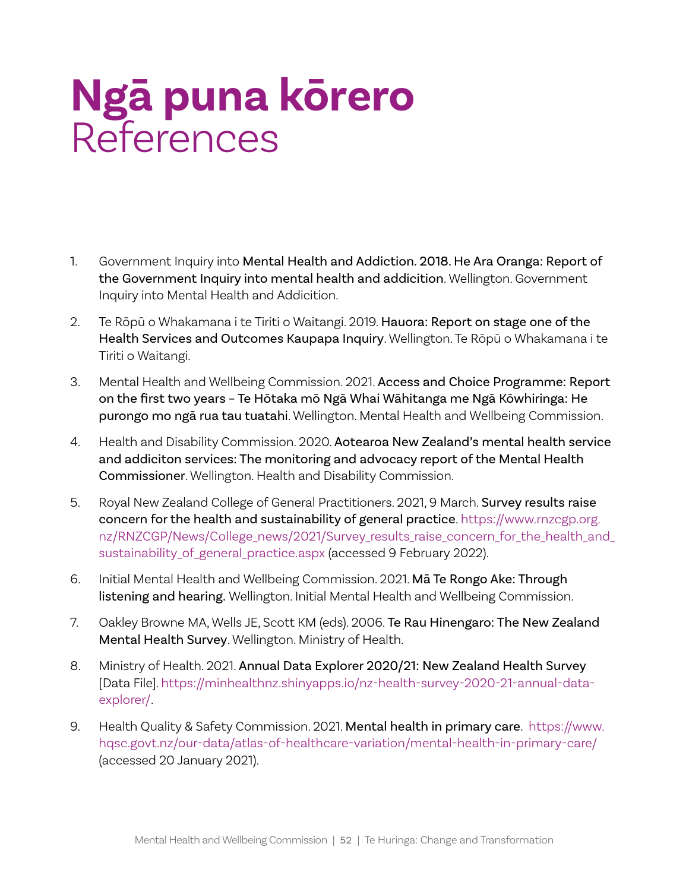# Ngā puna kōrero
References

1. Government Inquiry into **Mental Health and Addiction. 2018. He Ara Oranga: Report of the Government Inquiry into mental health and addicition**. Wellington. Government Inquiry into Mental Health and Addicition.

2. Te Rōpū o Whakamana i te Tiriti o Waitangi. 2019. **Hauora: Report on stage one of the Health Services and Outcomes Kaupapa Inquiry**. Wellington. Te Rōpū o Whakamana i te Tiriti o Waitangi.

3. Mental Health and Wellbeing Commission. 2021. **Access and Choice Programme: Report on the first two years – Te Hōtaka mō Ngā Whai Wāhitanga me Ngā Kōwhiringa: He purongo mo ngā rua tau tuatahi**. Wellington. Mental Health and Wellbeing Commission.

4. Health and Disability Commission. 2020. **Aotearoa New Zealand's mental health service and addiciton services: The monitoring and advocacy report of the Mental Health Commissioner**. Wellington. Health and Disability Commission.

5. Royal New Zealand College of General Practitioners. 2021, 9 March. **Survey results raise concern for the health and sustainability of general practice**. https://www.rnzcgp.org.nz/RNZCGP/News/College_news/2021/Survey_results_raise_concern_for_the_health_and_sustainability_of_general_practice.aspx (accessed 9 February 2022).

6. Initial Mental Health and Wellbeing Commission. 2021. **Mā Te Rongo Ake: Through listening and hearing.** Wellington. Initial Mental Health and Wellbeing Commission.

7. Oakley Browne MA, Wells JE, Scott KM (eds). 2006. **Te Rau Hinengaro: The New Zealand Mental Health Survey**. Wellington. Ministry of Health.

8. Ministry of Health. 2021. **Annual Data Explorer 2020/21: New Zealand Health Survey** [Data File]. https://minhealthnz.shinyapps.io/nz-health-survey-2020-21-annual-data-explorer/.

9. Health Quality & Safety Commission. 2021. **Mental health in primary care**. https://www.hqsc.govt.nz/our-data/atlas-of-healthcare-variation/mental-health-in-primary-care/ (accessed 20 January 2021).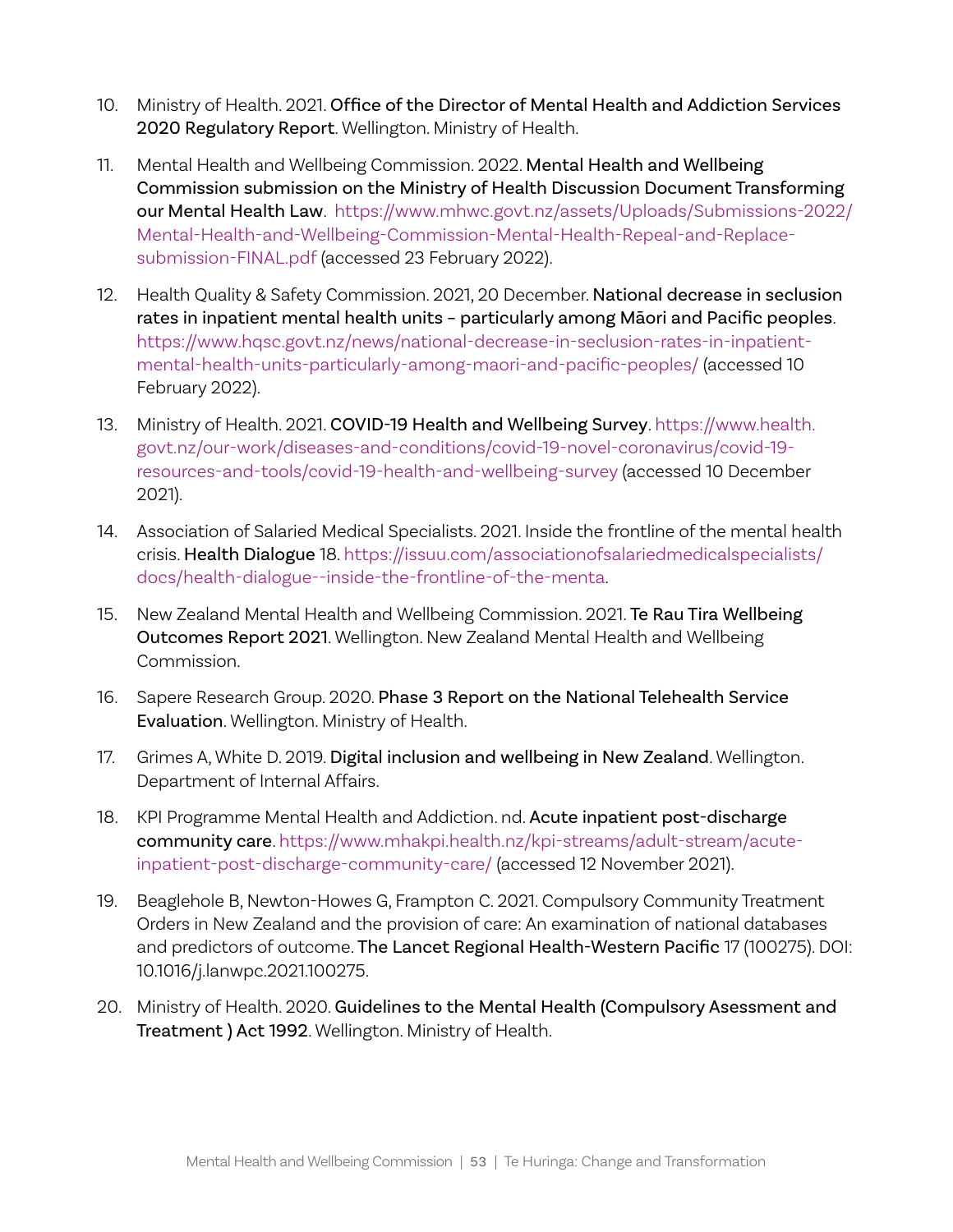10. Ministry of Health. 2021. **Office of the Director of Mental Health and Addiction Services 2020 Regulatory Report**. Wellington. Ministry of Health.

11. Mental Health and Wellbeing Commission. 2022. **Mental Health and Wellbeing Commission submission on the Ministry of Health Discussion Document Transforming our Mental Health Law**. https://www.mhwc.govt.nz/assets/Uploads/Submissions-2022/Mental-Health-and-Wellbeing-Commission-Mental-Health-Repeal-and-Replace-submission-FINAL.pdf (accessed 23 February 2022).

12. Health Quality & Safety Commission. 2021, 20 December. **National decrease in seclusion rates in inpatient mental health units – particularly among Māori and Pacific peoples**. https://www.hqsc.govt.nz/news/national-decrease-in-seclusion-rates-in-inpatient-mental-health-units-particularly-among-maori-and-pacific-peoples/ (accessed 10 February 2022).

13. Ministry of Health. 2021. **COVID-19 Health and Wellbeing Survey**. https://www.health.govt.nz/our-work/diseases-and-conditions/covid-19-novel-coronavirus/covid-19-resources-and-tools/covid-19-health-and-wellbeing-survey (accessed 10 December 2021).

14. Association of Salaried Medical Specialists. 2021. Inside the frontline of the mental health crisis. **Health Dialogue** 18. https://issuu.com/associationofsalariedmedicalspecialists/docs/health-dialogue--inside-the-frontline-of-the-menta.

15. New Zealand Mental Health and Wellbeing Commission. 2021. **Te Rau Tira Wellbeing Outcomes Report 2021**. Wellington. New Zealand Mental Health and Wellbeing Commission.

16. Sapere Research Group. 2020. **Phase 3 Report on the National Telehealth Service Evaluation**. Wellington. Ministry of Health.

17. Grimes A, White D. 2019. **Digital inclusion and wellbeing in New Zealand**. Wellington. Department of Internal Affairs.

18. KPI Programme Mental Health and Addiction. nd. **Acute inpatient post-discharge community care**. https://www.mhakpi.health.nz/kpi-streams/adult-stream/acute-inpatient-post-discharge-community-care/ (accessed 12 November 2021).

19. Beaglehole B, Newton-Howes G, Frampton C. 2021. Compulsory Community Treatment Orders in New Zealand and the provision of care: An examination of national databases and predictors of outcome. **The Lancet Regional Health-Western Pacific** 17 (100275). DOI: 10.1016/j.lanwpc.2021.100275.

20. Ministry of Health. 2020. **Guidelines to the Mental Health (Compulsory Asessment and Treatment ) Act 1992**. Wellington. Ministry of Health.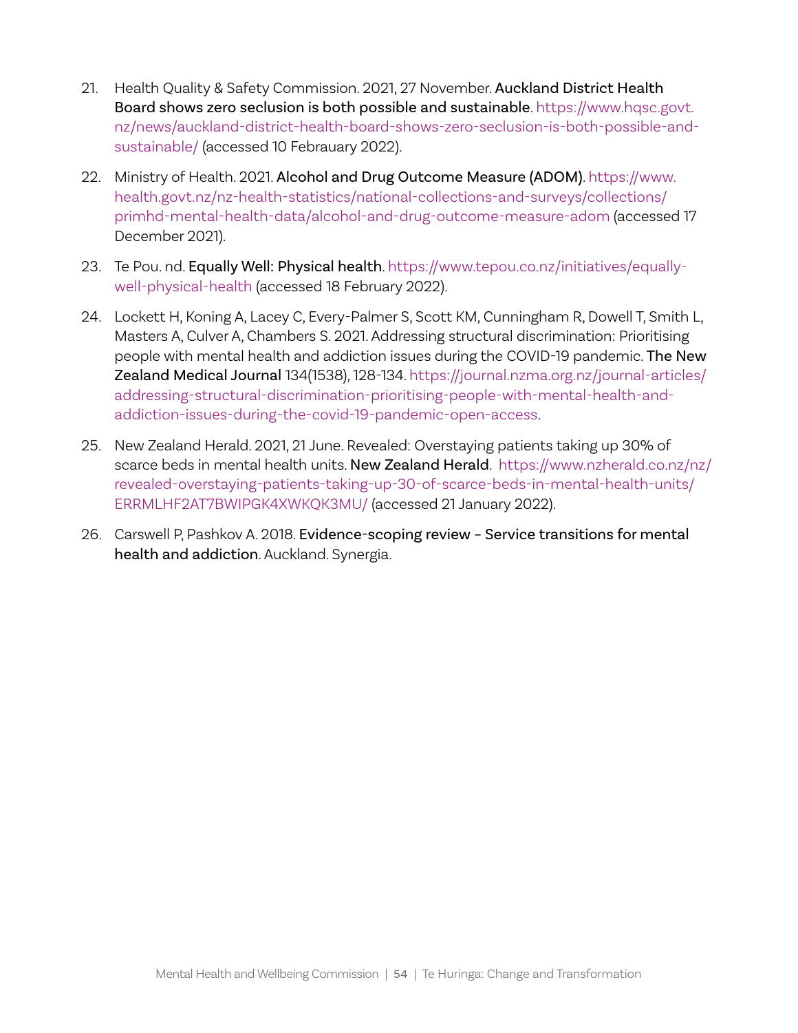21. Health Quality & Safety Commission. 2021, 27 November. **Auckland District Health Board shows zero seclusion is both possible and sustainable**. https://www.hqsc.govt.nz/news/auckland-district-health-board-shows-zero-seclusion-is-both-possible-and-sustainable/ (accessed 10 Febrauary 2022).

22. Ministry of Health. 2021. **Alcohol and Drug Outcome Measure (ADOM)**. https://www.health.govt.nz/nz-health-statistics/national-collections-and-surveys/collections/primhd-mental-health-data/alcohol-and-drug-outcome-measure-adom (accessed 17 December 2021).

23. Te Pou. nd. **Equally Well: Physical health**. https://www.tepou.co.nz/initiatives/equally-well-physical-health (accessed 18 February 2022).

24. Lockett H, Koning A, Lacey C, Every-Palmer S, Scott KM, Cunningham R, Dowell T, Smith L, Masters A, Culver A, Chambers S. 2021. Addressing structural discrimination: Prioritising people with mental health and addiction issues during the COVID-19 pandemic. **The New Zealand Medical Journal** 134(1538), 128-134. https://journal.nzma.org.nz/journal-articles/addressing-structural-discrimination-prioritising-people-with-mental-health-and-addiction-issues-during-the-covid-19-pandemic-open-access.

25. New Zealand Herald. 2021, 21 June. Revealed: Overstaying patients taking up 30% of scarce beds in mental health units. **New Zealand Herald**. https://www.nzherald.co.nz/nz/revealed-overstaying-patients-taking-up-30-of-scarce-beds-in-mental-health-units/ERRMLHF2AT7BWIPGK4XWKQK3MU/ (accessed 21 January 2022).

26. Carswell P, Pashkov A. 2018. **Evidence-scoping review – Service transitions for mental health and addiction**. Auckland. Synergia.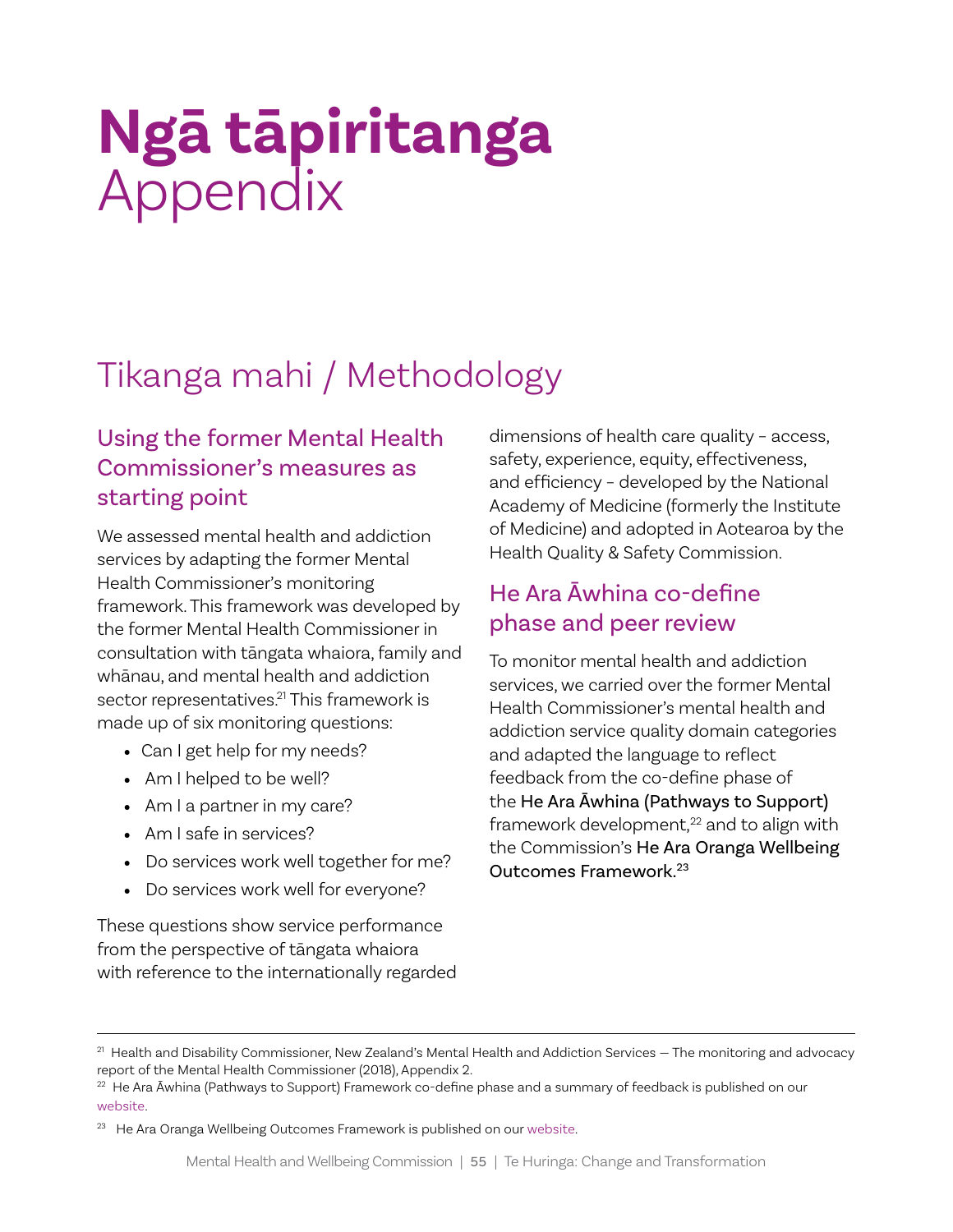# Ngā tāpiritanga Appendix

## Tikanga mahi / Methodology

### Using the former Mental Health Commissioner's measures as starting point

We assessed mental health and addiction services by adapting the former Mental Health Commissioner's monitoring framework. This framework was developed by the former Mental Health Commissioner in consultation with tāngata whaiora, family and whānau, and mental health and addiction sector representatives.[21] This framework is made up of six monitoring questions:

- Can I get help for my needs?
- Am I helped to be well?
- Am I a partner in my care?
- Am I safe in services?
- Do services work well together for me?
- Do services work well for everyone?

These questions show service performance from the perspective of tāngata whaiora with reference to the internationally regarded dimensions of health care quality – access, safety, experience, equity, effectiveness, and efficiency – developed by the National Academy of Medicine (formerly the Institute of Medicine) and adopted in Aotearoa by the Health Quality & Safety Commission.

### He Ara Āwhina co-define phase and peer review

To monitor mental health and addiction services, we carried over the former Mental Health Commissioner's mental health and addiction service quality domain categories and adapted the language to reflect feedback from the co-define phase of the **He Ara Āwhina (Pathways to Support)** framework development,[22] and to align with the Commission's **He Ara Oranga Wellbeing Outcomes Framework**.[23]

---

[21] Health and Disability Commissioner, New Zealand's Mental Health and Addiction Services – The monitoring and advocacy report of the Mental Health Commissioner (2018), Appendix 2.

[22] He Ara Āwhina (Pathways to Support) Framework co-define phase and a summary of feedback is published on our website.

[23] He Ara Oranga Wellbeing Outcomes Framework is published on our website.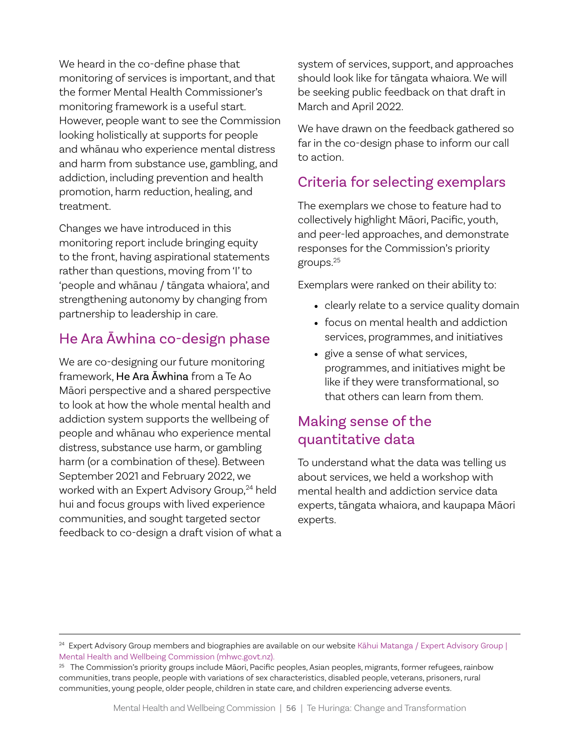We heard in the co-define phase that monitoring of services is important, and that the former Mental Health Commissioner's monitoring framework is a useful start. However, people want to see the Commission looking holistically at supports for people and whānau who experience mental distress and harm from substance use, gambling, and addiction, including prevention and health promotion, harm reduction, healing, and treatment.

Changes we have introduced in this monitoring report include bringing equity to the front, having aspirational statements rather than questions, moving from 'I' to 'people and whānau / tāngata whaiora', and strengthening autonomy by changing from partnership to leadership in care.

## He Ara Āwhina co-design phase

We are co-designing our future monitoring framework, **He Ara Āwhina** from a Te Ao Māori perspective and a shared perspective to look at how the whole mental health and addiction system supports the wellbeing of people and whānau who experience mental distress, substance use harm, or gambling harm (or a combination of these). Between September 2021 and February 2022, we worked with an Expert Advisory Group,[24] held hui and focus groups with lived experience communities, and sought targeted sector feedback to co-design a draft vision of what a system of services, support, and approaches should look like for tāngata whaiora. We will be seeking public feedback on that draft in March and April 2022.

We have drawn on the feedback gathered so far in the co-design phase to inform our call to action.

## Criteria for selecting exemplars

The exemplars we chose to feature had to collectively highlight Māori, Pacific, youth, and peer-led approaches, and demonstrate responses for the Commission's priority groups.[25]

Exemplars were ranked on their ability to:

- clearly relate to a service quality domain
- focus on mental health and addiction services, programmes, and initiatives
- give a sense of what services, programmes, and initiatives might be like if they were transformational, so that others can learn from them.

## Making sense of the quantitative data

To understand what the data was telling us about services, we held a workshop with mental health and addiction service data experts, tāngata whaiora, and kaupapa Māori experts.

---

[24] Expert Advisory Group members and biographies are available on our website Kāhui Matanga / Expert Advisory Group | Mental Health and Wellbeing Commission (mhwc.govt.nz).

[25] The Commission's priority groups include Māori, Pacific peoples, Asian peoples, migrants, former refugees, rainbow communities, trans people, people with variations of sex characteristics, disabled people, veterans, prisoners, rural communities, young people, older people, children in state care, and children experiencing adverse events.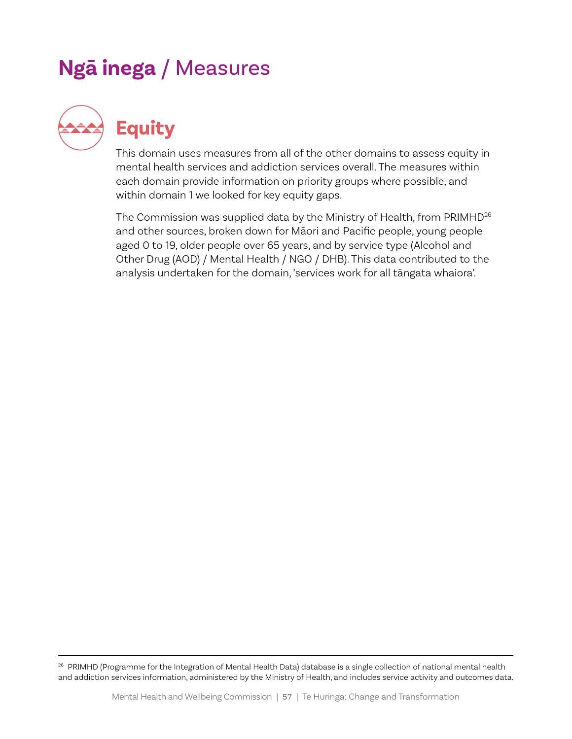# **Ngā inega** / Measures

## Equity

This domain uses measures from all of the other domains to assess equity in mental health services and addiction services overall. The measures within each domain provide information on priority groups where possible, and within domain 1 we looked for key equity gaps.

The Commission was supplied data by the Ministry of Health, from PRIMHD[26] and other sources, broken down for Māori and Pacific people, young people aged 0 to 19, older people over 65 years, and by service type (Alcohol and Other Drug (AOD) / Mental Health / NGO / DHB). This data contributed to the analysis undertaken for the domain, 'services work for all tāngata whaiora'.

---

[26] PRIMHD (Programme for the Integration of Mental Health Data) database is a single collection of national mental health and addiction services information, administered by the Ministry of Health, and includes service activity and outcomes data.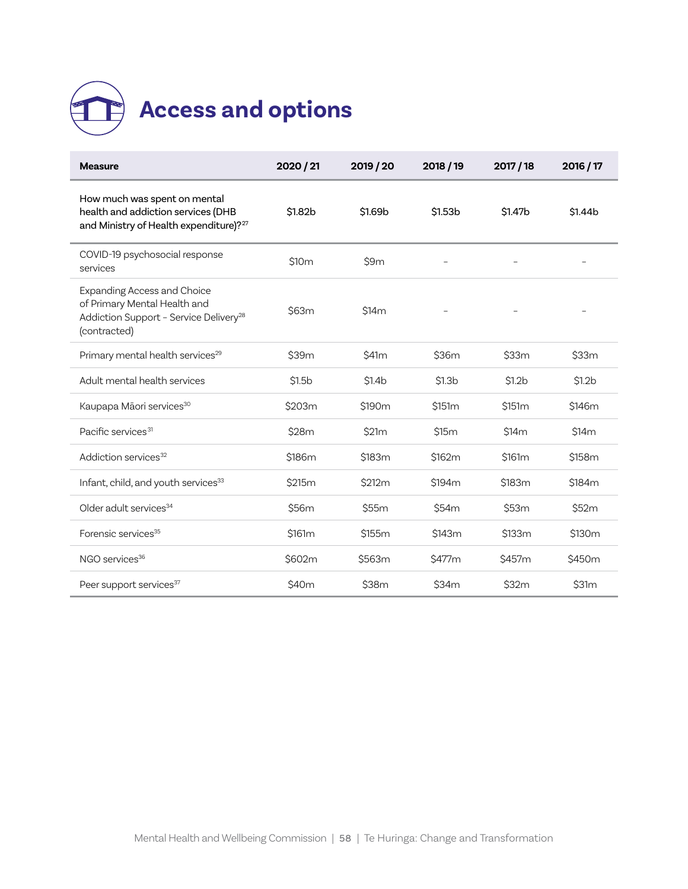# Access and options

| Measure | 2020 / 21 | 2019 / 20 | 2018 / 19 | 2017 / 18 | 2016 / 17 |
|---|---|---|---|---|---|
| How much was spent on mental health and addiction services (DHB and Ministry of Health expenditure)?[27] | $1.82b | $1.69b | $1.53b | $1.47b | $1.44b |
| COVID-19 psychosocial response services | $10m | $9m | – | – | – |
| Expanding Access and Choice of Primary Mental Health and Addiction Support - Service Delivery[28] (contracted) | $63m | $14m | – | – | – |
| Primary mental health services[29] | $39m | $41m | $36m | $33m | $33m |
| Adult mental health services | $1.5b | $1.4b | $1.3b | $1.2b | $1.2b |
| Kaupapa Māori services[30] | $203m | $190m | $151m | $151m | $146m |
| Pacific services[31] | $28m | $21m | $15m | $14m | $14m |
| Addiction services[32] | $186m | $183m | $162m | $161m | $158m |
| Infant, child, and youth services[33] | $215m | $212m | $194m | $183m | $184m |
| Older adult services[34] | $56m | $55m | $54m | $53m | $52m |
| Forensic services[35] | $161m | $155m | $143m | $133m | $130m |
| NGO services[36] | $602m | $563m | $477m | $457m | $450m |
| Peer support services[37] | $40m | $38m | $34m | $32m | $31m |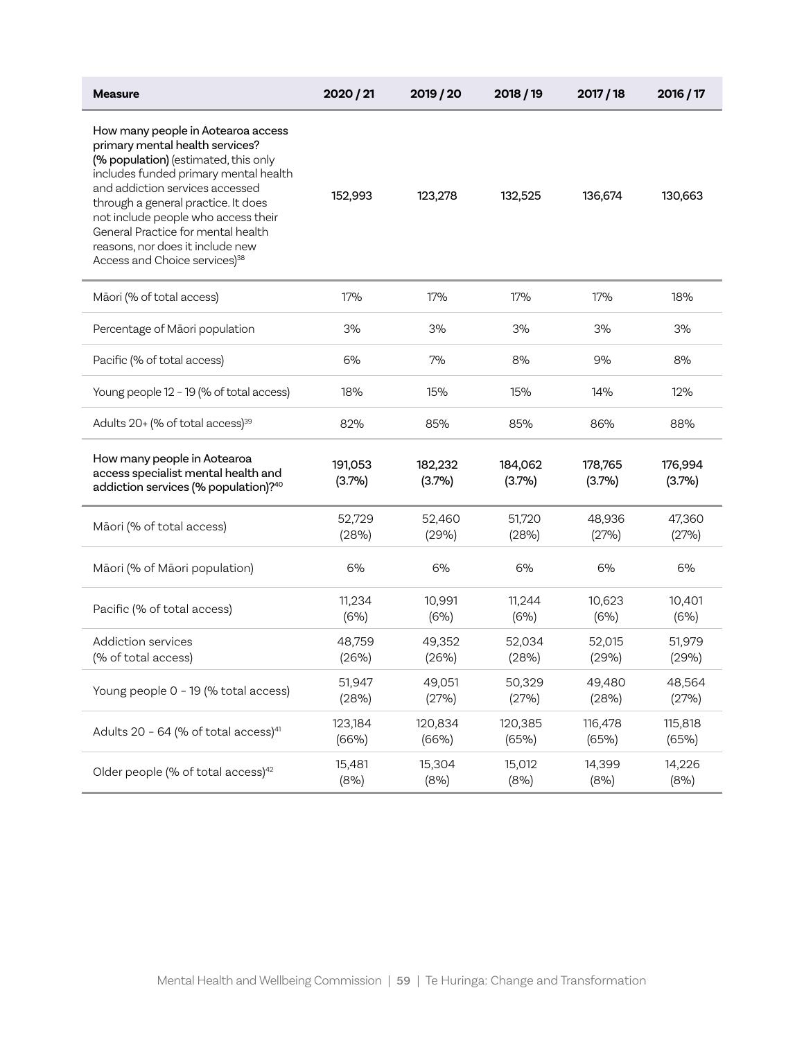| Measure | 2020 / 21 | 2019 / 20 | 2018 / 19 | 2017 / 18 | 2016 / 17 |
|---|---|---|---|---|---|
| **How many people in Aotearoa access primary mental health services? (% population)** (estimated, this only includes funded primary mental health and addiction services accessed through a general practice. It does not include people who access their General Practice for mental health reasons, nor does it include new Access and Choice services)[38] | 152,993 | 123,278 | 132,525 | 136,674 | 130,663 |
| Māori (% of total access) | 17% | 17% | 17% | 17% | 18% |
| Percentage of Māori population | 3% | 3% | 3% | 3% | 3% |
| Pacific (% of total access) | 6% | 7% | 8% | 9% | 8% |
| Young people 12 – 19 (% of total access) | 18% | 15% | 15% | 14% | 12% |
| Adults 20+ (% of total access)[39] | 82% | 85% | 85% | 86% | 88% |
| **How many people in Aotearoa access specialist mental health and addiction services (% population)?**[40] | **191,053 (3.7%)** | **182,232 (3.7%)** | **184,062 (3.7%)** | **178,765 (3.7%)** | **176,994 (3.7%)** |
| Māori (% of total access) | 52,729 (28%) | 52,460 (29%) | 51,720 (28%) | 48,936 (27%) | 47,360 (27%) |
| Māori (% of Māori population) | 6% | 6% | 6% | 6% | 6% |
| Pacific (% of total access) | 11,234 (6%) | 10,991 (6%) | 11,244 (6%) | 10,623 (6%) | 10,401 (6%) |
| Addiction services (% of total access) | 48,759 (26%) | 49,352 (26%) | 52,034 (28%) | 52,015 (29%) | 51,979 (29%) |
| Young people 0 – 19 (% total access) | 51,947 (28%) | 49,051 (27%) | 50,329 (27%) | 49,480 (28%) | 48,564 (27%) |
| Adults 20 – 64 (% of total access)[41] | 123,184 (66%) | 120,834 (66%) | 120,385 (65%) | 116,478 (65%) | 115,818 (65%) |
| Older people (% of total access)[42] | 15,481 (8%) | 15,304 (8%) | 15,012 (8%) | 14,399 (8%) | 14,226 (8%) |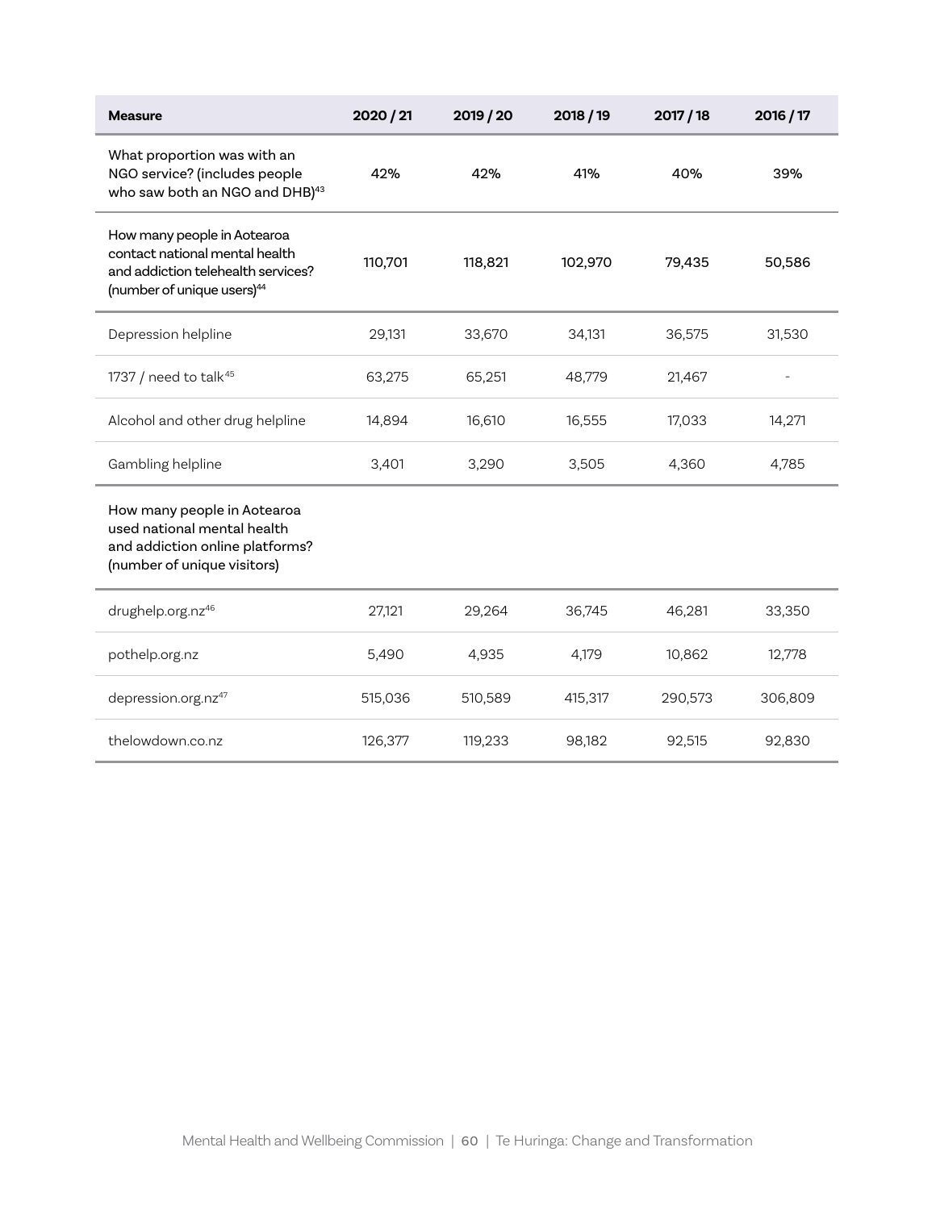| Measure | 2020 / 21 | 2019 / 20 | 2018 / 19 | 2017 / 18 | 2016 / 17 |
|---|---|---|---|---|---|
| What proportion was with an NGO service? (includes people who saw both an NGO and DHB)[43] | 42% | 42% | 41% | 40% | 39% |
| How many people in Aotearoa contact national mental health and addiction telehealth services? (number of unique users)[44] | 110,701 | 118,821 | 102,970 | 79,435 | 50,586 |
| Depression helpline | 29,131 | 33,670 | 34,131 | 36,575 | 31,530 |
| 1737 / need to talk[45] | 63,275 | 65,251 | 48,779 | 21,467 | - |
| Alcohol and other drug helpline | 14,894 | 16,610 | 16,555 | 17,033 | 14,271 |
| Gambling helpline | 3,401 | 3,290 | 3,505 | 4,360 | 4,785 |
| How many people in Aotearoa used national mental health and addiction online platforms? (number of unique visitors) | | | | | |
| drughelp.org.nz[46] | 27,121 | 29,264 | 36,745 | 46,281 | 33,350 |
| pothelp.org.nz | 5,490 | 4,935 | 4,179 | 10,862 | 12,778 |
| depression.org.nz[47] | 515,036 | 510,589 | 415,317 | 290,573 | 306,809 |
| thelowdown.co.nz | 126,377 | 119,233 | 98,182 | 92,515 | 92,830 |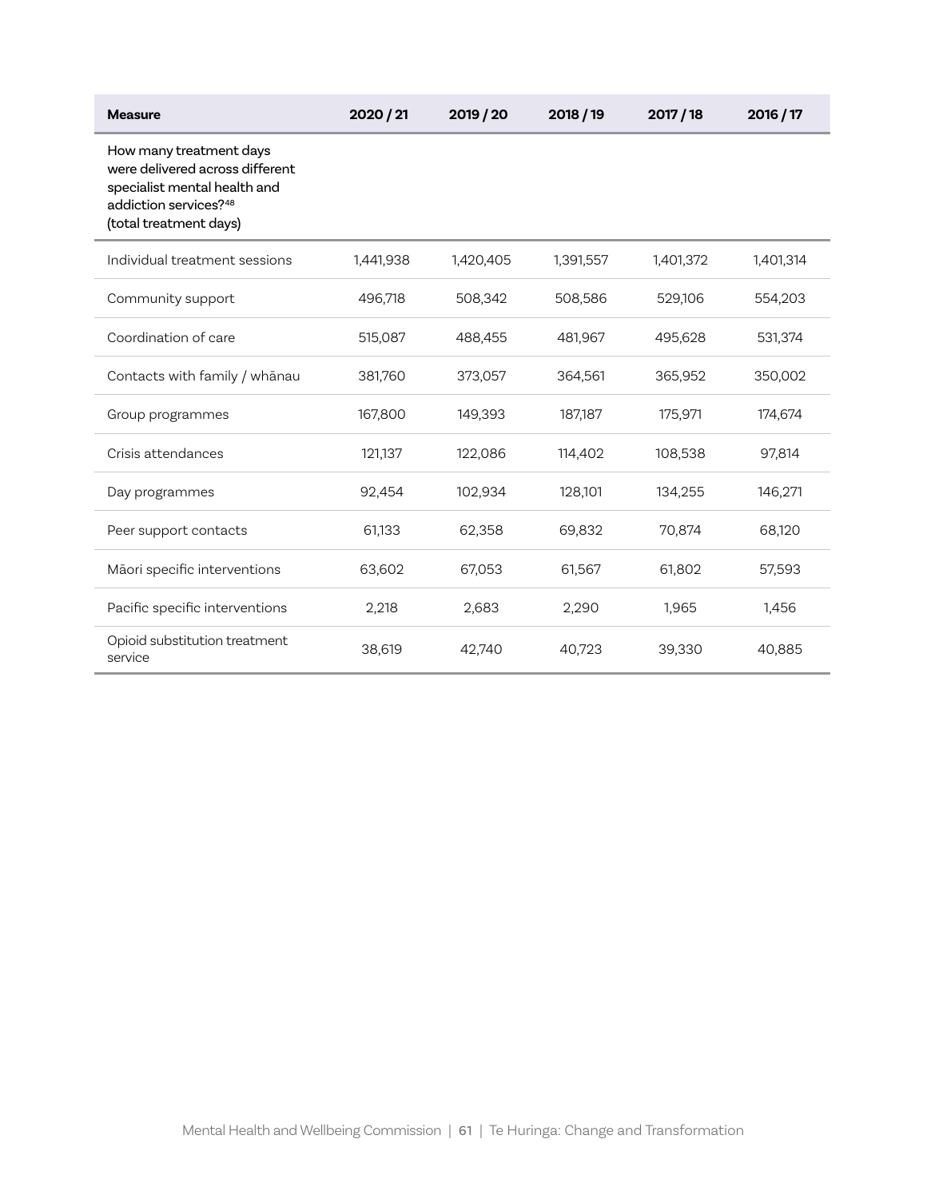| Measure | 2020 / 21 | 2019 / 20 | 2018 / 19 | 2017 / 18 | 2016 / 17 |
|---|---|---|---|---|---|
| **How many treatment days were delivered across different specialist mental health and addiction services?[48] (total treatment days)** | | | | | |
| Individual treatment sessions | 1,441,938 | 1,420,405 | 1,391,557 | 1,401,372 | 1,401,314 |
| Community support | 496,718 | 508,342 | 508,586 | 529,106 | 554,203 |
| Coordination of care | 515,087 | 488,455 | 481,967 | 495,628 | 531,374 |
| Contacts with family / whānau | 381,760 | 373,057 | 364,561 | 365,952 | 350,002 |
| Group programmes | 167,800 | 149,393 | 187,187 | 175,971 | 174,674 |
| Crisis attendances | 121,137 | 122,086 | 114,402 | 108,538 | 97,814 |
| Day programmes | 92,454 | 102,934 | 128,101 | 134,255 | 146,271 |
| Peer support contacts | 61,133 | 62,358 | 69,832 | 70,874 | 68,120 |
| Māori specific interventions | 63,602 | 67,053 | 61,567 | 61,802 | 57,593 |
| Pacific specific interventions | 2,218 | 2,683 | 2,290 | 1,965 | 1,456 |
| Opioid substitution treatment service | 38,619 | 42,740 | 40,723 | 39,330 | 40,885 |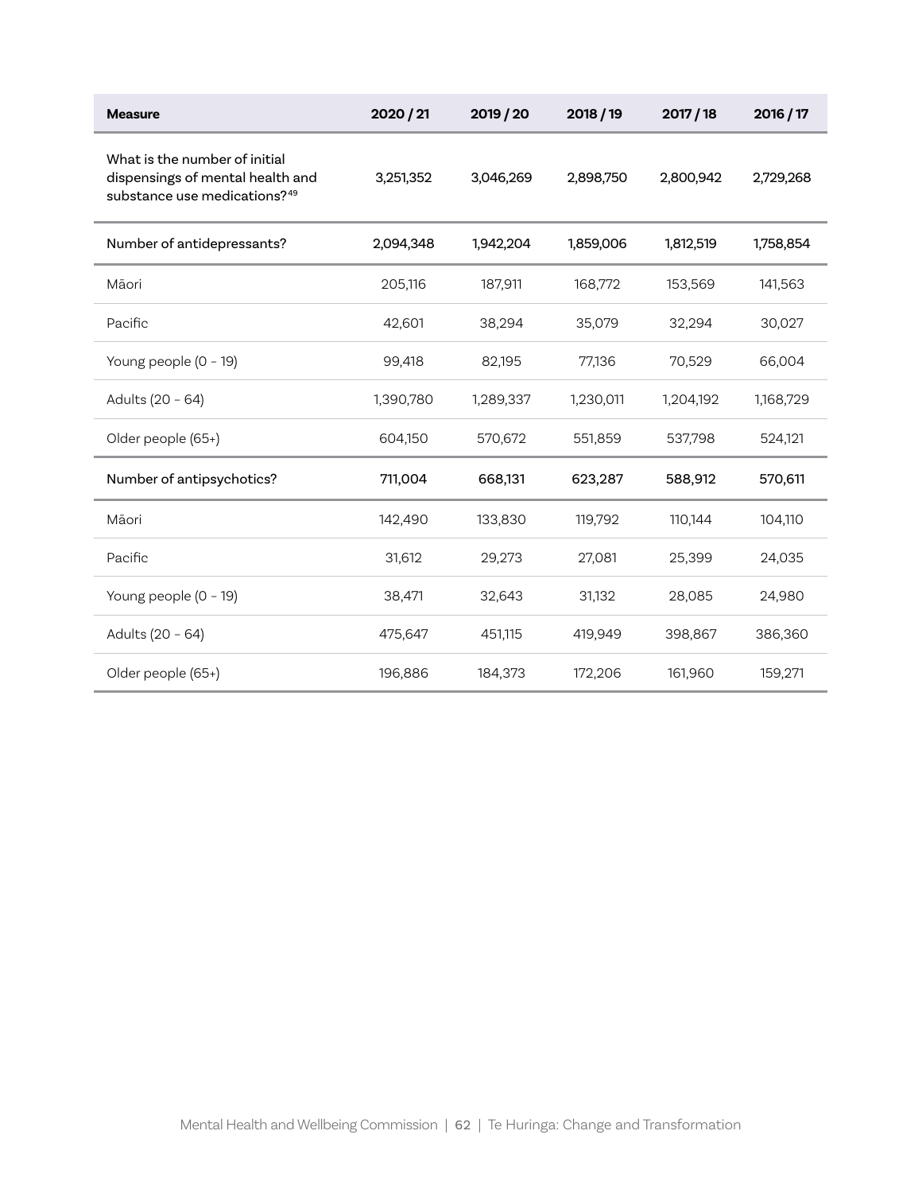| Measure | 2020 / 21 | 2019 / 20 | 2018 / 19 | 2017 / 18 | 2016 / 17 |
|---|---|---|---|---|---|
| What is the number of initial dispensings of mental health and substance use medications?[49] | 3,251,352 | 3,046,269 | 2,898,750 | 2,800,942 | 2,729,268 |
| Number of antidepressants? | 2,094,348 | 1,942,204 | 1,859,006 | 1,812,519 | 1,758,854 |
| Māori | 205,116 | 187,911 | 168,772 | 153,569 | 141,563 |
| Pacific | 42,601 | 38,294 | 35,079 | 32,294 | 30,027 |
| Young people (0 – 19) | 99,418 | 82,195 | 77,136 | 70,529 | 66,004 |
| Adults (20 – 64) | 1,390,780 | 1,289,337 | 1,230,011 | 1,204,192 | 1,168,729 |
| Older people (65+) | 604,150 | 570,672 | 551,859 | 537,798 | 524,121 |
| Number of antipsychotics? | 711,004 | 668,131 | 623,287 | 588,912 | 570,611 |
| Māori | 142,490 | 133,830 | 119,792 | 110,144 | 104,110 |
| Pacific | 31,612 | 29,273 | 27,081 | 25,399 | 24,035 |
| Young people (0 – 19) | 38,471 | 32,643 | 31,132 | 28,085 | 24,980 |
| Adults (20 – 64) | 475,647 | 451,115 | 419,949 | 398,867 | 386,360 |
| Older people (65+) | 196,886 | 184,373 | 172,206 | 161,960 | 159,271 |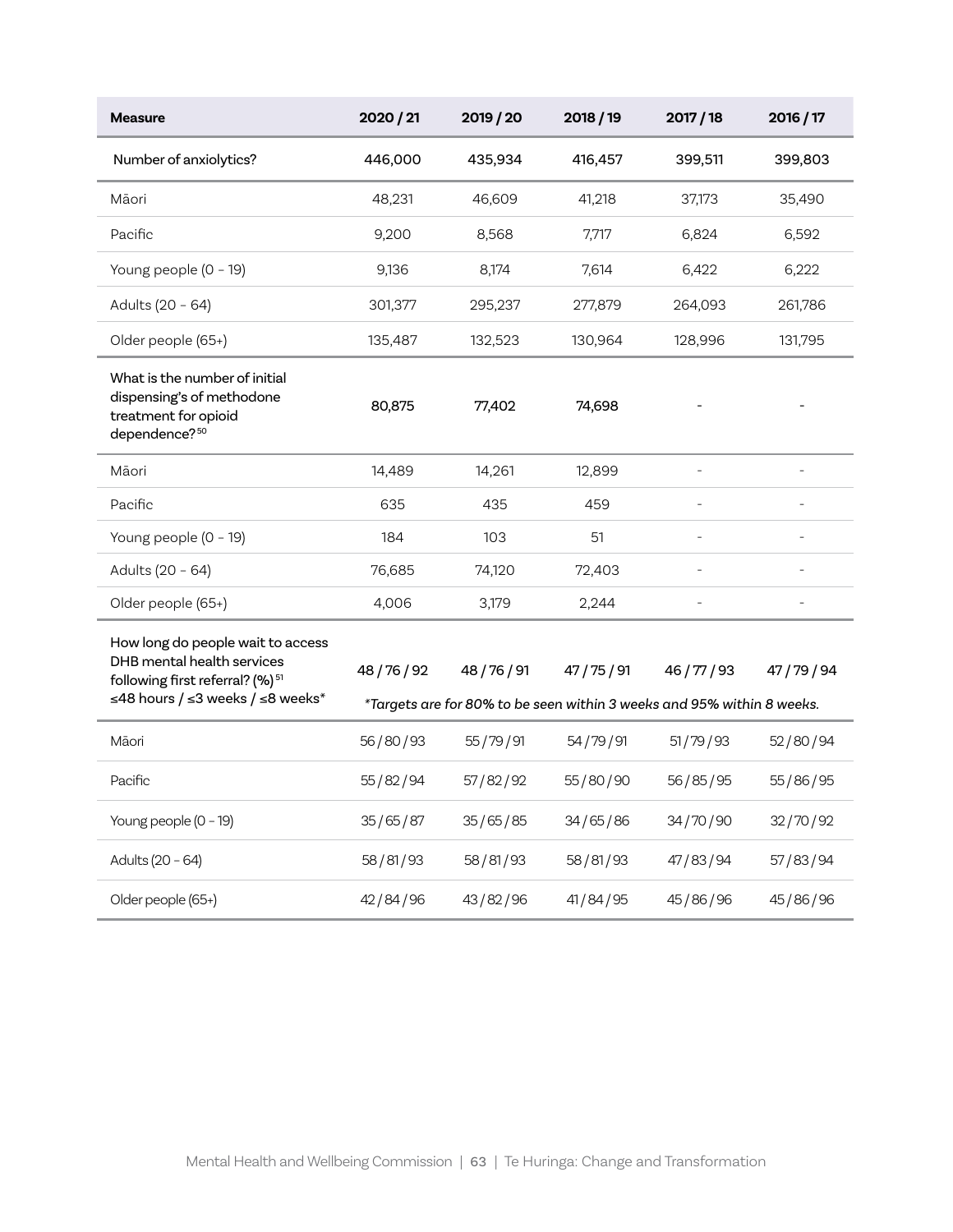| Measure | 2020 / 21 | 2019 / 20 | 2018 / 19 | 2017 / 18 | 2016 / 17 |
|---|---|---|---|---|---|
| Number of anxiolytics? | 446,000 | 435,934 | 416,457 | 399,511 | 399,803 |
| Māori | 48,231 | 46,609 | 41,218 | 37,173 | 35,490 |
| Pacific | 9,200 | 8,568 | 7,717 | 6,824 | 6,592 |
| Young people (0 – 19) | 9,136 | 8,174 | 7,614 | 6,422 | 6,222 |
| Adults (20 – 64) | 301,377 | 295,237 | 277,879 | 264,093 | 261,786 |
| Older people (65+) | 135,487 | 132,523 | 130,964 | 128,996 | 131,795 |
| What is the number of initial dispensing's of methodone treatment for opioid dependence?[50] | 80,875 | 77,402 | 74,698 | - | - |
| Māori | 14,489 | 14,261 | 12,899 | - | - |
| Pacific | 635 | 435 | 459 | - | - |
| Young people (0 – 19) | 184 | 103 | 51 | - | - |
| Adults (20 – 64) | 76,685 | 74,120 | 72,403 | - | - |
| Older people (65+) | 4,006 | 3,179 | 2,244 | - | - |
| How long do people wait to access DHB mental health services following first referral? (%)[51] ≤48 hours / ≤3 weeks / ≤8 weeks* | 48 / 76 / 92 | 48 / 76 / 91 | 47 / 75 / 91 | 46 / 77 / 93 | 47 / 79 / 94 |
| | *Targets are for 80% to be seen within 3 weeks and 95% within 8 weeks.* | | | | |
| Māori | 56 / 80 / 93 | 55 / 79 / 91 | 54 / 79 / 91 | 51 / 79 / 93 | 52 / 80 / 94 |
| Pacific | 55 / 82 / 94 | 57 / 82 / 92 | 55 / 80 / 90 | 56 / 85 / 95 | 55 / 86 / 95 |
| Young people (0 – 19) | 35 / 65 / 87 | 35 / 65 / 85 | 34 / 65 / 86 | 34 / 70 / 90 | 32 / 70 / 92 |
| Adults (20 – 64) | 58 / 81 / 93 | 58 / 81 / 93 | 58 / 81 / 93 | 47 / 83 / 94 | 57 / 83 / 94 |
| Older people (65+) | 42 / 84 / 96 | 43 / 82 / 96 | 41 / 84 / 95 | 45 / 86 / 96 | 45 / 86 / 96 |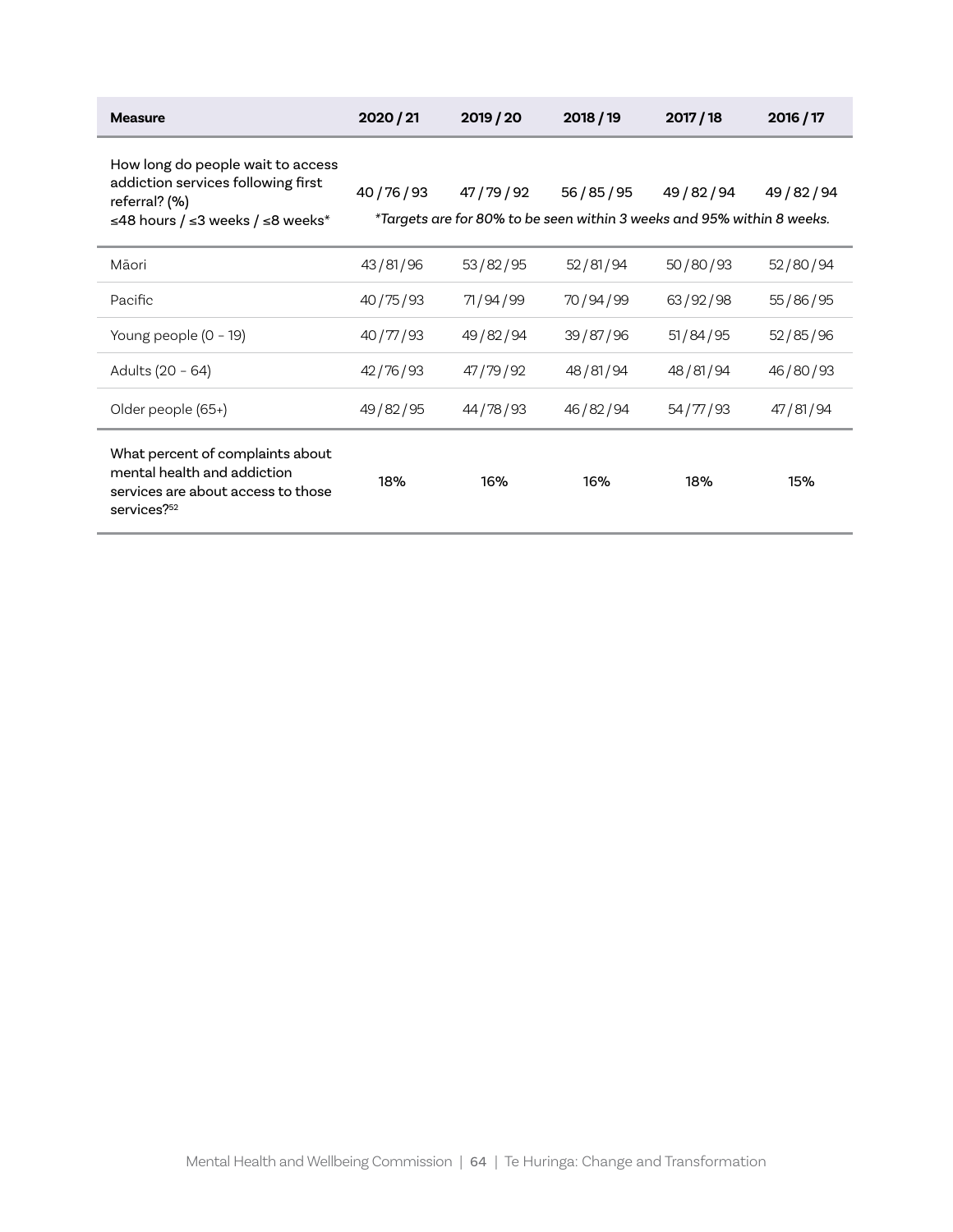| Measure | 2020 / 21 | 2019 / 20 | 2018 / 19 | 2017 / 18 | 2016 / 17 |
|---|---|---|---|---|---|
| How long do people wait to access addiction services following first referral? (%)<br>≤48 hours / ≤3 weeks / ≤8 weeks* | 40 / 76 / 93 | 47 / 79 / 92 | 56 / 85 / 95 | 49 / 82 / 94 | 49 / 82 / 94 |
| | *Targets are for 80% to be seen within 3 weeks and 95% within 8 weeks.* | | | | |
| Māori | 43 / 81 / 96 | 53 / 82 / 95 | 52 / 81 / 94 | 50 / 80 / 93 | 52 / 80 / 94 |
| Pacific | 40 / 75 / 93 | 71 / 94 / 99 | 70 / 94 / 99 | 63 / 92 / 98 | 55 / 86 / 95 |
| Young people (0 – 19) | 40 / 77 / 93 | 49 / 82 / 94 | 39 / 87 / 96 | 51 / 84 / 95 | 52 / 85 / 96 |
| Adults (20 – 64) | 42 / 76 / 93 | 47 / 79 / 92 | 48 / 81 / 94 | 48 / 81 / 94 | 46 / 80 / 93 |
| Older people (65+) | 49 / 82 / 95 | 44 / 78 / 93 | 46 / 82 / 94 | 54 / 77 / 93 | 47 / 81 / 94 |
| What percent of complaints about mental health and addiction services are about access to those services?[52] | 18% | 16% | 16% | 18% | 15% |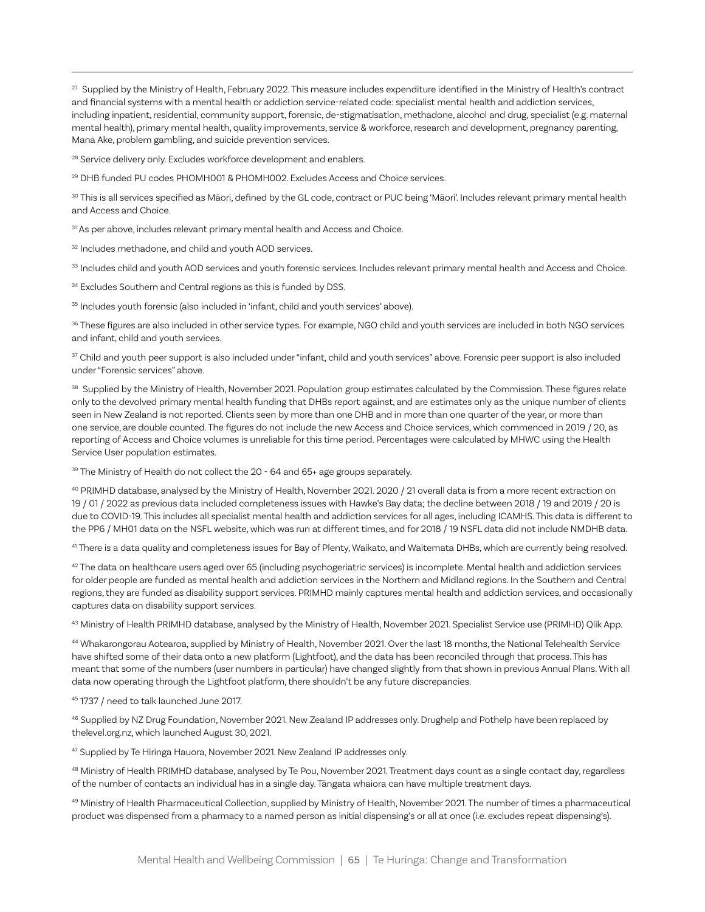[27] Supplied by the Ministry of Health, February 2022. This measure includes expenditure identified in the Ministry of Health's contract and financial systems with a mental health or addiction service-related code: specialist mental health and addiction services, including inpatient, residential, community support, forensic, de-stigmatisation, methadone, alcohol and drug, specialist (e.g. maternal mental health), primary mental health, quality improvements, service & workforce, research and development, pregnancy parenting, Mana Ake, problem gambling, and suicide prevention services.

[28] Service delivery only. Excludes workforce development and enablers.

[29] DHB funded PU codes PHOMH001 & PHOMH002. Excludes Access and Choice services.

[30] This is all services specified as Māori, defined by the GL code, contract or PUC being 'Māori'. Includes relevant primary mental health and Access and Choice.

[31] As per above, includes relevant primary mental health and Access and Choice.

[32] Includes methadone, and child and youth AOD services.

[33] Includes child and youth AOD services and youth forensic services. Includes relevant primary mental health and Access and Choice.

[34] Excludes Southern and Central regions as this is funded by DSS.

[35] Includes youth forensic (also included in 'infant, child and youth services' above).

[36] These figures are also included in other service types. For example, NGO child and youth services are included in both NGO services and infant, child and youth services.

[37] Child and youth peer support is also included under "infant, child and youth services" above. Forensic peer support is also included under "Forensic services" above.

[38] Supplied by the Ministry of Health, November 2021. Population group estimates calculated by the Commission. These figures relate only to the devolved primary mental health funding that DHBs report against, and are estimates only as the unique number of clients seen in New Zealand is not reported. Clients seen by more than one DHB and in more than one quarter of the year, or more than one service, are double counted. The figures do not include the new Access and Choice services, which commenced in 2019 / 20, as reporting of Access and Choice volumes is unreliable for this time period. Percentages were calculated by MHWC using the Health Service User population estimates.

[39] The Ministry of Health do not collect the 20 - 64 and 65+ age groups separately.

[40] PRIMHD database, analysed by the Ministry of Health, November 2021. 2020 / 21 overall data is from a more recent extraction on 19 / 01 / 2022 as previous data included completeness issues with Hawke's Bay data; the decline between 2018 / 19 and 2019 / 20 is due to COVID-19. This includes all specialist mental health and addiction services for all ages, including ICAMHS. This data is different to the PP6 / MH01 data on the NSFL website, which was run at different times, and for 2018 / 19 NSFL data did not include NMDHB data.

[41] There is a data quality and completeness issues for Bay of Plenty, Waikato, and Waitemata DHBs, which are currently being resolved.

[42] The data on healthcare users aged over 65 (including psychogeriatric services) is incomplete. Mental health and addiction services for older people are funded as mental health and addiction services in the Northern and Midland regions. In the Southern and Central regions, they are funded as disability support services. PRIMHD mainly captures mental health and addiction services, and occasionally captures data on disability support services.

[43] Ministry of Health PRIMHD database, analysed by the Ministry of Health, November 2021. Specialist Service use (PRIMHD) Qlik App.

[44] Whakarongorau Aotearoa, supplied by Ministry of Health, November 2021. Over the last 18 months, the National Telehealth Service have shifted some of their data onto a new platform (Lightfoot), and the data has been reconciled through that process. This has meant that some of the numbers (user numbers in particular) have changed slightly from that shown in previous Annual Plans. With all data now operating through the Lightfoot platform, there shouldn't be any future discrepancies.

[45] 1737 / need to talk launched June 2017.

[46] Supplied by NZ Drug Foundation, November 2021. New Zealand IP addresses only. Drughelp and Pothelp have been replaced by thelevel.org.nz, which launched August 30, 2021.

[47] Supplied by Te Hiringa Hauora, November 2021. New Zealand IP addresses only.

[48] Ministry of Health PRIMHD database, analysed by Te Pou, November 2021. Treatment days count as a single contact day, regardless of the number of contacts an individual has in a single day. Tāngata whaiora can have multiple treatment days.

[49] Ministry of Health Pharmaceutical Collection, supplied by Ministry of Health, November 2021. The number of times a pharmaceutical product was dispensed from a pharmacy to a named person as initial dispensing's or all at once (i.e. excludes repeat dispensing's).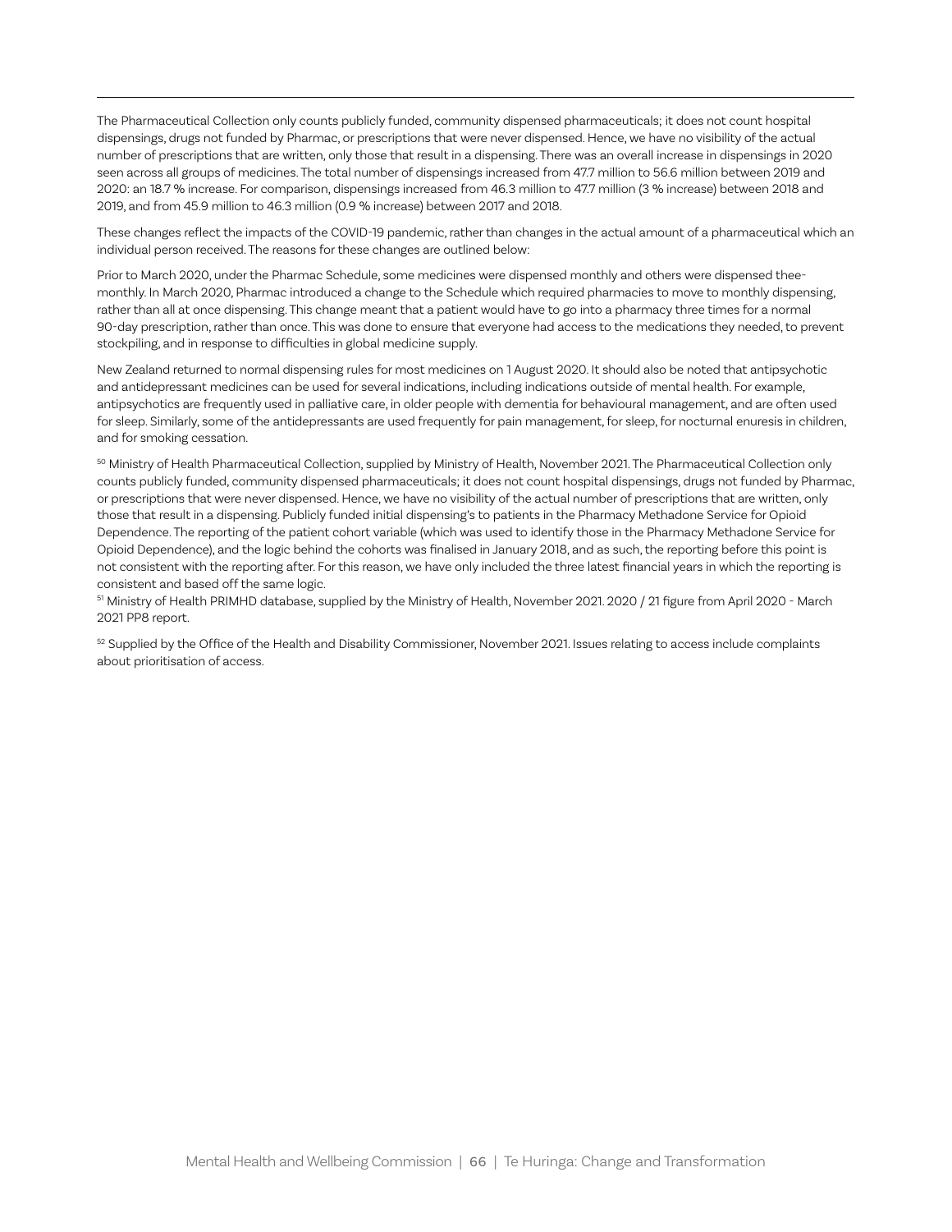The Pharmaceutical Collection only counts publicly funded, community dispensed pharmaceuticals; it does not count hospital dispensings, drugs not funded by Pharmac, or prescriptions that were never dispensed. Hence, we have no visibility of the actual number of prescriptions that are written, only those that result in a dispensing. There was an overall increase in dispensings in 2020 seen across all groups of medicines. The total number of dispensings increased from 47.7 million to 56.6 million between 2019 and 2020: an 18.7 % increase. For comparison, dispensings increased from 46.3 million to 47.7 million (3 % increase) between 2018 and 2019, and from 45.9 million to 46.3 million (0.9 % increase) between 2017 and 2018.

These changes reflect the impacts of the COVID-19 pandemic, rather than changes in the actual amount of a pharmaceutical which an individual person received. The reasons for these changes are outlined below:

Prior to March 2020, under the Pharmac Schedule, some medicines were dispensed monthly and others were dispensed thee-monthly. In March 2020, Pharmac introduced a change to the Schedule which required pharmacies to move to monthly dispensing, rather than all at once dispensing. This change meant that a patient would have to go into a pharmacy three times for a normal 90-day prescription, rather than once. This was done to ensure that everyone had access to the medications they needed, to prevent stockpiling, and in response to difficulties in global medicine supply.

New Zealand returned to normal dispensing rules for most medicines on 1 August 2020. It should also be noted that antipsychotic and antidepressant medicines can be used for several indications, including indications outside of mental health. For example, antipsychotics are frequently used in palliative care, in older people with dementia for behavioural management, and are often used for sleep. Similarly, some of the antidepressants are used frequently for pain management, for sleep, for nocturnal enuresis in children, and for smoking cessation.

[50] Ministry of Health Pharmaceutical Collection, supplied by Ministry of Health, November 2021. The Pharmaceutical Collection only counts publicly funded, community dispensed pharmaceuticals; it does not count hospital dispensings, drugs not funded by Pharmac, or prescriptions that were never dispensed. Hence, we have no visibility of the actual number of prescriptions that are written, only those that result in a dispensing. Publicly funded initial dispensing's to patients in the Pharmacy Methadone Service for Opioid Dependence. The reporting of the patient cohort variable (which was used to identify those in the Pharmacy Methadone Service for Opioid Dependence), and the logic behind the cohorts was finalised in January 2018, and as such, the reporting before this point is not consistent with the reporting after. For this reason, we have only included the three latest financial years in which the reporting is consistent and based off the same logic.

[51] Ministry of Health PRIMHD database, supplied by the Ministry of Health, November 2021. 2020 / 21 figure from April 2020 - March 2021 PP8 report.

[52] Supplied by the Office of the Health and Disability Commissioner, November 2021. Issues relating to access include complaints about prioritisation of access.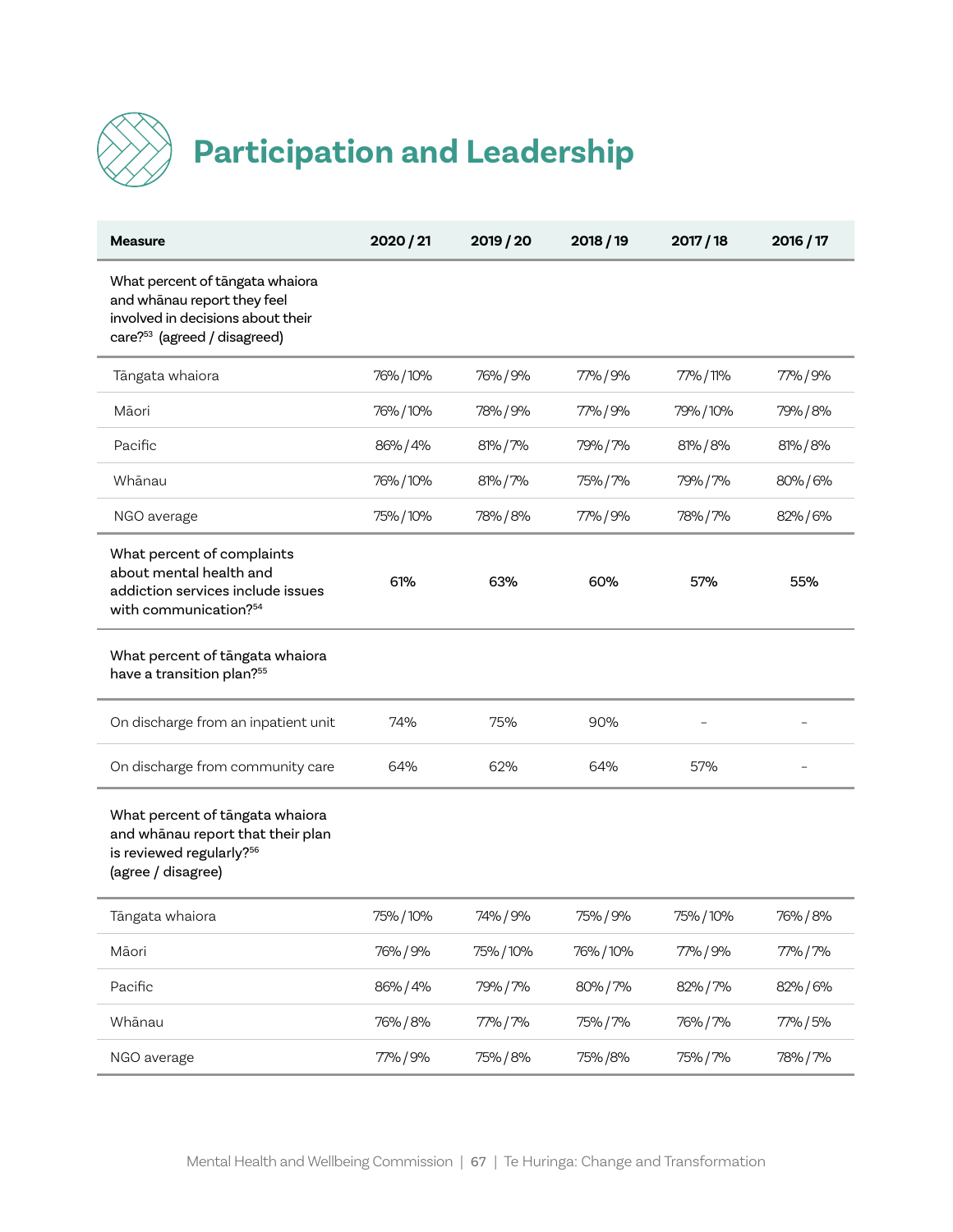# Participation and Leadership

| Measure | 2020 / 21 | 2019 / 20 | 2018 / 19 | 2017 / 18 | 2016 / 17 |
|---|---|---|---|---|---|
| What percent of tāngata whaiora and whānau report they feel involved in decisions about their care?[53] (agreed / disagreed) | | | | | |
| Tāngata whaiora | 76% / 10% | 76% / 9% | 77% / 9% | 77% / 11% | 77% / 9% |
| Māori | 76% / 10% | 78% / 9% | 77% / 9% | 79% / 10% | 79% / 8% |
| Pacific | 86% / 4% | 81% / 7% | 79% / 7% | 81% / 8% | 81% / 8% |
| Whānau | 76% / 10% | 81% / 7% | 75% / 7% | 79% / 7% | 80% / 6% |
| NGO average | 75% / 10% | 78% / 8% | 77% / 9% | 78% / 7% | 82% / 6% |
| What percent of complaints about mental health and addiction services include issues with communication?[54] | **61%** | **63%** | **60%** | **57%** | **55%** |
| What percent of tāngata whaiora have a transition plan?[55] | | | | | |
| On discharge from an inpatient unit | 74% | 75% | 90% | – | – |
| On discharge from community care | 64% | 62% | 64% | 57% | – |
| What percent of tāngata whaiora and whānau report that their plan is reviewed regularly?[56] (agree / disagree) | | | | | |
| Tāngata whaiora | 75% / 10% | 74% / 9% | 75% / 9% | 75% / 10% | 76% / 8% |
| Māori | 76% / 9% | 75% / 10% | 76% / 10% | 77% / 9% | 77% / 7% |
| Pacific | 86% / 4% | 79% / 7% | 80% / 7% | 82% / 7% | 82% / 6% |
| Whānau | 76% / 8% | 77% / 7% | 75% / 7% | 76% / 7% | 77% / 5% |
| NGO average | 77% / 9% | 75% / 8% | 75% / 8% | 75% / 7% | 78% / 7% |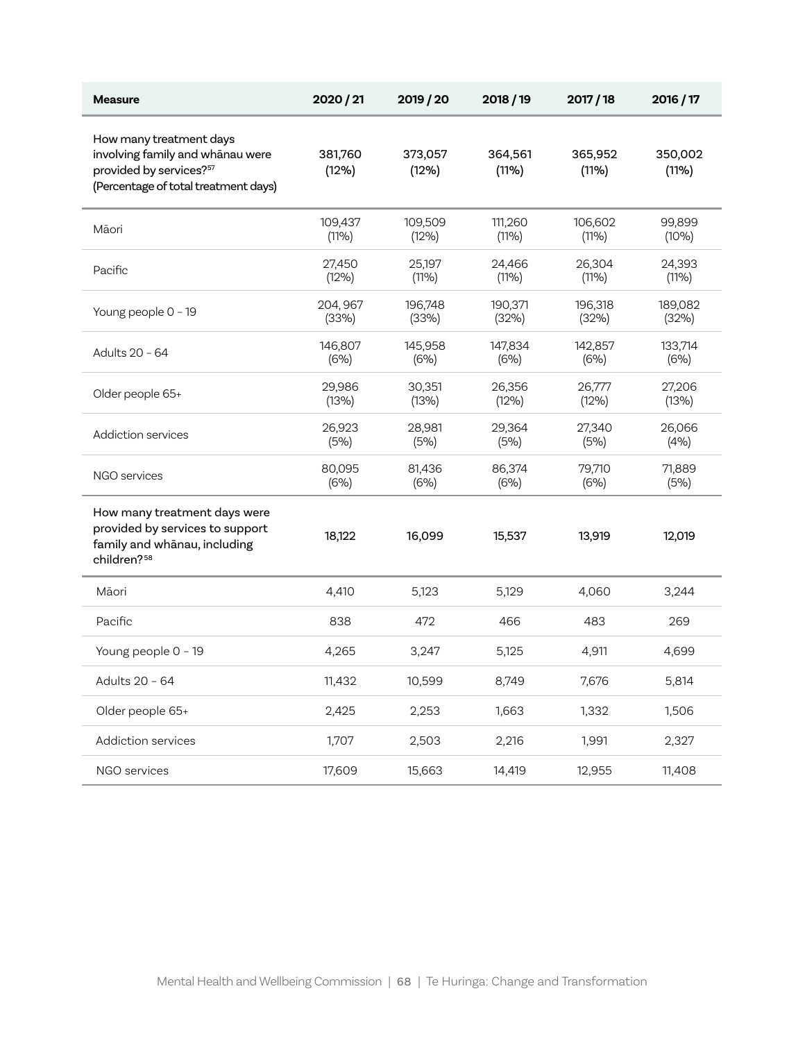| Measure | 2020 / 21 | 2019 / 20 | 2018 / 19 | 2017 / 18 | 2016 / 17 |
|---|---|---|---|---|---|
| **How many treatment days involving family and whānau were provided by services?[57] (Percentage of total treatment days)** | **381,760 (12%)** | **373,057 (12%)** | **364,561 (11%)** | **365,952 (11%)** | **350,002 (11%)** |
| Māori | 109,437 (11%) | 109,509 (12%) | 111,260 (11%) | 106,602 (11%) | 99,899 (10%) |
| Pacific | 27,450 (12%) | 25,197 (11%) | 24,466 (11%) | 26,304 (11%) | 24,393 (11%) |
| Young people 0 – 19 | 204, 967 (33%) | 196,748 (33%) | 190,371 (32%) | 196,318 (32%) | 189,082 (32%) |
| Adults 20 – 64 | 146,807 (6%) | 145,958 (6%) | 147,834 (6%) | 142,857 (6%) | 133,714 (6%) |
| Older people 65+ | 29,986 (13%) | 30,351 (13%) | 26,356 (12%) | 26,777 (12%) | 27,206 (13%) |
| Addiction services | 26,923 (5%) | 28,981 (5%) | 29,364 (5%) | 27,340 (5%) | 26,066 (4%) |
| NGO services | 80,095 (6%) | 81,436 (6%) | 86,374 (6%) | 79,710 (6%) | 71,889 (5%) |
| **How many treatment days were provided by services to support family and whānau, including children?[58]** | **18,122** | **16,099** | **15,537** | **13,919** | **12,019** |
| Māori | 4,410 | 5,123 | 5,129 | 4,060 | 3,244 |
| Pacific | 838 | 472 | 466 | 483 | 269 |
| Young people 0 – 19 | 4,265 | 3,247 | 5,125 | 4,911 | 4,699 |
| Adults 20 – 64 | 11,432 | 10,599 | 8,749 | 7,676 | 5,814 |
| Older people 65+ | 2,425 | 2,253 | 1,663 | 1,332 | 1,506 |
| Addiction services | 1,707 | 2,503 | 2,216 | 1,991 | 2,327 |
| NGO services | 17,609 | 15,663 | 14,419 | 12,955 | 11,408 |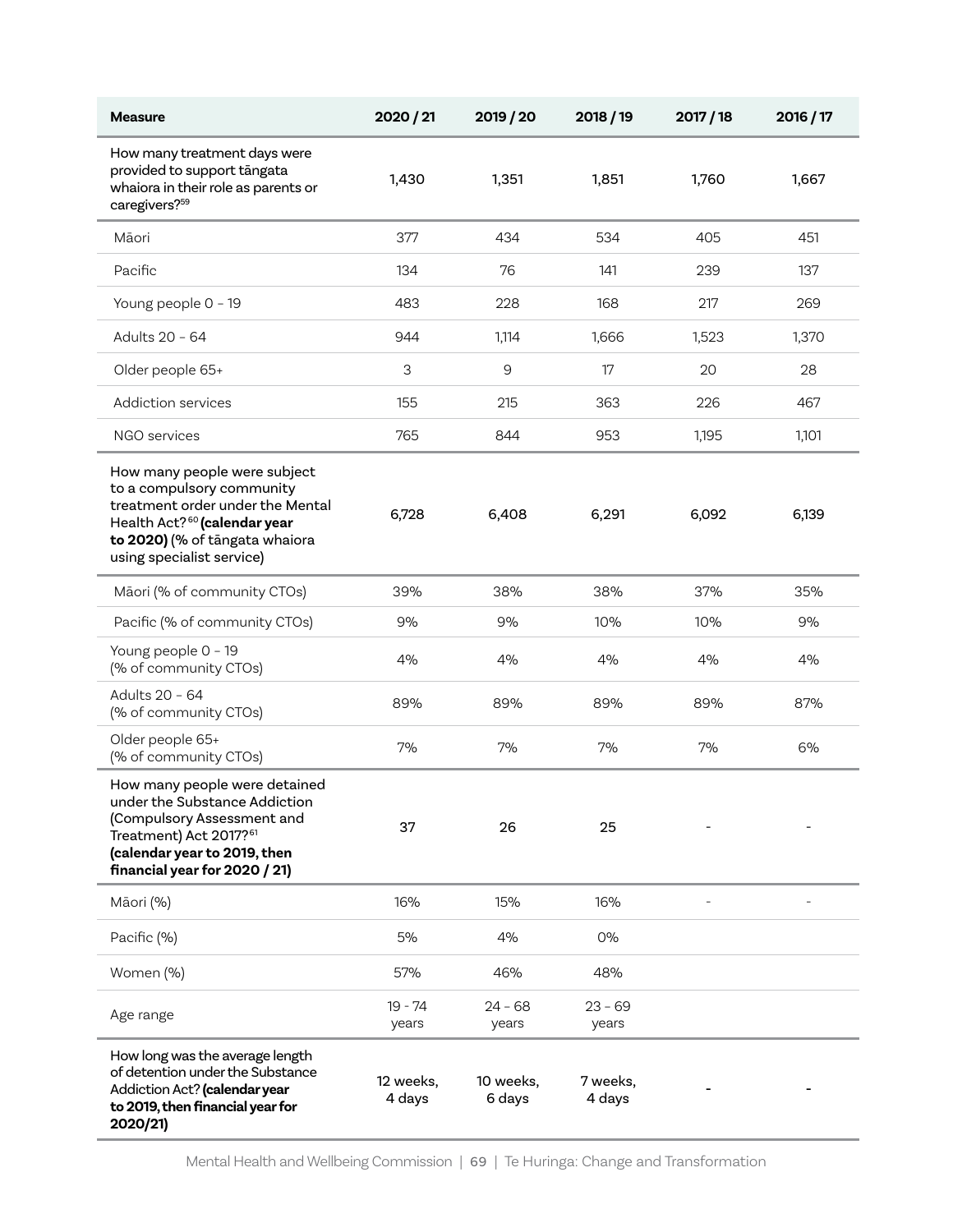| Measure | 2020 / 21 | 2019 / 20 | 2018 / 19 | 2017 / 18 | 2016 / 17 |
|---|---|---|---|---|---|
| **How many treatment days were provided to support tāngata whaiora in their role as parents or caregivers?**[59] | 1,430 | 1,351 | 1,851 | 1,760 | 1,667 |
| Māori | 377 | 434 | 534 | 405 | 451 |
| Pacific | 134 | 76 | 141 | 239 | 137 |
| Young people 0 – 19 | 483 | 228 | 168 | 217 | 269 |
| Adults 20 – 64 | 944 | 1,114 | 1,666 | 1,523 | 1,370 |
| Older people 65+ | 3 | 9 | 17 | 20 | 28 |
| Addiction services | 155 | 215 | 363 | 226 | 467 |
| NGO services | 765 | 844 | 953 | 1,195 | 1,101 |
| **How many people were subject to a compulsory community treatment order under the Mental Health Act?**[60] **(calendar year to 2020) (% of tāngata whaiora using specialist service)** | 6,728 | 6,408 | 6,291 | 6,092 | 6,139 |
| Māori (% of community CTOs) | 39% | 38% | 38% | 37% | 35% |
| Pacific (% of community CTOs) | 9% | 9% | 10% | 10% | 9% |
| Young people 0 – 19 (% of community CTOs) | 4% | 4% | 4% | 4% | 4% |
| Adults 20 – 64 (% of community CTOs) | 89% | 89% | 89% | 89% | 87% |
| Older people 65+ (% of community CTOs) | 7% | 7% | 7% | 7% | 6% |
| **How many people were detained under the Substance Addiction (Compulsory Assessment and Treatment) Act 2017?**[61] **(calendar year to 2019, then financial year for 2020 / 21)** | 37 | 26 | 25 | - | - |
| Māori (%) | 16% | 15% | 16% | - | - |
| Pacific (%) | 5% | 4% | 0% | | |
| Women (%) | 57% | 46% | 48% | | |
| Age range | 19 - 74 years | 24 – 68 years | 23 – 69 years | | |
| **How long was the average length of detention under the Substance Addiction Act? (calendar year to 2019, then financial year for 2020/21)** | 12 weeks, 4 days | 10 weeks, 6 days | 7 weeks, 4 days | - | - |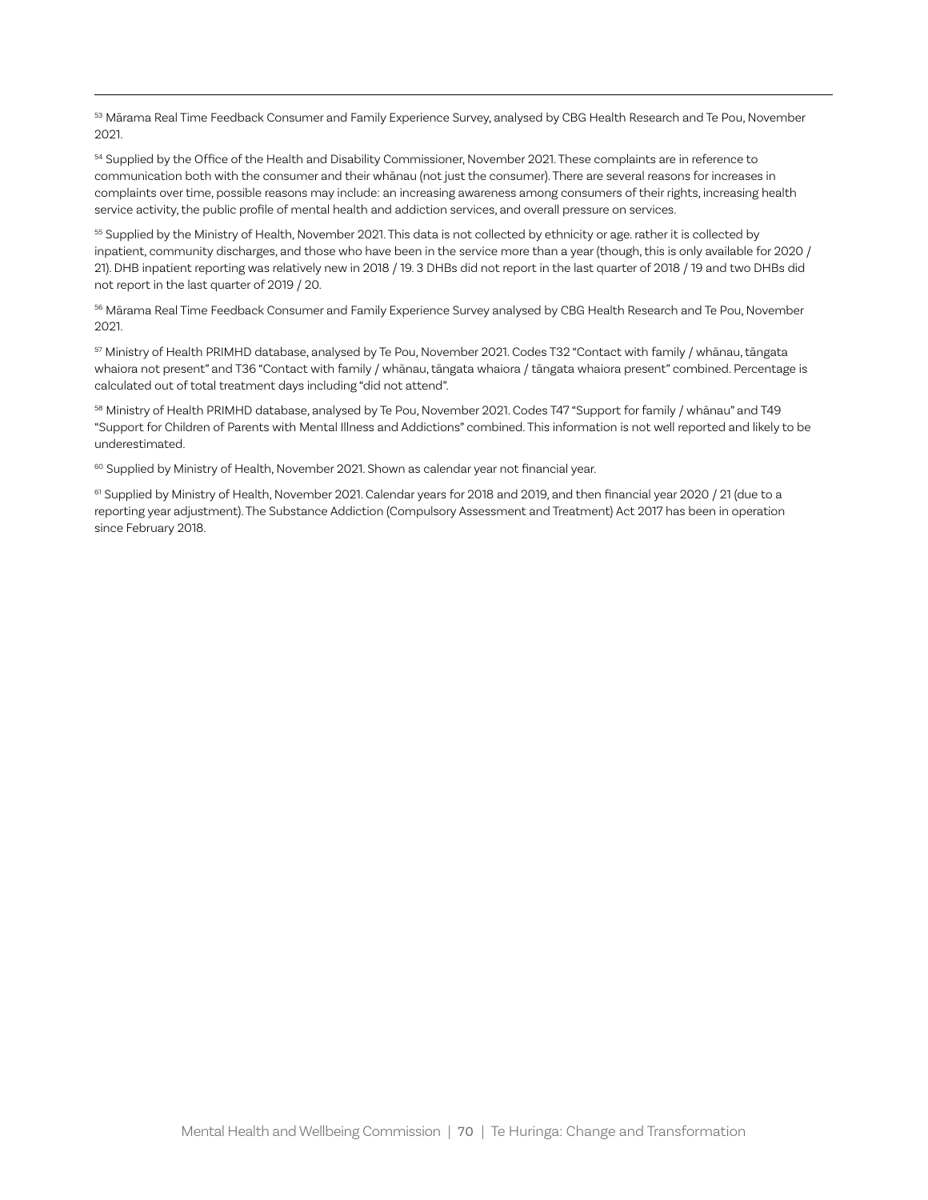[53] Mārama Real Time Feedback Consumer and Family Experience Survey, analysed by CBG Health Research and Te Pou, November 2021.

[54] Supplied by the Office of the Health and Disability Commissioner, November 2021. These complaints are in reference to communication both with the consumer and their whānau (not just the consumer). There are several reasons for increases in complaints over time, possible reasons may include: an increasing awareness among consumers of their rights, increasing health service activity, the public profile of mental health and addiction services, and overall pressure on services.

[55] Supplied by the Ministry of Health, November 2021. This data is not collected by ethnicity or age. rather it is collected by inpatient, community discharges, and those who have been in the service more than a year (though, this is only available for 2020 / 21). DHB inpatient reporting was relatively new in 2018 / 19. 3 DHBs did not report in the last quarter of 2018 / 19 and two DHBs did not report in the last quarter of 2019 / 20.

[56] Mārama Real Time Feedback Consumer and Family Experience Survey analysed by CBG Health Research and Te Pou, November 2021.

[57] Ministry of Health PRIMHD database, analysed by Te Pou, November 2021. Codes T32 "Contact with family / whānau, tāngata whaiora not present" and T36 "Contact with family / whānau, tāngata whaiora / tāngata whaiora present" combined. Percentage is calculated out of total treatment days including "did not attend".

[58] Ministry of Health PRIMHD database, analysed by Te Pou, November 2021. Codes T47 "Support for family / whānau" and T49 "Support for Children of Parents with Mental Illness and Addictions" combined. This information is not well reported and likely to be underestimated.

[60] Supplied by Ministry of Health, November 2021. Shown as calendar year not financial year.

[61] Supplied by Ministry of Health, November 2021. Calendar years for 2018 and 2019, and then financial year 2020 / 21 (due to a reporting year adjustment). The Substance Addiction (Compulsory Assessment and Treatment) Act 2017 has been in operation since February 2018.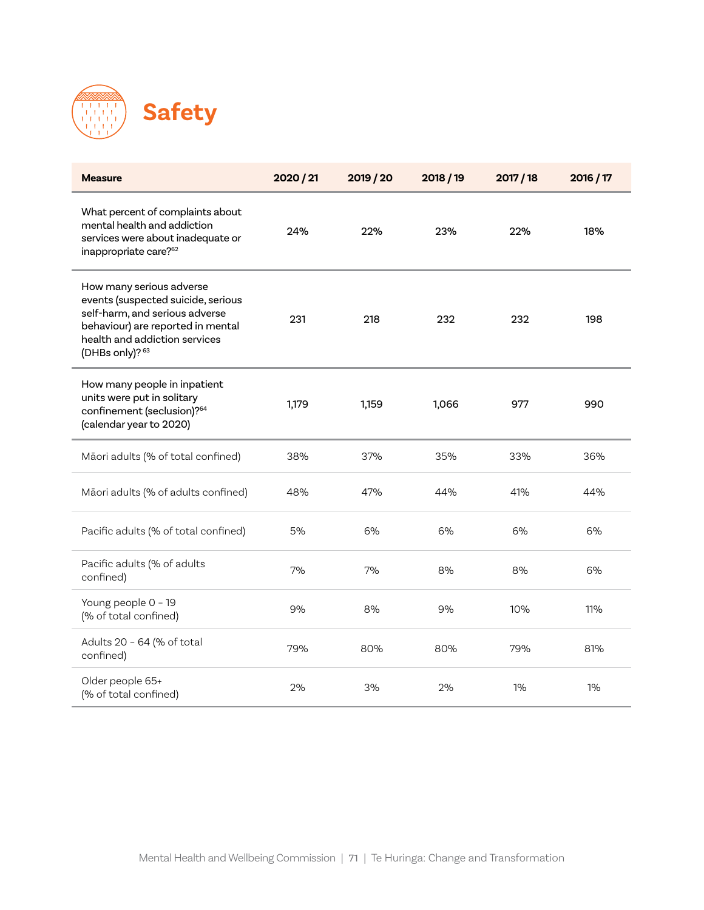# Safety

| Measure | 2020 / 21 | 2019 / 20 | 2018 / 19 | 2017 / 18 | 2016 / 17 |
|---|---|---|---|---|---|
| What percent of complaints about mental health and addiction services were about inadequate or inappropriate care?[62] | 24% | 22% | 23% | 22% | 18% |
| How many serious adverse events (suspected suicide, serious self-harm, and serious adverse behaviour) are reported in mental health and addiction services (DHBs only)?[63] | 231 | 218 | 232 | 232 | 198 |
| How many people in inpatient units were put in solitary confinement (seclusion)?[64] (calendar year to 2020) | 1,179 | 1,159 | 1,066 | 977 | 990 |
| Māori adults (% of total confined) | 38% | 37% | 35% | 33% | 36% |
| Māori adults (% of adults confined) | 48% | 47% | 44% | 41% | 44% |
| Pacific adults (% of total confined) | 5% | 6% | 6% | 6% | 6% |
| Pacific adults (% of adults confined) | 7% | 7% | 8% | 8% | 6% |
| Young people 0 - 19 (% of total confined) | 9% | 8% | 9% | 10% | 11% |
| Adults 20 - 64 (% of total confined) | 79% | 80% | 80% | 79% | 81% |
| Older people 65+ (% of total confined) | 2% | 3% | 2% | 1% | 1% |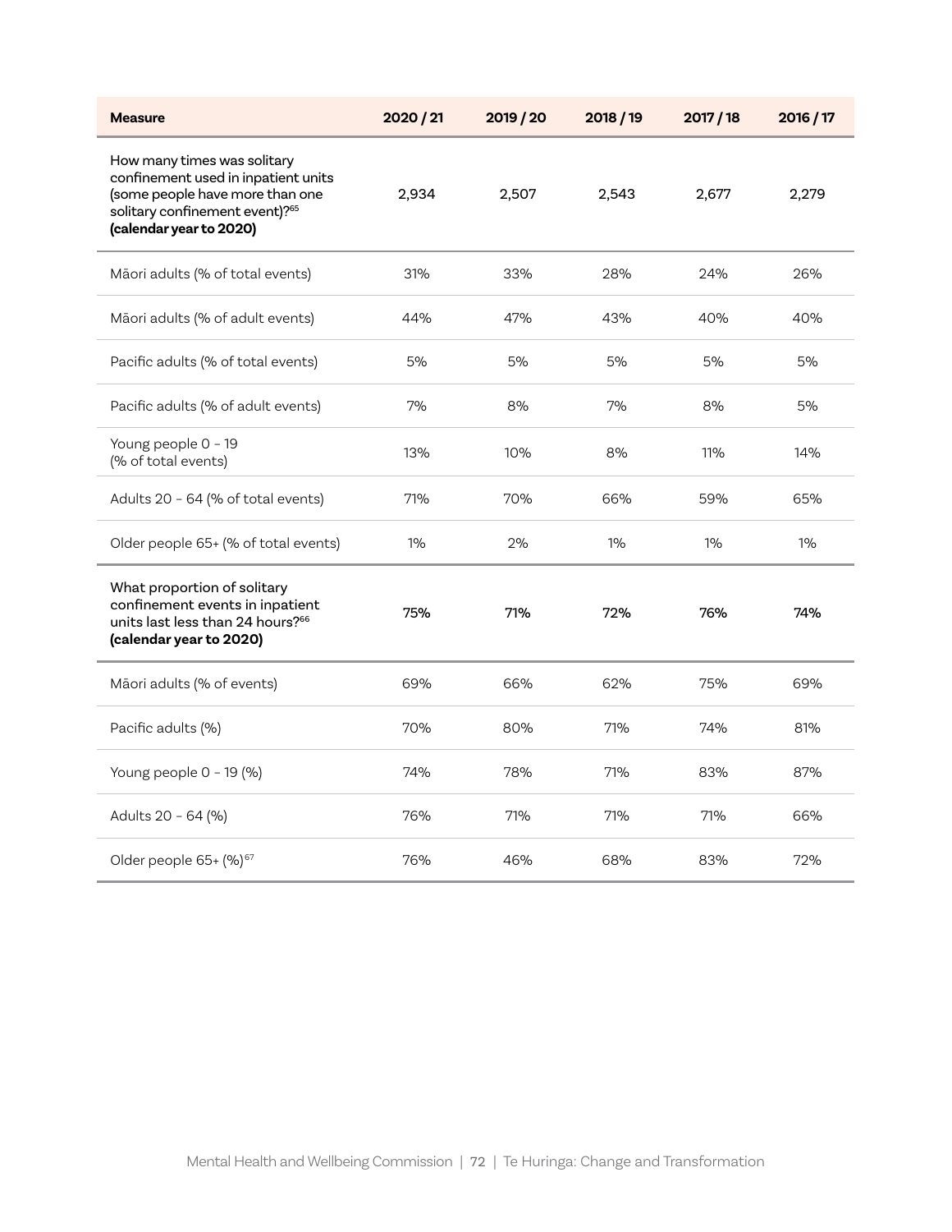| Measure | 2020 / 21 | 2019 / 20 | 2018 / 19 | 2017 / 18 | 2016 / 17 |
|---|---|---|---|---|---|
| How many times was solitary confinement used in inpatient units (some people have more than one solitary confinement event)?[65] **(calendar year to 2020)** | 2,934 | 2,507 | 2,543 | 2,677 | 2,279 |
| Māori adults (% of total events) | 31% | 33% | 28% | 24% | 26% |
| Māori adults (% of adult events) | 44% | 47% | 43% | 40% | 40% |
| Pacific adults (% of total events) | 5% | 5% | 5% | 5% | 5% |
| Pacific adults (% of adult events) | 7% | 8% | 7% | 8% | 5% |
| Young people 0 – 19 (% of total events) | 13% | 10% | 8% | 11% | 14% |
| Adults 20 – 64 (% of total events) | 71% | 70% | 66% | 59% | 65% |
| Older people 65+ (% of total events) | 1% | 2% | 1% | 1% | 1% |
| What proportion of solitary confinement events in inpatient units last less than 24 hours?[66] **(calendar year to 2020)** | **75%** | **71%** | **72%** | **76%** | **74%** |
| Māori adults (% of events) | 69% | 66% | 62% | 75% | 69% |
| Pacific adults (%) | 70% | 80% | 71% | 74% | 81% |
| Young people 0 – 19 (%) | 74% | 78% | 71% | 83% | 87% |
| Adults 20 – 64 (%) | 76% | 71% | 71% | 71% | 66% |
| Older people 65+ (%)[67] | 76% | 46% | 68% | 83% | 72% |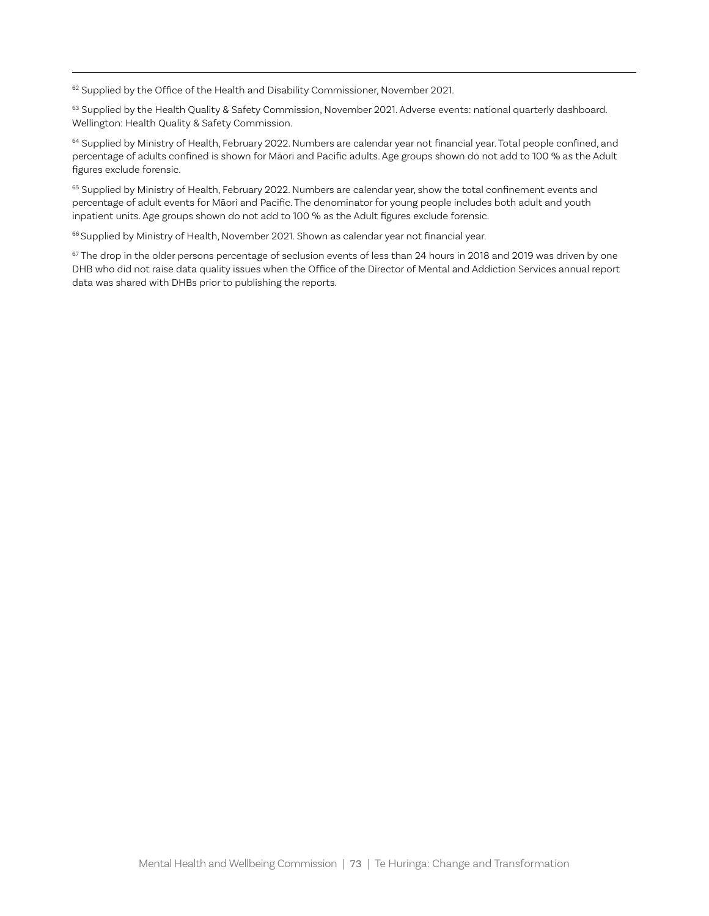[62] Supplied by the Office of the Health and Disability Commissioner, November 2021.

[63] Supplied by the Health Quality & Safety Commission, November 2021. Adverse events: national quarterly dashboard. Wellington: Health Quality & Safety Commission.

[64] Supplied by Ministry of Health, February 2022. Numbers are calendar year not financial year. Total people confined, and percentage of adults confined is shown for Māori and Pacific adults. Age groups shown do not add to 100 % as the Adult figures exclude forensic.

[65] Supplied by Ministry of Health, February 2022. Numbers are calendar year, show the total confinement events and percentage of adult events for Māori and Pacific. The denominator for young people includes both adult and youth inpatient units. Age groups shown do not add to 100 % as the Adult figures exclude forensic.

[66] Supplied by Ministry of Health, November 2021. Shown as calendar year not financial year.

[67] The drop in the older persons percentage of seclusion events of less than 24 hours in 2018 and 2019 was driven by one DHB who did not raise data quality issues when the Office of the Director of Mental and Addiction Services annual report data was shared with DHBs prior to publishing the reports.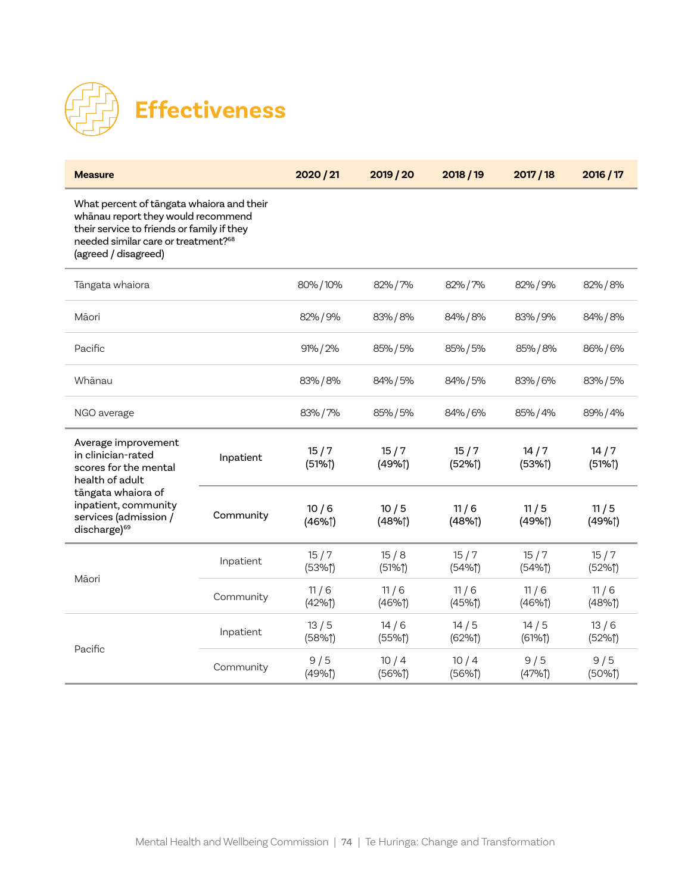# Effectiveness

| Measure | | 2020 / 21 | 2019 / 20 | 2018 / 19 | 2017 / 18 | 2016 / 17 |
|---|---|---|---|---|---|---|
| What percent of tāngata whaiora and their whānau report they would recommend their service to friends or family if they needed similar care or treatment?[68] (agreed / disagreed) | | | | | | |
| Tāngata whaiora | | 80% / 10% | 82% / 7% | 82% / 7% | 82% / 9% | 82% / 8% |
| Māori | | 82% / 9% | 83% / 8% | 84% / 8% | 83% / 9% | 84% / 8% |
| Pacific | | 91% / 2% | 85% / 5% | 85% / 5% | 85% / 8% | 86% / 6% |
| Whānau | | 83% / 8% | 84% / 5% | 84% / 5% | 83% / 6% | 83% / 5% |
| NGO average | | 83% / 7% | 85% / 5% | 84% / 6% | 85% / 4% | 89% / 4% |
| **Average improvement in clinician-rated scores for the mental health of adult tāngata whaiora of inpatient, community services (admission / discharge)[69]** | **Inpatient** | **15 / 7 (51%↑)** | **15 / 7 (49%↑)** | **15 / 7 (52%↑)** | **14 / 7 (53%↑)** | **14 / 7 (51%↑)** |
| | **Community** | **10 / 6 (46%↑)** | **10 / 5 (48%↑)** | **11 / 6 (48%↑)** | **11 / 5 (49%↑)** | **11 / 5 (49%↑)** |
| Māori | Inpatient | 15 / 7 (53%↑) | 15 / 8 (51%↑) | 15 / 7 (54%↑) | 15 / 7 (54%↑) | 15 / 7 (52%↑) |
| | Community | 11 / 6 (42%↑) | 11 / 6 (46%↑) | 11 / 6 (45%↑) | 11 / 6 (46%↑) | 11 / 6 (48%↑) |
| Pacific | Inpatient | 13 / 5 (58%↑) | 14 / 6 (55%↑) | 14 / 5 (62%↑) | 14 / 5 (61%↑) | 13 / 6 (52%↑) |
| | Community | 9 / 5 (49%↑) | 10 / 4 (56%↑) | 10 / 4 (56%↑) | 9 / 5 (47%↑) | 9 / 5 (50%↑) |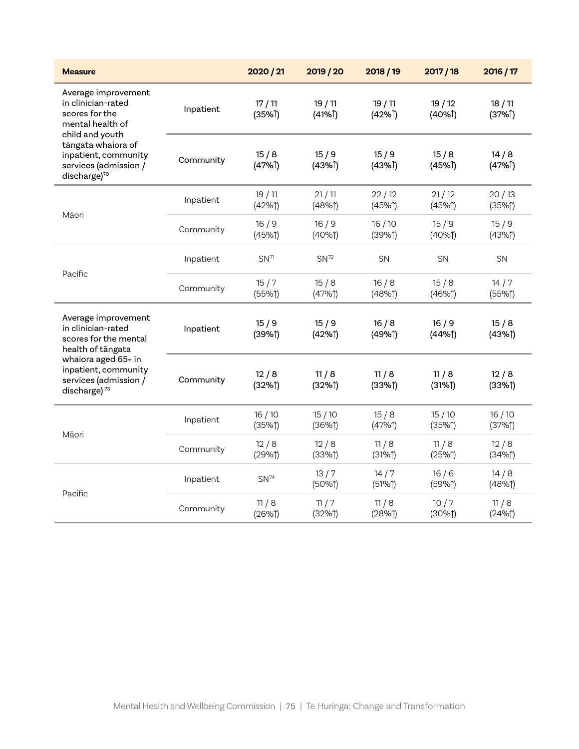| Measure | | 2020 / 21 | 2019 / 20 | 2018 / 19 | 2017 / 18 | 2016 / 17 |
|---|---|---|---|---|---|---|
| Average improvement in clinician-rated scores for the mental health of child and youth tāngata whaiora of inpatient, community services (admission / discharge)[70] | Inpatient | 17 / 11 (35%↑) | 19 / 11 (41%↑) | 19 / 11 (42%↑) | 19 / 12 (40%↑) | 18 / 11 (37%↑) |
| | Community | 15 / 8 (47%↑) | 15 / 9 (43%↑) | 15 / 9 (43%↑) | 15 / 8 (45%↑) | 14 / 8 (47%↑) |
| Māori | Inpatient | 19 / 11 (42%↑) | 21 / 11 (48%↑) | 22 / 12 (45%↑) | 21 / 12 (45%↑) | 20 / 13 (35%↑) |
| | Community | 16 / 9 (45%↑) | 16 / 9 (40%↑) | 16 / 10 (39%↑) | 15 / 9 (40%↑) | 15 / 9 (43%↑) |
| Pacific | Inpatient | SN[71] | SN[72] | SN | SN | SN |
| | Community | 15 / 7 (55%↑) | 15 / 8 (47%↑) | 16 / 8 (48%↑) | 15 / 8 (46%↑) | 14 / 7 (55%↑) |
| Average improvement in clinician-rated scores for the mental health of tāngata whaiora aged 65+ in inpatient, community services (admission / discharge)[73] | Inpatient | 15 / 9 (39%↑) | 15 / 9 (42%↑) | 16 / 8 (49%↑) | 16 / 9 (44%↑) | 15 / 8 (43%↑) |
| | Community | 12 / 8 (32%↑) | 11 / 8 (32%↑) | 11 / 8 (33%↑) | 11 / 8 (31%↑) | 12 / 8 (33%↑) |
| Māori | Inpatient | 16 / 10 (35%↑) | 15 / 10 (36%↑) | 15 / 8 (47%↑) | 15 / 10 (35%↑) | 16 / 10 (37%↑) |
| | Community | 12 / 8 (29%↑) | 12 / 8 (33%↑) | 11 / 8 (31%↑) | 11 / 8 (25%↑) | 12 / 8 (34%↑) |
| Pacific | Inpatient | SN[74] | 13 / 7 (50%↑) | 14 / 7 (51%↑) | 16 / 6 (59%↑) | 14 / 8 (48%↑) |
| | Community | 11 / 8 (26%↑) | 11 / 7 (32%↑) | 11 / 8 (28%↑) | 10 / 7 (30%↑) | 11 / 8 (24%↑) |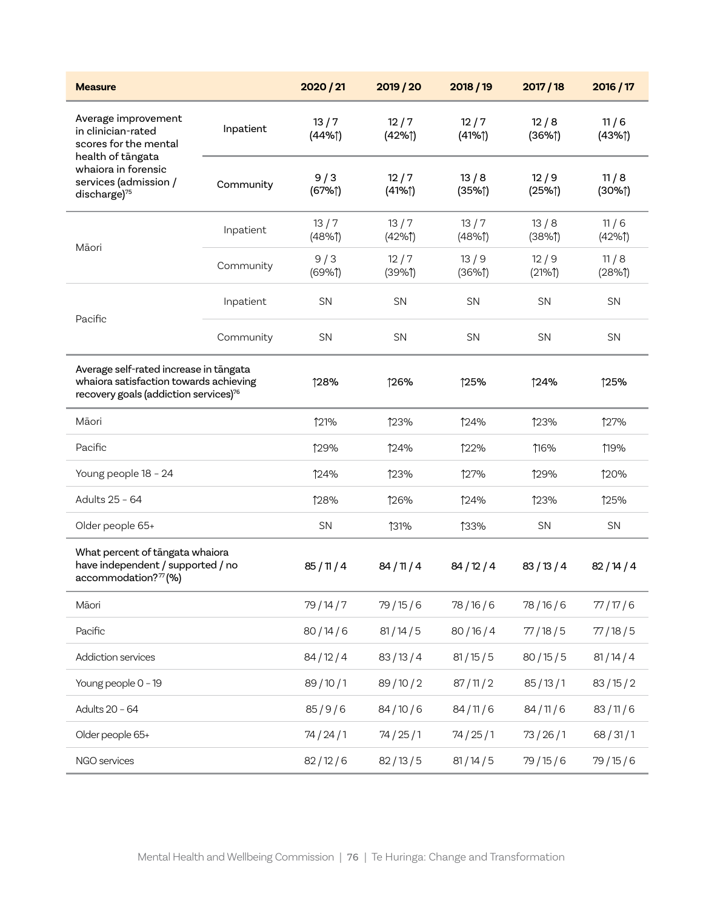| Measure | | 2020 / 21 | 2019 / 20 | 2018 / 19 | 2017 / 18 | 2016 / 17 |
|---|---|---|---|---|---|---|
| Average improvement in clinician-rated scores for the mental health of tāngata whaiora in forensic services (admission / discharge)[75] | Inpatient | **13 / 7 (44%↑)** | **12 / 7 (42%↑)** | **12 / 7 (41%↑)** | **12 / 8 (36%↑)** | **11 / 6 (43%↑)** |
| | Community | **9 / 3 (67%↑)** | **12 / 7 (41%↑)** | **13 / 8 (35%↑)** | **12 / 9 (25%↑)** | **11 / 8 (30%↑)** |
| Māori | Inpatient | 13 / 7 (48%↑) | 13 / 7 (42%↑) | 13 / 7 (48%↑) | 13 / 8 (38%↑) | 11 / 6 (42%↑) |
| | Community | 9 / 3 (69%↑) | 12 / 7 (39%↑) | 13 / 9 (36%↑) | 12 / 9 (21%↑) | 11 / 8 (28%↑) |
| Pacific | Inpatient | SN | SN | SN | SN | SN |
| | Community | SN | SN | SN | SN | SN |
| Average self-rated increase in tāngata whaiora satisfaction towards achieving recovery goals (addiction services)[76] | | **↑28%** | **↑26%** | **↑25%** | **↑24%** | **↑25%** |
| Māori | | ↑21% | ↑23% | ↑24% | ↑23% | ↑27% |
| Pacific | | ↑29% | ↑24% | ↑22% | ↑16% | ↑19% |
| Young people 18 – 24 | | ↑24% | ↑23% | ↑27% | ↑29% | ↑20% |
| Adults 25 – 64 | | ↑28% | ↑26% | ↑24% | ↑23% | ↑25% |
| Older people 65+ | | SN | ↑31% | ↑33% | SN | SN |
| What percent of tāngata whaiora have independent / supported / no accommodation?[77] (%) | | **85 / 11 / 4** | **84 / 11 / 4** | **84 / 12 / 4** | **83 / 13 / 4** | **82 / 14 / 4** |
| Māori | | 79 / 14 / 7 | 79 / 15 / 6 | 78 / 16 / 6 | 78 / 16 / 6 | 77 / 17 / 6 |
| Pacific | | 80 / 14 / 6 | 81 / 14 / 5 | 80 / 16 / 4 | 77 / 18 / 5 | 77 / 18 / 5 |
| Addiction services | | 84 / 12 / 4 | 83 / 13 / 4 | 81 / 15 / 5 | 80 / 15 / 5 | 81 / 14 / 4 |
| Young people 0 – 19 | | 89 / 10 / 1 | 89 / 10 / 2 | 87 / 11 / 2 | 85 / 13 / 1 | 83 / 15 / 2 |
| Adults 20 – 64 | | 85 / 9 / 6 | 84 / 10 / 6 | 84 / 11 / 6 | 84 / 11 / 6 | 83 / 11 / 6 |
| Older people 65+ | | 74 / 24 / 1 | 74 / 25 / 1 | 74 / 25 / 1 | 73 / 26 / 1 | 68 / 31 / 1 |
| NGO services | | 82 / 12 / 6 | 82 / 13 / 5 | 81 / 14 / 5 | 79 / 15 / 6 | 79 / 15 / 6 |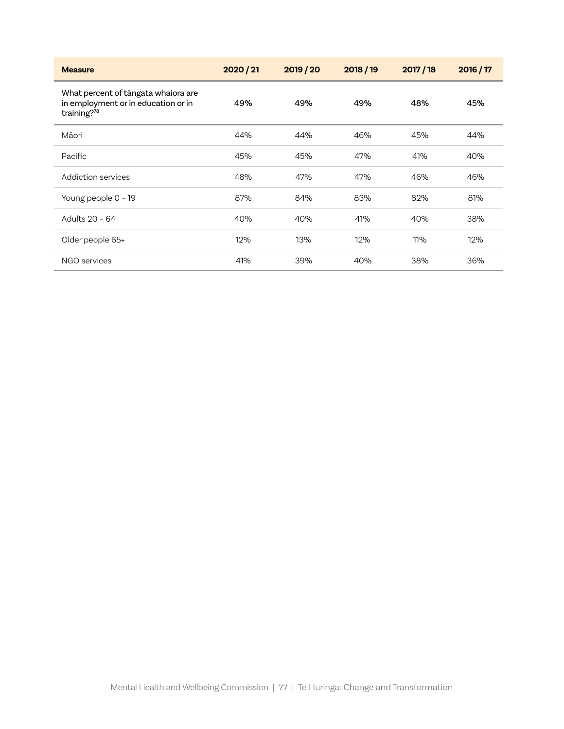| Measure | 2020 / 21 | 2019 / 20 | 2018 / 19 | 2017 / 18 | 2016 / 17 |
|---|---|---|---|---|---|
| What percent of tāngata whaiora are in employment or in education or in training?[78] | 49% | 49% | 49% | 48% | 45% |
| Māori | 44% | 44% | 46% | 45% | 44% |
| Pacific | 45% | 45% | 47% | 41% | 40% |
| Addiction services | 48% | 47% | 47% | 46% | 46% |
| Young people 0 – 19 | 87% | 84% | 83% | 82% | 81% |
| Adults 20 – 64 | 40% | 40% | 41% | 40% | 38% |
| Older people 65+ | 12% | 13% | 12% | 11% | 12% |
| NGO services | 41% | 39% | 40% | 38% | 36% |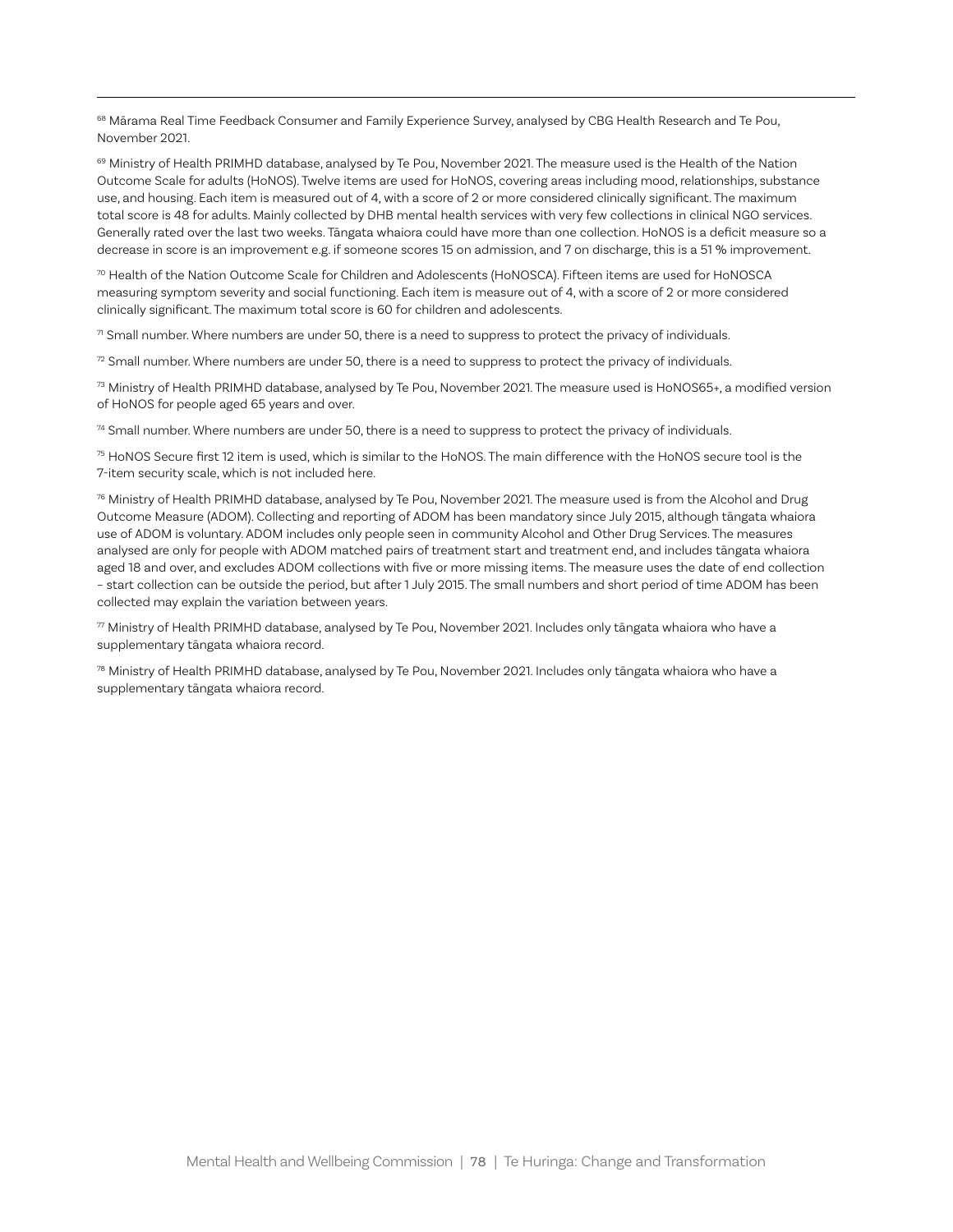[68] Mārama Real Time Feedback Consumer and Family Experience Survey, analysed by CBG Health Research and Te Pou, November 2021.

[69] Ministry of Health PRIMHD database, analysed by Te Pou, November 2021. The measure used is the Health of the Nation Outcome Scale for adults (HoNOS). Twelve items are used for HoNOS, covering areas including mood, relationships, substance use, and housing. Each item is measured out of 4, with a score of 2 or more considered clinically significant. The maximum total score is 48 for adults. Mainly collected by DHB mental health services with very few collections in clinical NGO services. Generally rated over the last two weeks. Tāngata whaiora could have more than one collection. HoNOS is a deficit measure so a decrease in score is an improvement e.g. if someone scores 15 on admission, and 7 on discharge, this is a 51 % improvement.

[70] Health of the Nation Outcome Scale for Children and Adolescents (HoNOSCA). Fifteen items are used for HoNOSCA measuring symptom severity and social functioning. Each item is measure out of 4, with a score of 2 or more considered clinically significant. The maximum total score is 60 for children and adolescents.

[71] Small number. Where numbers are under 50, there is a need to suppress to protect the privacy of individuals.

[72] Small number. Where numbers are under 50, there is a need to suppress to protect the privacy of individuals.

[73] Ministry of Health PRIMHD database, analysed by Te Pou, November 2021. The measure used is HoNOS65+, a modified version of HoNOS for people aged 65 years and over.

[74] Small number. Where numbers are under 50, there is a need to suppress to protect the privacy of individuals.

[75] HoNOS Secure first 12 item is used, which is similar to the HoNOS. The main difference with the HoNOS secure tool is the 7-item security scale, which is not included here.

[76] Ministry of Health PRIMHD database, analysed by Te Pou, November 2021. The measure used is from the Alcohol and Drug Outcome Measure (ADOM). Collecting and reporting of ADOM has been mandatory since July 2015, although tāngata whaiora use of ADOM is voluntary. ADOM includes only people seen in community Alcohol and Other Drug Services. The measures analysed are only for people with ADOM matched pairs of treatment start and treatment end, and includes tāngata whaiora aged 18 and over, and excludes ADOM collections with five or more missing items. The measure uses the date of end collection – start collection can be outside the period, but after 1 July 2015. The small numbers and short period of time ADOM has been collected may explain the variation between years.

[77] Ministry of Health PRIMHD database, analysed by Te Pou, November 2021. Includes only tāngata whaiora who have a supplementary tāngata whaiora record.

[78] Ministry of Health PRIMHD database, analysed by Te Pou, November 2021. Includes only tāngata whaiora who have a supplementary tāngata whaiora record.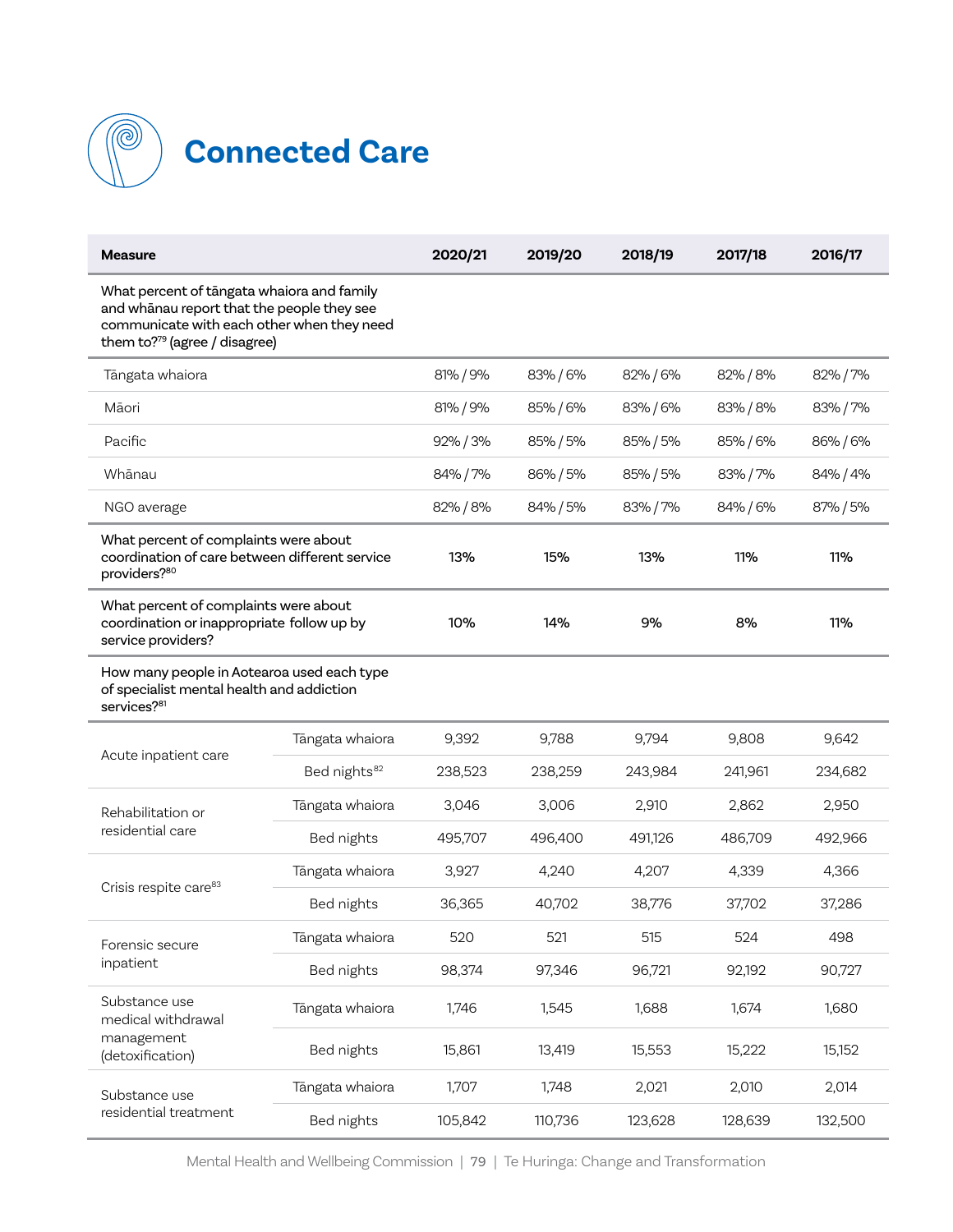# Connected Care

| Measure | | 2020/21 | 2019/20 | 2018/19 | 2017/18 | 2016/17 |
|---|---|---|---|---|---|---|
| **What percent of tāngata whaiora and family and whānau report that the people they see communicate with each other when they need them to?[79] (agree / disagree)** | | | | | | |
| Tāngata whaiora | | 81% / 9% | 83% / 6% | 82% / 6% | 82% / 8% | 82% / 7% |
| Māori | | 81% / 9% | 85% / 6% | 83% / 6% | 83% / 8% | 83% / 7% |
| Pacific | | 92% / 3% | 85% / 5% | 85% / 5% | 85% / 6% | 86% / 6% |
| Whānau | | 84% / 7% | 86% / 5% | 85% / 5% | 83% / 7% | 84% / 4% |
| NGO average | | 82% / 8% | 84% / 5% | 83% / 7% | 84% / 6% | 87% / 5% |
| **What percent of complaints were about coordination of care between different service providers?[80]** | | **13%** | **15%** | **13%** | **11%** | **11%** |
| **What percent of complaints were about coordination or inappropriate follow up by service providers?** | | **10%** | **14%** | **9%** | **8%** | **11%** |
| **How many people in Aotearoa used each type of specialist mental health and addiction services?[81]** | | | | | | |
| Acute inpatient care | Tāngata whaiora | 9,392 | 9,788 | 9,794 | 9,808 | 9,642 |
| | Bed nights[82] | 238,523 | 238,259 | 243,984 | 241,961 | 234,682 |
| Rehabilitation or residential care | Tāngata whaiora | 3,046 | 3,006 | 2,910 | 2,862 | 2,950 |
| | Bed nights | 495,707 | 496,400 | 491,126 | 486,709 | 492,966 |
| Crisis respite care[83] | Tāngata whaiora | 3,927 | 4,240 | 4,207 | 4,339 | 4,366 |
| | Bed nights | 36,365 | 40,702 | 38,776 | 37,702 | 37,286 |
| Forensic secure inpatient | Tāngata whaiora | 520 | 521 | 515 | 524 | 498 |
| | Bed nights | 98,374 | 97,346 | 96,721 | 92,192 | 90,727 |
| Substance use medical withdrawal management (detoxification) | Tāngata whaiora | 1,746 | 1,545 | 1,688 | 1,674 | 1,680 |
| | Bed nights | 15,861 | 13,419 | 15,553 | 15,222 | 15,152 |
| Substance use residential treatment | Tāngata whaiora | 1,707 | 1,748 | 2,021 | 2,010 | 2,014 |
| | Bed nights | 105,842 | 110,736 | 123,628 | 128,639 | 132,500 |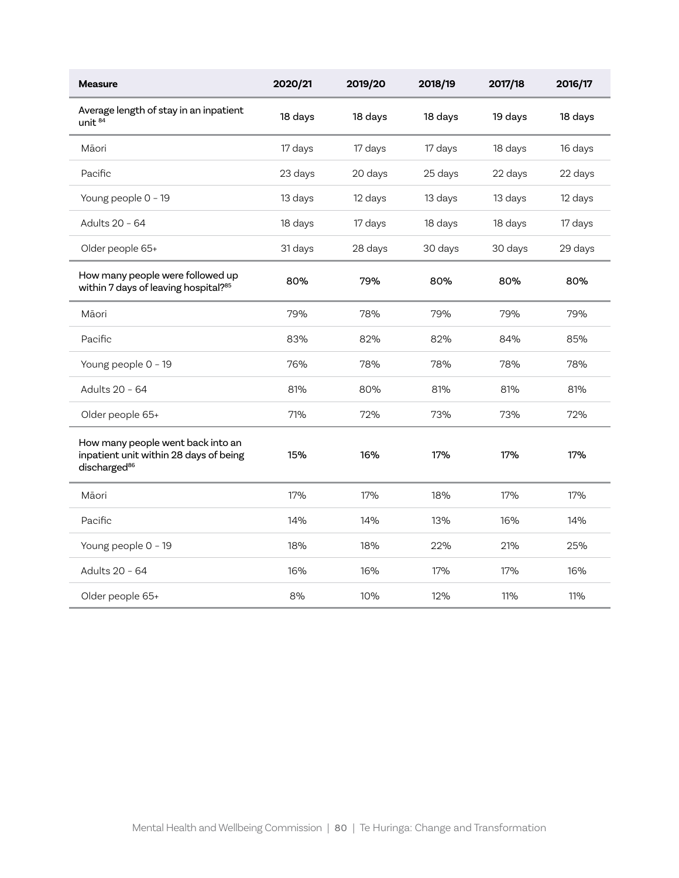| Measure | 2020/21 | 2019/20 | 2018/19 | 2017/18 | 2016/17 |
|---|---|---|---|---|---|
| Average length of stay in an inpatient unit [84] | 18 days | 18 days | 18 days | 19 days | 18 days |
| Māori | 17 days | 17 days | 17 days | 18 days | 16 days |
| Pacific | 23 days | 20 days | 25 days | 22 days | 22 days |
| Young people 0 - 19 | 13 days | 12 days | 13 days | 13 days | 12 days |
| Adults 20 - 64 | 18 days | 17 days | 18 days | 18 days | 17 days |
| Older people 65+ | 31 days | 28 days | 30 days | 30 days | 29 days |
| How many people were followed up within 7 days of leaving hospital?[85] | 80% | 79% | 80% | 80% | 80% |
| Māori | 79% | 78% | 79% | 79% | 79% |
| Pacific | 83% | 82% | 82% | 84% | 85% |
| Young people 0 - 19 | 76% | 78% | 78% | 78% | 78% |
| Adults 20 - 64 | 81% | 80% | 81% | 81% | 81% |
| Older people 65+ | 71% | 72% | 73% | 73% | 72% |
| How many people went back into an inpatient unit within 28 days of being discharged[86] | 15% | 16% | 17% | 17% | 17% |
| Māori | 17% | 17% | 18% | 17% | 17% |
| Pacific | 14% | 14% | 13% | 16% | 14% |
| Young people 0 - 19 | 18% | 18% | 22% | 21% | 25% |
| Adults 20 - 64 | 16% | 16% | 17% | 17% | 16% |
| Older people 65+ | 8% | 10% | 12% | 11% | 11% |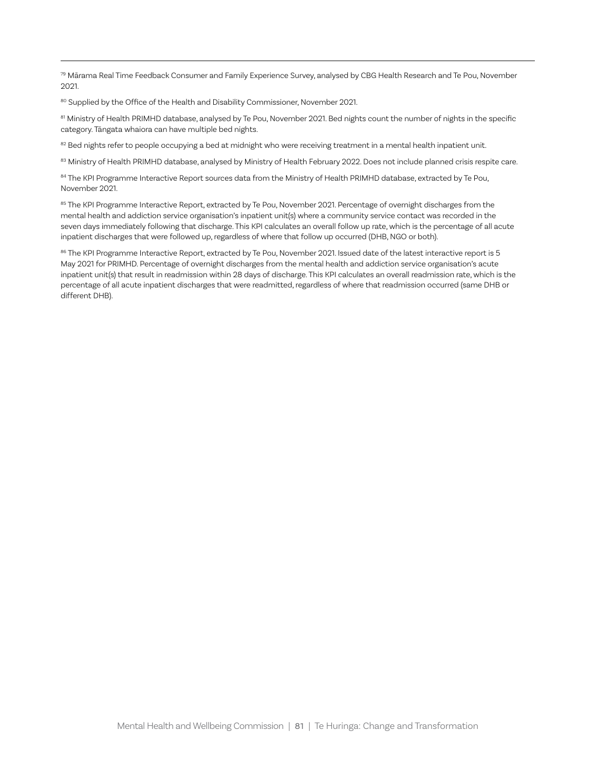[79] Mārama Real Time Feedback Consumer and Family Experience Survey, analysed by CBG Health Research and Te Pou, November 2021.

[80] Supplied by the Office of the Health and Disability Commissioner, November 2021.

[81] Ministry of Health PRIMHD database, analysed by Te Pou, November 2021. Bed nights count the number of nights in the specific category. Tāngata whaiora can have multiple bed nights.

[82] Bed nights refer to people occupying a bed at midnight who were receiving treatment in a mental health inpatient unit.

[83] Ministry of Health PRIMHD database, analysed by Ministry of Health February 2022. Does not include planned crisis respite care.

[84] The KPI Programme Interactive Report sources data from the Ministry of Health PRIMHD database, extracted by Te Pou, November 2021.

[85] The KPI Programme Interactive Report, extracted by Te Pou, November 2021. Percentage of overnight discharges from the mental health and addiction service organisation's inpatient unit(s) where a community service contact was recorded in the seven days immediately following that discharge. This KPI calculates an overall follow up rate, which is the percentage of all acute inpatient discharges that were followed up, regardless of where that follow up occurred (DHB, NGO or both).

[86] The KPI Programme Interactive Report, extracted by Te Pou, November 2021. Issued date of the latest interactive report is 5 May 2021 for PRIMHD. Percentage of overnight discharges from the mental health and addiction service organisation's acute inpatient unit(s) that result in readmission within 28 days of discharge. This KPI calculates an overall readmission rate, which is the percentage of all acute inpatient discharges that were readmitted, regardless of where that readmission occurred (same DHB or different DHB).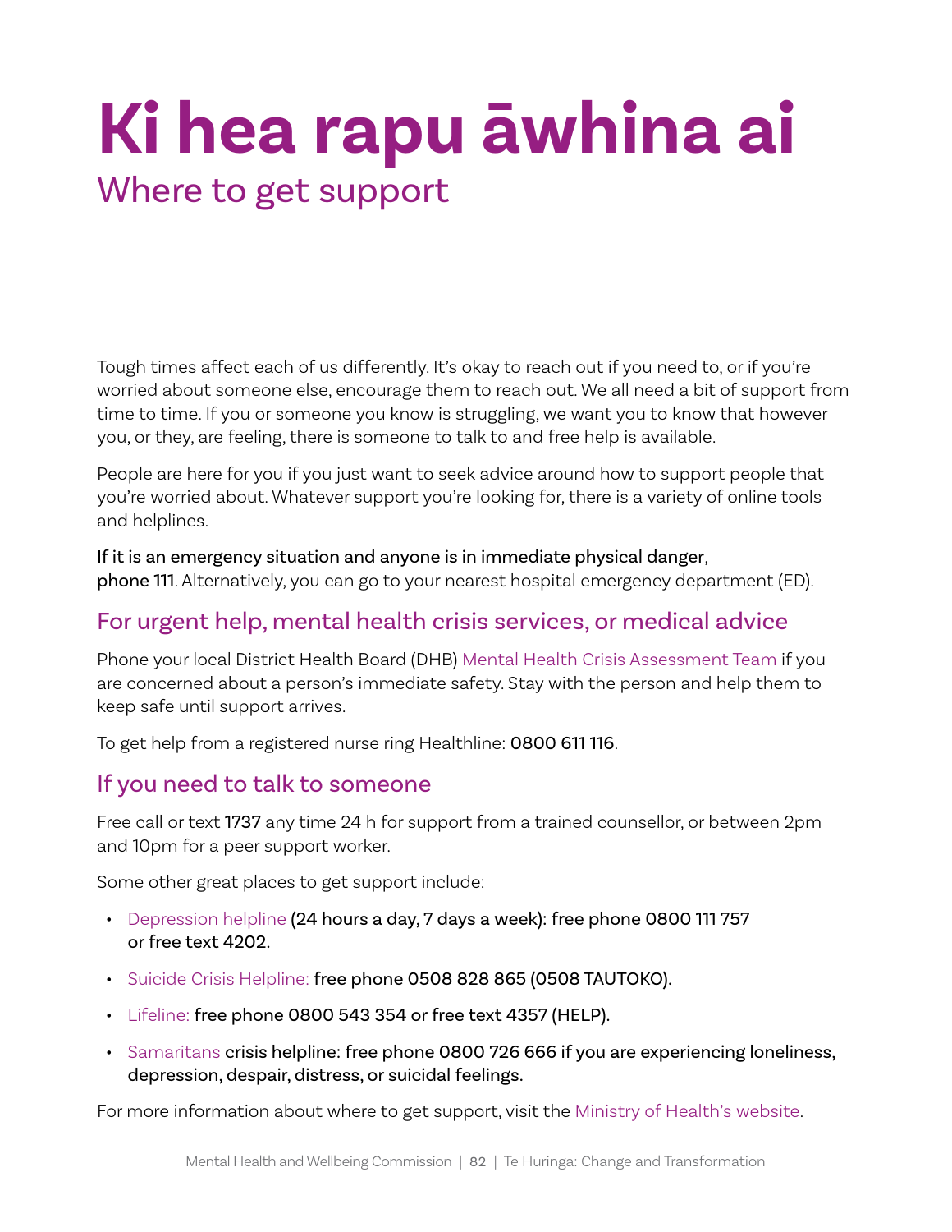# Ki hea rapu āwhina ai

## Where to get support

Tough times affect each of us differently. It's okay to reach out if you need to, or if you're worried about someone else, encourage them to reach out. We all need a bit of support from time to time. If you or someone you know is struggling, we want you to know that however you, or they, are feeling, there is someone to talk to and free help is available.

People are here for you if you just want to seek advice around how to support people that you're worried about. Whatever support you're looking for, there is a variety of online tools and helplines.

**If it is an emergency situation and anyone is in immediate physical danger**, **phone 111**. Alternatively, you can go to your nearest hospital emergency department (ED).

### For urgent help, mental health crisis services, or medical advice

Phone your local District Health Board (DHB) Mental Health Crisis Assessment Team if you are concerned about a person's immediate safety. Stay with the person and help them to keep safe until support arrives.

To get help from a registered nurse ring Healthline: **0800 611 116**.

### If you need to talk to someone

Free call or text **1737** any time 24 h for support from a trained counsellor, or between 2pm and 10pm for a peer support worker.

Some other great places to get support include:

- Depression helpline **(24 hours a day, 7 days a week): free phone 0800 111 757 or free text 4202.**
- Suicide Crisis Helpline: **free phone 0508 828 865 (0508 TAUTOKO).**
- Lifeline: **free phone 0800 543 354 or free text 4357 (HELP).**
- Samaritans **crisis helpline: free phone 0800 726 666 if you are experiencing loneliness, depression, despair, distress, or suicidal feelings.**

For more information about where to get support, visit the Ministry of Health's website.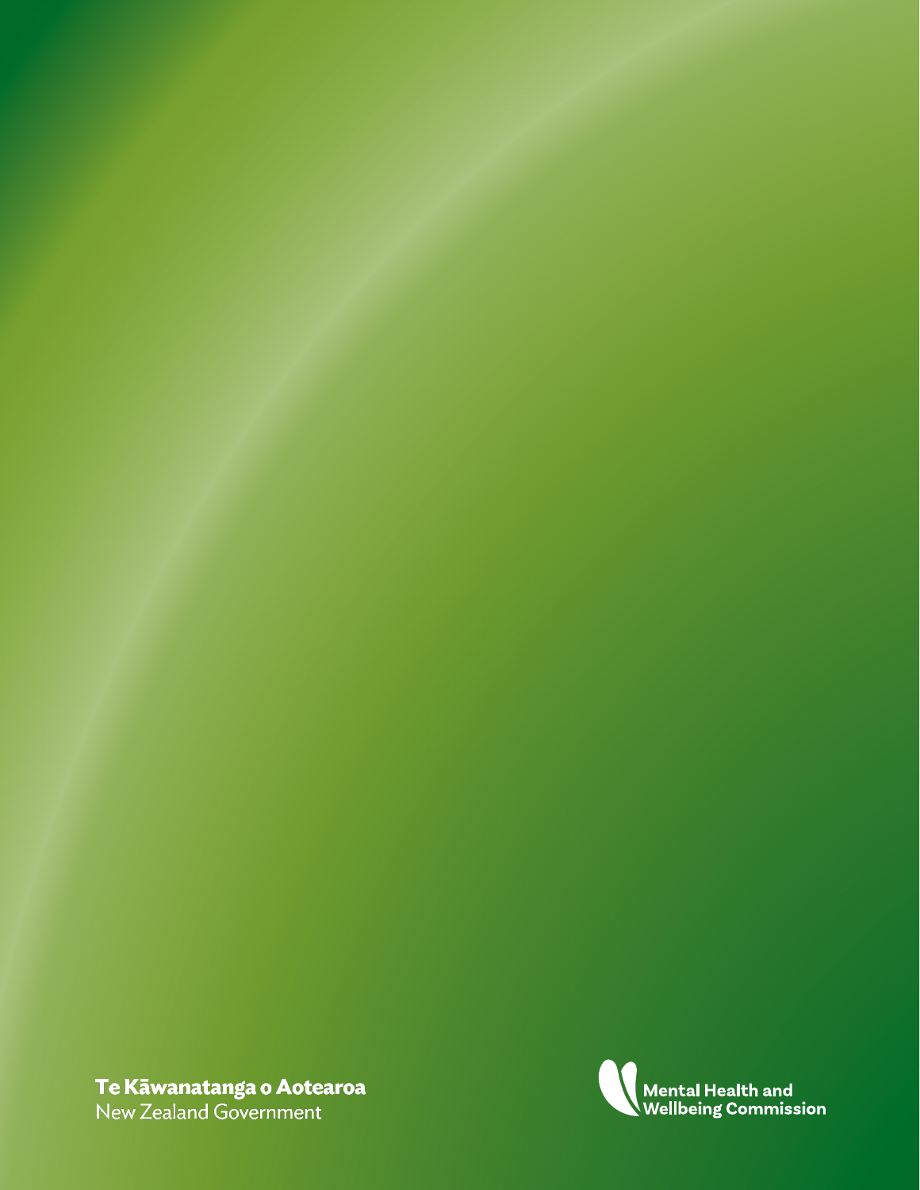Te Kāwanatanga o Aotearoa
New Zealand Government

Mental Health and Wellbeing Commission